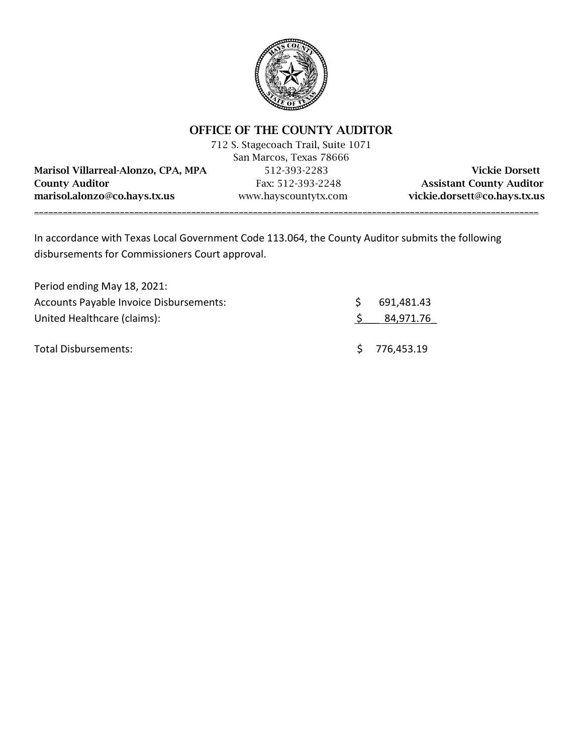# OFFICE OF THE COUNTY AUDITOR

712 S. Stagecoach Trail, Suite 1071
San Marcos, Texas 78666

| | | |
|---|---|---|
| **Marisol Villarreal-Alonzo, CPA, MPA** | 512-393-2283 | **Vickie Dorsett** |
| **County Auditor** | Fax: 512-393-2248 | **Assistant County Auditor** |
| **marisol.alonzo@co.hays.tx.us** | www.hayscountytx.com | **vickie.dorsett@co.hays.tx.us** |

---

In accordance with Texas Local Government Code 113.064, the County Auditor submits the following disbursements for Commissioners Court approval.

Period ending May 18, 2021:

| | |
|---|---|
| Accounts Payable Invoice Disbursements: | $ 691,481.43 |
| United Healthcare (claims): | $ 84,971.76 |
| Total Disbursements: | $ 776,453.19 |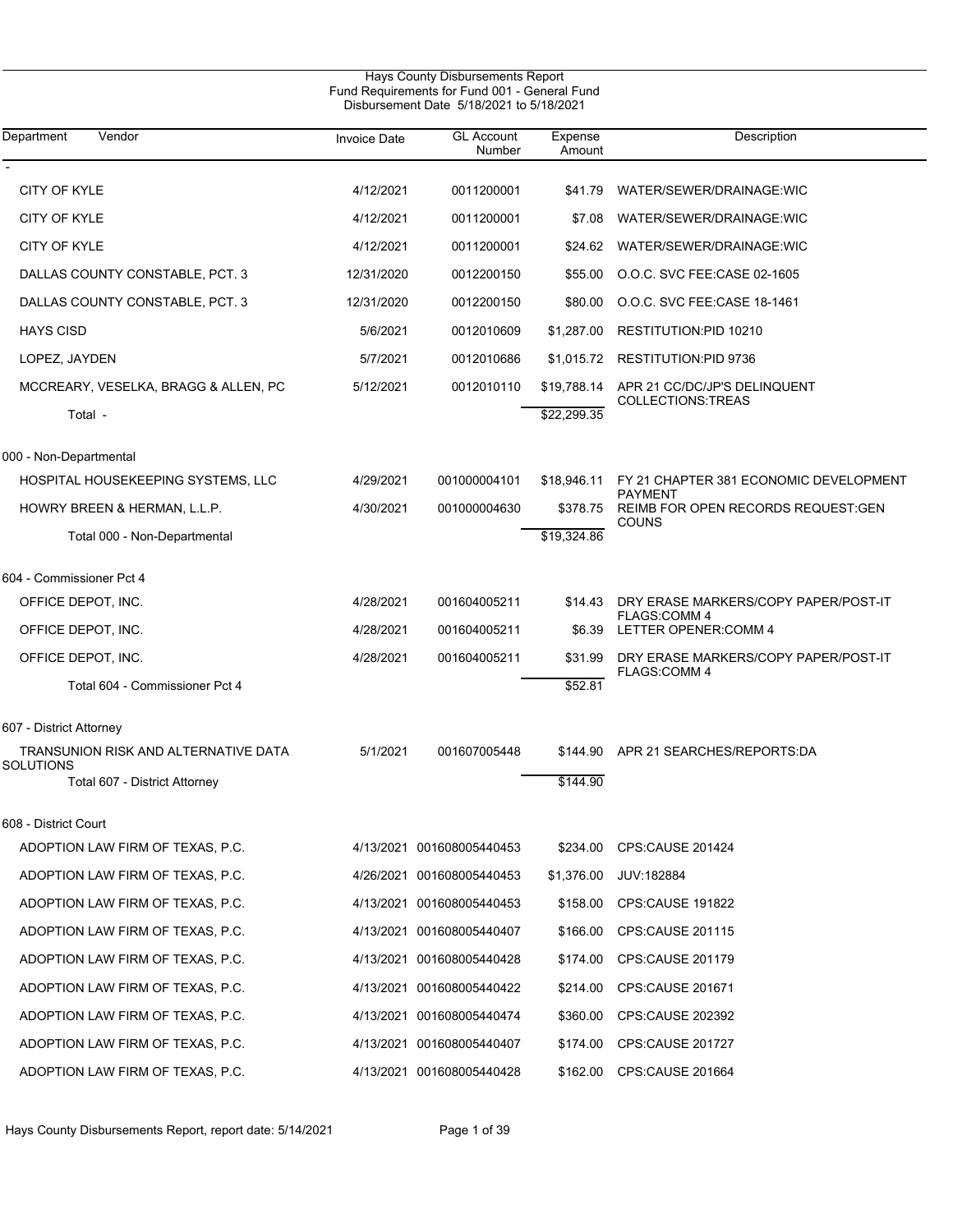# Hays County Disbursements Report

## Fund Requirements for Fund 001 - General Fund

### Disbursement Date 5/18/2021 to 5/18/2021

| Department | Vendor | Invoice Date | GL Account Number | Expense Amount | Description |
|---|---|---|---|---|---|
| - | | | | | |
| | CITY OF KYLE | 4/12/2021 | 0011200001 | $41.79 | WATER/SEWER/DRAINAGE:WIC |
| | CITY OF KYLE | 4/12/2021 | 0011200001 | $7.08 | WATER/SEWER/DRAINAGE:WIC |
| | CITY OF KYLE | 4/12/2021 | 0011200001 | $24.62 | WATER/SEWER/DRAINAGE:WIC |
| | DALLAS COUNTY CONSTABLE, PCT. 3 | 12/31/2020 | 0012200150 | $55.00 | O.O.C. SVC FEE:CASE 02-1605 |
| | DALLAS COUNTY CONSTABLE, PCT. 3 | 12/31/2020 | 0012200150 | $80.00 | O.O.C. SVC FEE:CASE 18-1461 |
| | HAYS CISD | 5/6/2021 | 0012010609 | $1,287.00 | RESTITUTION:PID 10210 |
| | LOPEZ, JAYDEN | 5/7/2021 | 0012010686 | $1,015.72 | RESTITUTION:PID 9736 |
| | MCCREARY, VESELKA, BRAGG & ALLEN, PC | 5/12/2021 | 0012010110 | $19,788.14 | APR 21 CC/DC/JP'S DELINQUENT COLLECTIONS:TREAS |
| | Total - | | | $22,299.35 | |
| 000 - Non-Departmental | | | | | |
| | HOSPITAL HOUSEKEEPING SYSTEMS, LLC | 4/29/2021 | 001000004101 | $18,946.11 | FY 21 CHAPTER 381 ECONOMIC DEVELOPMENT PAYMENT |
| | HOWRY BREEN & HERMAN, L.L.P. | 4/30/2021 | 001000004630 | $378.75 | REIMB FOR OPEN RECORDS REQUEST:GEN COUNS |
| | Total 000 - Non-Departmental | | | $19,324.86 | |
| 604 - Commissioner Pct 4 | | | | | |
| | OFFICE DEPOT, INC. | 4/28/2021 | 001604005211 | $14.43 | DRY ERASE MARKERS/COPY PAPER/POST-IT FLAGS:COMM 4 |
| | OFFICE DEPOT, INC. | 4/28/2021 | 001604005211 | $6.39 | LETTER OPENER:COMM 4 |
| | OFFICE DEPOT, INC. | 4/28/2021 | 001604005211 | $31.99 | DRY ERASE MARKERS/COPY PAPER/POST-IT FLAGS:COMM 4 |
| | Total 604 - Commissioner Pct 4 | | | $52.81 | |
| 607 - District Attorney | | | | | |
| | TRANSUNION RISK AND ALTERNATIVE DATA SOLUTIONS | 5/1/2021 | 001607005448 | $144.90 | APR 21 SEARCHES/REPORTS:DA |
| | Total 607 - District Attorney | | | $144.90 | |
| 608 - District Court | | | | | |
| | ADOPTION LAW FIRM OF TEXAS, P.C. | 4/13/2021 | 001608005440453 | $234.00 | CPS:CAUSE 201424 |
| | ADOPTION LAW FIRM OF TEXAS, P.C. | 4/26/2021 | 001608005440453 | $1,376.00 | JUV:182884 |
| | ADOPTION LAW FIRM OF TEXAS, P.C. | 4/13/2021 | 001608005440453 | $158.00 | CPS:CAUSE 191822 |
| | ADOPTION LAW FIRM OF TEXAS, P.C. | 4/13/2021 | 001608005440407 | $166.00 | CPS:CAUSE 201115 |
| | ADOPTION LAW FIRM OF TEXAS, P.C. | 4/13/2021 | 001608005440428 | $174.00 | CPS:CAUSE 201179 |
| | ADOPTION LAW FIRM OF TEXAS, P.C. | 4/13/2021 | 001608005440422 | $214.00 | CPS:CAUSE 201671 |
| | ADOPTION LAW FIRM OF TEXAS, P.C. | 4/13/2021 | 001608005440474 | $360.00 | CPS:CAUSE 202392 |
| | ADOPTION LAW FIRM OF TEXAS, P.C. | 4/13/2021 | 001608005440407 | $174.00 | CPS:CAUSE 201727 |
| | ADOPTION LAW FIRM OF TEXAS, P.C. | 4/13/2021 | 001608005440428 | $162.00 | CPS:CAUSE 201664 |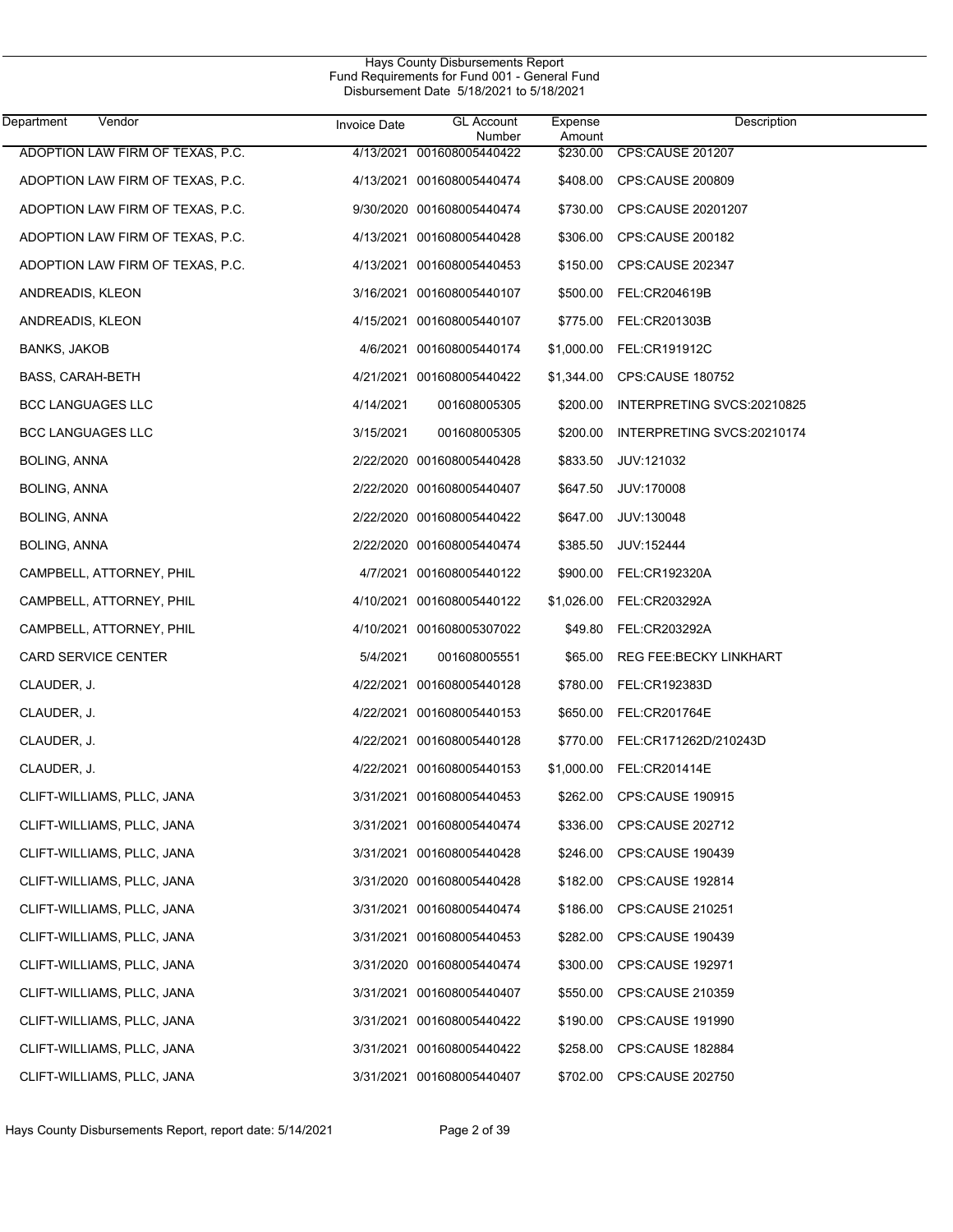Hays County Disbursements Report
Fund Requirements for Fund 001 - General Fund
Disbursement Date 5/18/2021 to 5/18/2021

| Department | Vendor | Invoice Date | GL Account Number | Expense Amount | Description |
|---|---|---|---|---|---|
| | ADOPTION LAW FIRM OF TEXAS, P.C. | 4/13/2021 | 001608005440422 | $230.00 | CPS:CAUSE 201207 |
| | ADOPTION LAW FIRM OF TEXAS, P.C. | 4/13/2021 | 001608005440474 | $408.00 | CPS:CAUSE 200809 |
| | ADOPTION LAW FIRM OF TEXAS, P.C. | 9/30/2020 | 001608005440474 | $730.00 | CPS:CAUSE 20201207 |
| | ADOPTION LAW FIRM OF TEXAS, P.C. | 4/13/2021 | 001608005440428 | $306.00 | CPS:CAUSE 200182 |
| | ADOPTION LAW FIRM OF TEXAS, P.C. | 4/13/2021 | 001608005440453 | $150.00 | CPS:CAUSE 202347 |
| | ANDREADIS, KLEON | 3/16/2021 | 001608005440107 | $500.00 | FEL:CR204619B |
| | ANDREADIS, KLEON | 4/15/2021 | 001608005440107 | $775.00 | FEL:CR201303B |
| | BANKS, JAKOB | 4/6/2021 | 001608005440174 | $1,000.00 | FEL:CR191912C |
| | BASS, CARAH-BETH | 4/21/2021 | 001608005440422 | $1,344.00 | CPS:CAUSE 180752 |
| | BCC LANGUAGES LLC | 4/14/2021 | 001608005305 | $200.00 | INTERPRETING SVCS:20210825 |
| | BCC LANGUAGES LLC | 3/15/2021 | 001608005305 | $200.00 | INTERPRETING SVCS:20210174 |
| | BOLING, ANNA | 2/22/2020 | 001608005440428 | $833.50 | JUV:121032 |
| | BOLING, ANNA | 2/22/2020 | 001608005440407 | $647.50 | JUV:170008 |
| | BOLING, ANNA | 2/22/2020 | 001608005440422 | $647.00 | JUV:130048 |
| | BOLING, ANNA | 2/22/2020 | 001608005440474 | $385.50 | JUV:152444 |
| | CAMPBELL, ATTORNEY, PHIL | 4/7/2021 | 001608005440122 | $900.00 | FEL:CR192320A |
| | CAMPBELL, ATTORNEY, PHIL | 4/10/2021 | 001608005440122 | $1,026.00 | FEL:CR203292A |
| | CAMPBELL, ATTORNEY, PHIL | 4/10/2021 | 001608005307022 | $49.80 | FEL:CR203292A |
| | CARD SERVICE CENTER | 5/4/2021 | 001608005551 | $65.00 | REG FEE:BECKY LINKHART |
| | CLAUDER, J. | 4/22/2021 | 001608005440128 | $780.00 | FEL:CR192383D |
| | CLAUDER, J. | 4/22/2021 | 001608005440153 | $650.00 | FEL:CR201764E |
| | CLAUDER, J. | 4/22/2021 | 001608005440128 | $770.00 | FEL:CR171262D/210243D |
| | CLAUDER, J. | 4/22/2021 | 001608005440153 | $1,000.00 | FEL:CR201414E |
| | CLIFT-WILLIAMS, PLLC, JANA | 3/31/2021 | 001608005440453 | $262.00 | CPS:CAUSE 190915 |
| | CLIFT-WILLIAMS, PLLC, JANA | 3/31/2021 | 001608005440474 | $336.00 | CPS:CAUSE 202712 |
| | CLIFT-WILLIAMS, PLLC, JANA | 3/31/2021 | 001608005440428 | $246.00 | CPS:CAUSE 190439 |
| | CLIFT-WILLIAMS, PLLC, JANA | 3/31/2020 | 001608005440428 | $182.00 | CPS:CAUSE 192814 |
| | CLIFT-WILLIAMS, PLLC, JANA | 3/31/2021 | 001608005440474 | $186.00 | CPS:CAUSE 210251 |
| | CLIFT-WILLIAMS, PLLC, JANA | 3/31/2021 | 001608005440453 | $282.00 | CPS:CAUSE 190439 |
| | CLIFT-WILLIAMS, PLLC, JANA | 3/31/2020 | 001608005440474 | $300.00 | CPS:CAUSE 192971 |
| | CLIFT-WILLIAMS, PLLC, JANA | 3/31/2021 | 001608005440407 | $550.00 | CPS:CAUSE 210359 |
| | CLIFT-WILLIAMS, PLLC, JANA | 3/31/2021 | 001608005440422 | $190.00 | CPS:CAUSE 191990 |
| | CLIFT-WILLIAMS, PLLC, JANA | 3/31/2021 | 001608005440422 | $258.00 | CPS:CAUSE 182884 |
| | CLIFT-WILLIAMS, PLLC, JANA | 3/31/2021 | 001608005440407 | $702.00 | CPS:CAUSE 202750 |

Hays County Disbursements Report, report date: 5/14/2021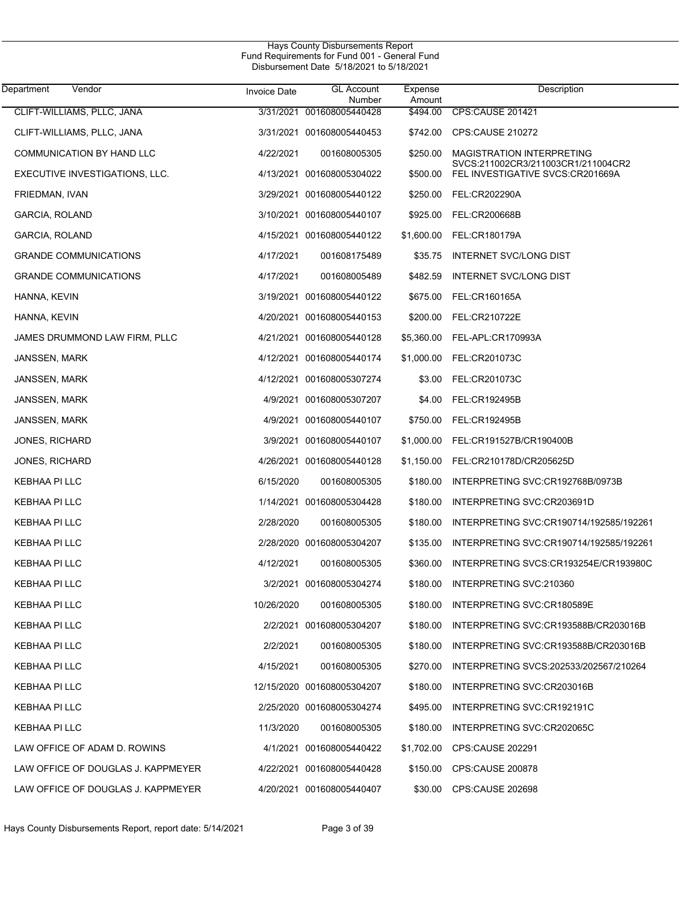Hays County Disbursements Report
Fund Requirements for Fund 001 - General Fund
Disbursement Date 5/18/2021 to 5/18/2021

| Department Vendor | Invoice Date | GL Account Number | Expense Amount | Description |
|---|---|---|---|---|
| CLIFT-WILLIAMS, PLLC, JANA | 3/31/2021 | 001608005440428 | $494.00 | CPS:CAUSE 201421 |
| CLIFT-WILLIAMS, PLLC, JANA | 3/31/2021 | 001608005440453 | $742.00 | CPS:CAUSE 210272 |
| COMMUNICATION BY HAND LLC | 4/22/2021 | 001608005305 | $250.00 | MAGISTRATION INTERPRETING SVCS:211002CR3/211003CR1/211004CR2 |
| EXECUTIVE INVESTIGATIONS, LLC. | 4/13/2021 | 001608005304022 | $500.00 | FEL INVESTIGATIVE SVCS:CR201669A |
| FRIEDMAN, IVAN | 3/29/2021 | 001608005440122 | $250.00 | FEL:CR202290A |
| GARCIA, ROLAND | 3/10/2021 | 001608005440107 | $925.00 | FEL:CR200668B |
| GARCIA, ROLAND | 4/15/2021 | 001608005440122 | $1,600.00 | FEL:CR180179A |
| GRANDE COMMUNICATIONS | 4/17/2021 | 001608175489 | $35.75 | INTERNET SVC/LONG DIST |
| GRANDE COMMUNICATIONS | 4/17/2021 | 001608005489 | $482.59 | INTERNET SVC/LONG DIST |
| HANNA, KEVIN | 3/19/2021 | 001608005440122 | $675.00 | FEL:CR160165A |
| HANNA, KEVIN | 4/20/2021 | 001608005440153 | $200.00 | FEL:CR210722E |
| JAMES DRUMMOND LAW FIRM, PLLC | 4/21/2021 | 001608005440128 | $5,360.00 | FEL-APL:CR170993A |
| JANSSEN, MARK | 4/12/2021 | 001608005440174 | $1,000.00 | FEL:CR201073C |
| JANSSEN, MARK | 4/12/2021 | 001608005307274 | $3.00 | FEL:CR201073C |
| JANSSEN, MARK | 4/9/2021 | 001608005307207 | $4.00 | FEL:CR192495B |
| JANSSEN, MARK | 4/9/2021 | 001608005440107 | $750.00 | FEL:CR192495B |
| JONES, RICHARD | 3/9/2021 | 001608005440107 | $1,000.00 | FEL:CR191527B/CR190400B |
| JONES, RICHARD | 4/26/2021 | 001608005440128 | $1,150.00 | FEL:CR210178D/CR205625D |
| KEBHAA PI LLC | 6/15/2020 | 001608005305 | $180.00 | INTERPRETING SVC:CR192768B/0973B |
| KEBHAA PI LLC | 1/14/2021 | 001608005304428 | $180.00 | INTERPRETING SVC:CR203691D |
| KEBHAA PI LLC | 2/28/2020 | 001608005305 | $180.00 | INTERPRETING SVC:CR190714/192585/192261 |
| KEBHAA PI LLC | 2/28/2020 | 001608005304207 | $135.00 | INTERPRETING SVC:CR190714/192585/192261 |
| KEBHAA PI LLC | 4/12/2021 | 001608005305 | $360.00 | INTERPRETING SVCS:CR193254E/CR193980C |
| KEBHAA PI LLC | 3/2/2021 | 001608005304274 | $180.00 | INTERPRETING SVC:210360 |
| KEBHAA PI LLC | 10/26/2020 | 001608005305 | $180.00 | INTERPRETING SVC:CR180589E |
| KEBHAA PI LLC | 2/2/2021 | 001608005304207 | $180.00 | INTERPRETING SVC:CR193588B/CR203016B |
| KEBHAA PI LLC | 2/2/2021 | 001608005305 | $180.00 | INTERPRETING SVC:CR193588B/CR203016B |
| KEBHAA PI LLC | 4/15/2021 | 001608005305 | $270.00 | INTERPRETING SVCS:202533/202567/210264 |
| KEBHAA PI LLC | 12/15/2020 | 001608005304207 | $180.00 | INTERPRETING SVC:CR203016B |
| KEBHAA PI LLC | 2/25/2020 | 001608005304274 | $495.00 | INTERPRETING SVC:CR192191C |
| KEBHAA PI LLC | 11/3/2020 | 001608005305 | $180.00 | INTERPRETING SVC:CR202065C |
| LAW OFFICE OF ADAM D. ROWINS | 4/1/2021 | 001608005440422 | $1,702.00 | CPS:CAUSE 202291 |
| LAW OFFICE OF DOUGLAS J. KAPPMEYER | 4/22/2021 | 001608005440428 | $150.00 | CPS:CAUSE 200878 |
| LAW OFFICE OF DOUGLAS J. KAPPMEYER | 4/20/2021 | 001608005440407 | $30.00 | CPS:CAUSE 202698 |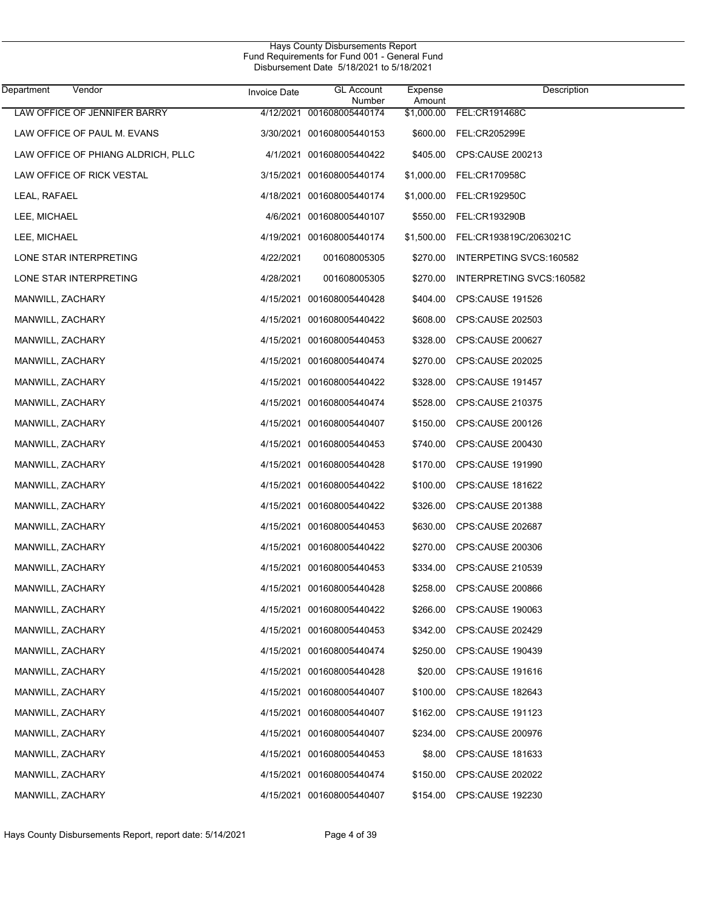Hays County Disbursements Report
Fund Requirements for Fund 001 - General Fund
Disbursement Date 5/18/2021 to 5/18/2021

| Department | Vendor | Invoice Date | GL Account Number | Expense Amount | Description |
|---|---|---|---|---|---|
| | LAW OFFICE OF JENNIFER BARRY | 4/12/2021 | 001608005440174 | $1,000.00 | FEL:CR191468C |
| | LAW OFFICE OF PAUL M. EVANS | 3/30/2021 | 001608005440153 | $600.00 | FEL:CR205299E |
| | LAW OFFICE OF PHIANG ALDRICH, PLLC | 4/1/2021 | 001608005440422 | $405.00 | CPS:CAUSE 200213 |
| | LAW OFFICE OF RICK VESTAL | 3/15/2021 | 001608005440174 | $1,000.00 | FEL:CR170958C |
| | LEAL, RAFAEL | 4/18/2021 | 001608005440174 | $1,000.00 | FEL:CR192950C |
| | LEE, MICHAEL | 4/6/2021 | 001608005440107 | $550.00 | FEL:CR193290B |
| | LEE, MICHAEL | 4/19/2021 | 001608005440174 | $1,500.00 | FEL:CR193819C/2063021C |
| | LONE STAR INTERPRETING | 4/22/2021 | 001608005305 | $270.00 | INTERPETING SVCS:160582 |
| | LONE STAR INTERPRETING | 4/28/2021 | 001608005305 | $270.00 | INTERPRETING SVCS:160582 |
| | MANWILL, ZACHARY | 4/15/2021 | 001608005440428 | $404.00 | CPS:CAUSE 191526 |
| | MANWILL, ZACHARY | 4/15/2021 | 001608005440422 | $608.00 | CPS:CAUSE 202503 |
| | MANWILL, ZACHARY | 4/15/2021 | 001608005440453 | $328.00 | CPS:CAUSE 200627 |
| | MANWILL, ZACHARY | 4/15/2021 | 001608005440474 | $270.00 | CPS:CAUSE 202025 |
| | MANWILL, ZACHARY | 4/15/2021 | 001608005440422 | $328.00 | CPS:CAUSE 191457 |
| | MANWILL, ZACHARY | 4/15/2021 | 001608005440474 | $528.00 | CPS:CAUSE 210375 |
| | MANWILL, ZACHARY | 4/15/2021 | 001608005440407 | $150.00 | CPS:CAUSE 200126 |
| | MANWILL, ZACHARY | 4/15/2021 | 001608005440453 | $740.00 | CPS:CAUSE 200430 |
| | MANWILL, ZACHARY | 4/15/2021 | 001608005440428 | $170.00 | CPS:CAUSE 191990 |
| | MANWILL, ZACHARY | 4/15/2021 | 001608005440422 | $100.00 | CPS:CAUSE 181622 |
| | MANWILL, ZACHARY | 4/15/2021 | 001608005440422 | $326.00 | CPS:CAUSE 201388 |
| | MANWILL, ZACHARY | 4/15/2021 | 001608005440453 | $630.00 | CPS:CAUSE 202687 |
| | MANWILL, ZACHARY | 4/15/2021 | 001608005440422 | $270.00 | CPS:CAUSE 200306 |
| | MANWILL, ZACHARY | 4/15/2021 | 001608005440453 | $334.00 | CPS:CAUSE 210539 |
| | MANWILL, ZACHARY | 4/15/2021 | 001608005440428 | $258.00 | CPS:CAUSE 200866 |
| | MANWILL, ZACHARY | 4/15/2021 | 001608005440422 | $266.00 | CPS:CAUSE 190063 |
| | MANWILL, ZACHARY | 4/15/2021 | 001608005440453 | $342.00 | CPS:CAUSE 202429 |
| | MANWILL, ZACHARY | 4/15/2021 | 001608005440474 | $250.00 | CPS:CAUSE 190439 |
| | MANWILL, ZACHARY | 4/15/2021 | 001608005440428 | $20.00 | CPS:CAUSE 191616 |
| | MANWILL, ZACHARY | 4/15/2021 | 001608005440407 | $100.00 | CPS:CAUSE 182643 |
| | MANWILL, ZACHARY | 4/15/2021 | 001608005440407 | $162.00 | CPS:CAUSE 191123 |
| | MANWILL, ZACHARY | 4/15/2021 | 001608005440407 | $234.00 | CPS:CAUSE 200976 |
| | MANWILL, ZACHARY | 4/15/2021 | 001608005440453 | $8.00 | CPS:CAUSE 181633 |
| | MANWILL, ZACHARY | 4/15/2021 | 001608005440474 | $150.00 | CPS:CAUSE 202022 |
| | MANWILL, ZACHARY | 4/15/2021 | 001608005440407 | $154.00 | CPS:CAUSE 192230 |

Hays County Disbursements Report, report date: 5/14/2021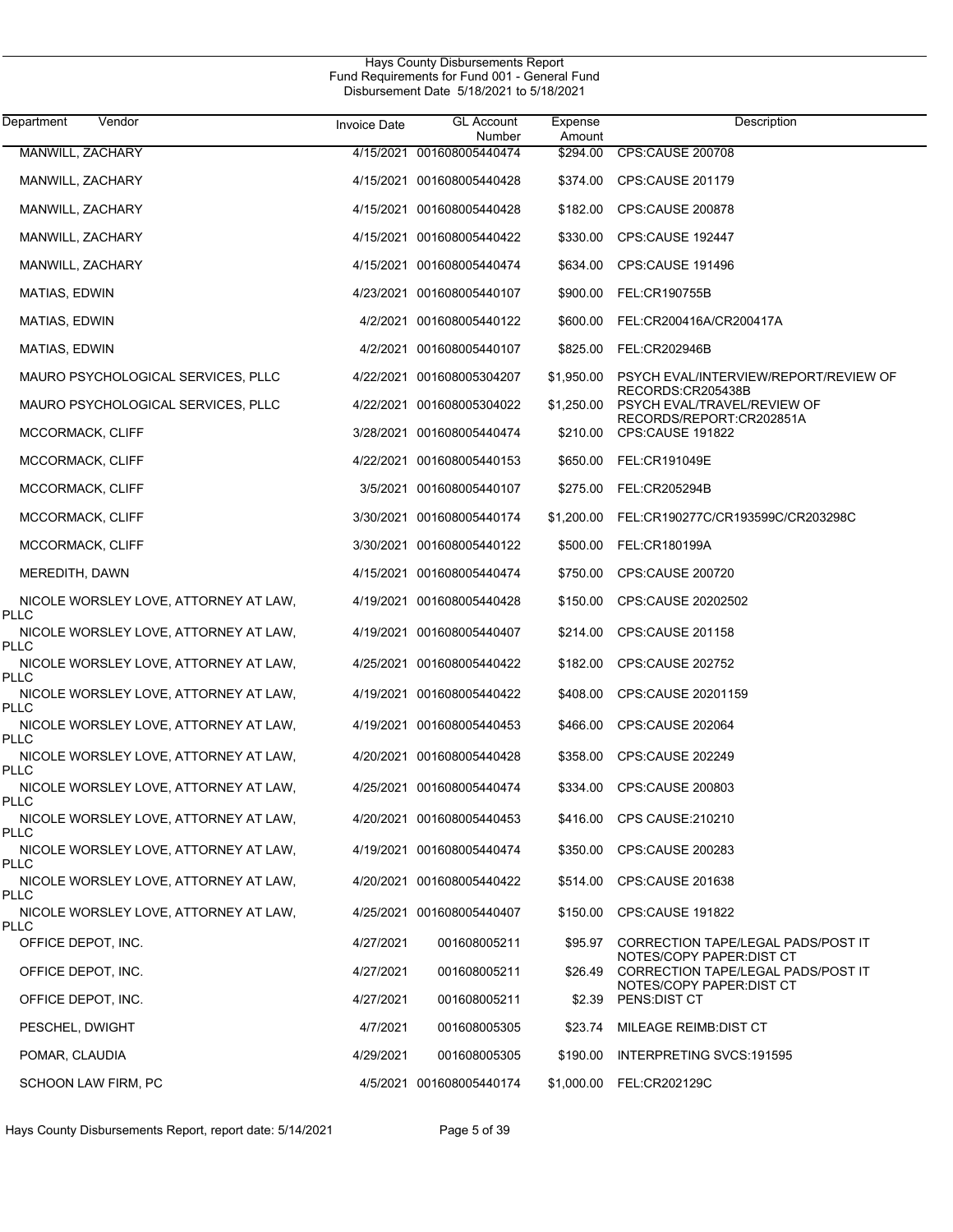Hays County Disbursements Report
Fund Requirements for Fund 001 - General Fund
Disbursement Date 5/18/2021 to 5/18/2021

| Department Vendor | Invoice Date | GL Account Number | Expense Amount | Description |
|---|---|---|---|---|
| MANWILL, ZACHARY | 4/15/2021 | 001608005440474 | $294.00 | CPS:CAUSE 200708 |
| MANWILL, ZACHARY | 4/15/2021 | 001608005440428 | $374.00 | CPS:CAUSE 201179 |
| MANWILL, ZACHARY | 4/15/2021 | 001608005440428 | $182.00 | CPS:CAUSE 200878 |
| MANWILL, ZACHARY | 4/15/2021 | 001608005440422 | $330.00 | CPS:CAUSE 192447 |
| MANWILL, ZACHARY | 4/15/2021 | 001608005440474 | $634.00 | CPS:CAUSE 191496 |
| MATIAS, EDWIN | 4/23/2021 | 001608005440107 | $900.00 | FEL:CR190755B |
| MATIAS, EDWIN | 4/2/2021 | 001608005440122 | $600.00 | FEL:CR200416A/CR200417A |
| MATIAS, EDWIN | 4/2/2021 | 001608005440107 | $825.00 | FEL:CR202946B |
| MAURO PSYCHOLOGICAL SERVICES, PLLC | 4/22/2021 | 001608005304207 | $1,950.00 | PSYCH EVAL/INTERVIEW/REPORT/REVIEW OF RECORDS:CR205438B |
| MAURO PSYCHOLOGICAL SERVICES, PLLC | 4/22/2021 | 001608005304022 | $1,250.00 | PSYCH EVAL/TRAVEL/REVIEW OF RECORDS/REPORT:CR202851A |
| MCCORMACK, CLIFF | 3/28/2021 | 001608005440474 | $210.00 | CPS:CAUSE 191822 |
| MCCORMACK, CLIFF | 4/22/2021 | 001608005440153 | $650.00 | FEL:CR191049E |
| MCCORMACK, CLIFF | 3/5/2021 | 001608005440107 | $275.00 | FEL:CR205294B |
| MCCORMACK, CLIFF | 3/30/2021 | 001608005440174 | $1,200.00 | FEL:CR190277C/CR193599C/CR203298C |
| MCCORMACK, CLIFF | 3/30/2021 | 001608005440122 | $500.00 | FEL:CR180199A |
| MEREDITH, DAWN | 4/15/2021 | 001608005440474 | $750.00 | CPS:CAUSE 200720 |
| NICOLE WORSLEY LOVE, ATTORNEY AT LAW, PLLC | 4/19/2021 | 001608005440428 | $150.00 | CPS:CAUSE 20202502 |
| NICOLE WORSLEY LOVE, ATTORNEY AT LAW, PLLC | 4/19/2021 | 001608005440407 | $214.00 | CPS:CAUSE 201158 |
| NICOLE WORSLEY LOVE, ATTORNEY AT LAW, PLLC | 4/25/2021 | 001608005440422 | $182.00 | CPS:CAUSE 202752 |
| NICOLE WORSLEY LOVE, ATTORNEY AT LAW, PLLC | 4/19/2021 | 001608005440422 | $408.00 | CPS:CAUSE 20201159 |
| NICOLE WORSLEY LOVE, ATTORNEY AT LAW, PLLC | 4/19/2021 | 001608005440453 | $466.00 | CPS:CAUSE 202064 |
| NICOLE WORSLEY LOVE, ATTORNEY AT LAW, PLLC | 4/20/2021 | 001608005440428 | $358.00 | CPS:CAUSE 202249 |
| NICOLE WORSLEY LOVE, ATTORNEY AT LAW, PLLC | 4/25/2021 | 001608005440474 | $334.00 | CPS:CAUSE 200803 |
| NICOLE WORSLEY LOVE, ATTORNEY AT LAW, PLLC | 4/20/2021 | 001608005440453 | $416.00 | CPS CAUSE:210210 |
| NICOLE WORSLEY LOVE, ATTORNEY AT LAW, PLLC | 4/19/2021 | 001608005440474 | $350.00 | CPS:CAUSE 200283 |
| NICOLE WORSLEY LOVE, ATTORNEY AT LAW, PLLC | 4/20/2021 | 001608005440422 | $514.00 | CPS:CAUSE 201638 |
| NICOLE WORSLEY LOVE, ATTORNEY AT LAW, PLLC | 4/25/2021 | 001608005440407 | $150.00 | CPS:CAUSE 191822 |
| OFFICE DEPOT, INC. | 4/27/2021 | 001608005211 | $95.97 | CORRECTION TAPE/LEGAL PADS/POST IT NOTES/COPY PAPER:DIST CT |
| OFFICE DEPOT, INC. | 4/27/2021 | 001608005211 | $26.49 | CORRECTION TAPE/LEGAL PADS/POST IT NOTES/COPY PAPER:DIST CT |
| OFFICE DEPOT, INC. | 4/27/2021 | 001608005211 | $2.39 | PENS:DIST CT |
| PESCHEL, DWIGHT | 4/7/2021 | 001608005305 | $23.74 | MILEAGE REIMB:DIST CT |
| POMAR, CLAUDIA | 4/29/2021 | 001608005305 | $190.00 | INTERPRETING SVCS:191595 |
| SCHOON LAW FIRM, PC | 4/5/2021 | 001608005440174 | $1,000.00 | FEL:CR202129C |

Hays County Disbursements Report, report date: 5/14/2021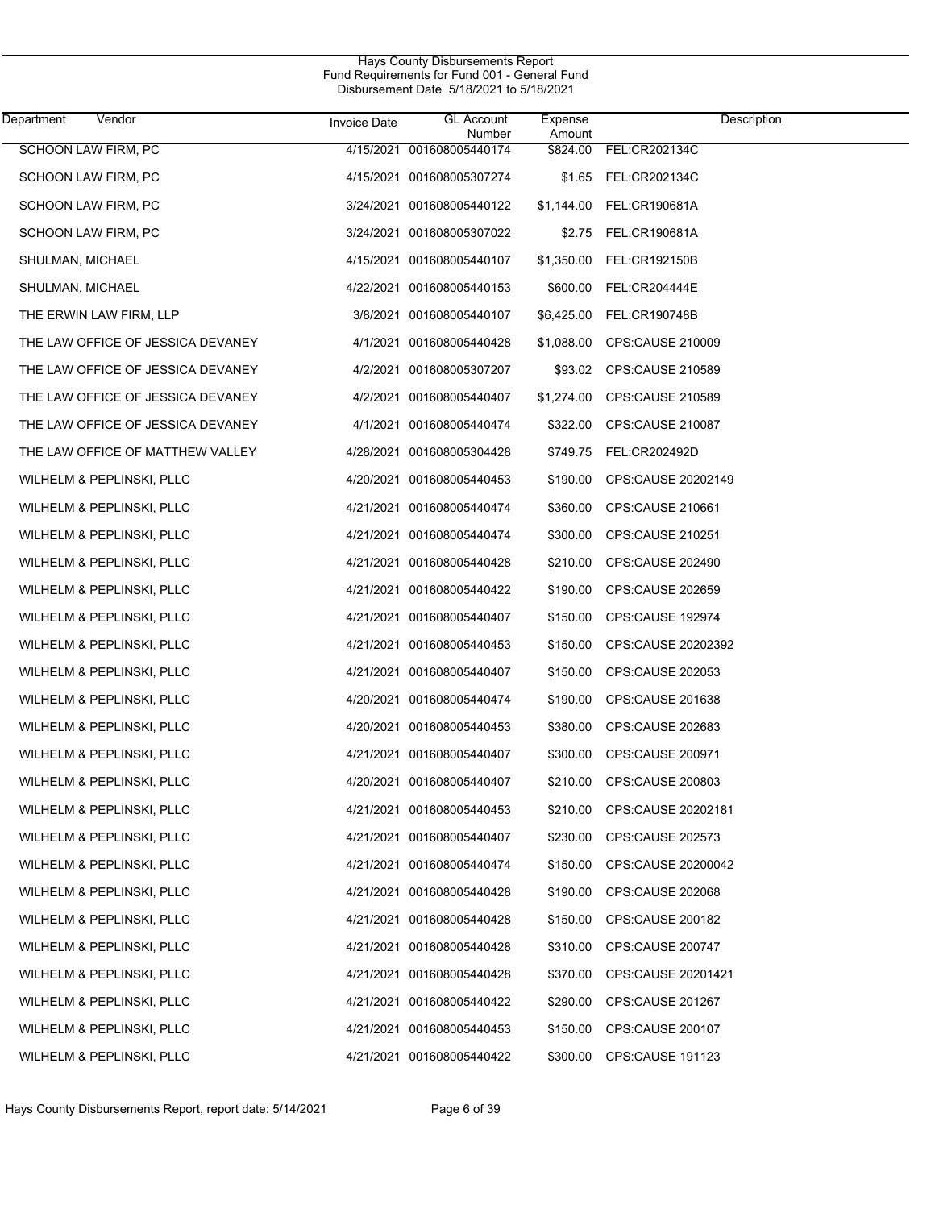Hays County Disbursements Report
Fund Requirements for Fund 001 - General Fund
Disbursement Date 5/18/2021 to 5/18/2021

| Department | Vendor | Invoice Date | GL Account Number | Expense Amount | Description |
|---|---|---|---|---|---|
| | SCHOON LAW FIRM, PC | 4/15/2021 | 001608005440174 | $824.00 | FEL:CR202134C |
| | SCHOON LAW FIRM, PC | 4/15/2021 | 001608005307274 | $1.65 | FEL:CR202134C |
| | SCHOON LAW FIRM, PC | 3/24/2021 | 001608005440122 | $1,144.00 | FEL:CR190681A |
| | SCHOON LAW FIRM, PC | 3/24/2021 | 001608005307022 | $2.75 | FEL:CR190681A |
| | SHULMAN, MICHAEL | 4/15/2021 | 001608005440107 | $1,350.00 | FEL:CR192150B |
| | SHULMAN, MICHAEL | 4/22/2021 | 001608005440153 | $600.00 | FEL:CR204444E |
| | THE ERWIN LAW FIRM, LLP | 3/8/2021 | 001608005440107 | $6,425.00 | FEL:CR190748B |
| | THE LAW OFFICE OF JESSICA DEVANEY | 4/1/2021 | 001608005440428 | $1,088.00 | CPS:CAUSE 210009 |
| | THE LAW OFFICE OF JESSICA DEVANEY | 4/2/2021 | 001608005307207 | $93.02 | CPS:CAUSE 210589 |
| | THE LAW OFFICE OF JESSICA DEVANEY | 4/2/2021 | 001608005440407 | $1,274.00 | CPS:CAUSE 210589 |
| | THE LAW OFFICE OF JESSICA DEVANEY | 4/1/2021 | 001608005440474 | $322.00 | CPS:CAUSE 210087 |
| | THE LAW OFFICE OF MATTHEW VALLEY | 4/28/2021 | 001608005304428 | $749.75 | FEL:CR202492D |
| | WILHELM & PEPLINSKI, PLLC | 4/20/2021 | 001608005440453 | $190.00 | CPS:CAUSE 20202149 |
| | WILHELM & PEPLINSKI, PLLC | 4/21/2021 | 001608005440474 | $360.00 | CPS:CAUSE 210661 |
| | WILHELM & PEPLINSKI, PLLC | 4/21/2021 | 001608005440474 | $300.00 | CPS:CAUSE 210251 |
| | WILHELM & PEPLINSKI, PLLC | 4/21/2021 | 001608005440428 | $210.00 | CPS:CAUSE 202490 |
| | WILHELM & PEPLINSKI, PLLC | 4/21/2021 | 001608005440422 | $190.00 | CPS:CAUSE 202659 |
| | WILHELM & PEPLINSKI, PLLC | 4/21/2021 | 001608005440407 | $150.00 | CPS:CAUSE 192974 |
| | WILHELM & PEPLINSKI, PLLC | 4/21/2021 | 001608005440453 | $150.00 | CPS:CAUSE 20202392 |
| | WILHELM & PEPLINSKI, PLLC | 4/21/2021 | 001608005440407 | $150.00 | CPS:CAUSE 202053 |
| | WILHELM & PEPLINSKI, PLLC | 4/20/2021 | 001608005440474 | $190.00 | CPS:CAUSE 201638 |
| | WILHELM & PEPLINSKI, PLLC | 4/20/2021 | 001608005440453 | $380.00 | CPS:CAUSE 202683 |
| | WILHELM & PEPLINSKI, PLLC | 4/21/2021 | 001608005440407 | $300.00 | CPS:CAUSE 200971 |
| | WILHELM & PEPLINSKI, PLLC | 4/20/2021 | 001608005440407 | $210.00 | CPS:CAUSE 200803 |
| | WILHELM & PEPLINSKI, PLLC | 4/21/2021 | 001608005440453 | $210.00 | CPS:CAUSE 20202181 |
| | WILHELM & PEPLINSKI, PLLC | 4/21/2021 | 001608005440407 | $230.00 | CPS:CAUSE 202573 |
| | WILHELM & PEPLINSKI, PLLC | 4/21/2021 | 001608005440474 | $150.00 | CPS:CAUSE 20200042 |
| | WILHELM & PEPLINSKI, PLLC | 4/21/2021 | 001608005440428 | $190.00 | CPS:CAUSE 202068 |
| | WILHELM & PEPLINSKI, PLLC | 4/21/2021 | 001608005440428 | $150.00 | CPS:CAUSE 200182 |
| | WILHELM & PEPLINSKI, PLLC | 4/21/2021 | 001608005440428 | $310.00 | CPS:CAUSE 200747 |
| | WILHELM & PEPLINSKI, PLLC | 4/21/2021 | 001608005440428 | $370.00 | CPS:CAUSE 20201421 |
| | WILHELM & PEPLINSKI, PLLC | 4/21/2021 | 001608005440422 | $290.00 | CPS:CAUSE 201267 |
| | WILHELM & PEPLINSKI, PLLC | 4/21/2021 | 001608005440453 | $150.00 | CPS:CAUSE 200107 |
| | WILHELM & PEPLINSKI, PLLC | 4/21/2021 | 001608005440422 | $300.00 | CPS:CAUSE 191123 |

Hays County Disbursements Report, report date: 5/14/2021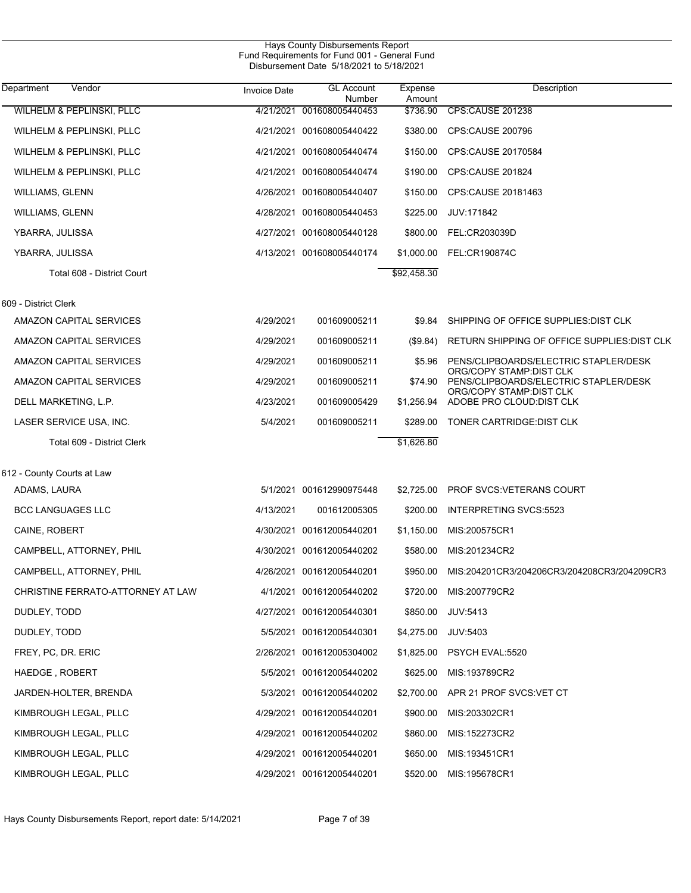Hays County Disbursements Report
Fund Requirements for Fund 001 - General Fund
Disbursement Date 5/18/2021 to 5/18/2021

| Department | Vendor | Invoice Date | GL Account Number | Expense Amount | Description |
|---|---|---|---|---|---|
| | WILHELM & PEPLINSKI, PLLC | 4/21/2021 | 001608005440453 | $736.90 | CPS:CAUSE 201238 |
| | WILHELM & PEPLINSKI, PLLC | 4/21/2021 | 001608005440422 | $380.00 | CPS:CAUSE 200796 |
| | WILHELM & PEPLINSKI, PLLC | 4/21/2021 | 001608005440474 | $150.00 | CPS:CAUSE 20170584 |
| | WILHELM & PEPLINSKI, PLLC | 4/21/2021 | 001608005440474 | $190.00 | CPS:CAUSE 201824 |
| | WILLIAMS, GLENN | 4/26/2021 | 001608005440407 | $150.00 | CPS:CAUSE 20181463 |
| | WILLIAMS, GLENN | 4/28/2021 | 001608005440453 | $225.00 | JUV:171842 |
| | YBARRA, JULISSA | 4/27/2021 | 001608005440128 | $800.00 | FEL:CR203039D |
| | YBARRA, JULISSA | 4/13/2021 | 001608005440174 | $1,000.00 | FEL:CR190874C |
| | Total 608 - District Court | | | $92,458.30 | |
| 609 - District Clerk | | | | | |
| | AMAZON CAPITAL SERVICES | 4/29/2021 | 001609005211 | $9.84 | SHIPPING OF OFFICE SUPPLIES:DIST CLK |
| | AMAZON CAPITAL SERVICES | 4/29/2021 | 001609005211 | ($9.84) | RETURN SHIPPING OF OFFICE SUPPLIES:DIST CLK |
| | AMAZON CAPITAL SERVICES | 4/29/2021 | 001609005211 | $5.96 | PENS/CLIPBOARDS/ELECTRIC STAPLER/DESK ORG/COPY STAMP:DIST CLK |
| | AMAZON CAPITAL SERVICES | 4/29/2021 | 001609005211 | $74.90 | PENS/CLIPBOARDS/ELECTRIC STAPLER/DESK ORG/COPY STAMP:DIST CLK |
| | DELL MARKETING, L.P. | 4/23/2021 | 001609005429 | $1,256.94 | ADOBE PRO CLOUD:DIST CLK |
| | LASER SERVICE USA, INC. | 5/4/2021 | 001609005211 | $289.00 | TONER CARTRIDGE:DIST CLK |
| | Total 609 - District Clerk | | | $1,626.80 | |
| 612 - County Courts at Law | | | | | |
| | ADAMS, LAURA | 5/1/2021 | 001612990975448 | $2,725.00 | PROF SVCS:VETERANS COURT |
| | BCC LANGUAGES LLC | 4/13/2021 | 001612005305 | $200.00 | INTERPRETING SVCS:5523 |
| | CAINE, ROBERT | 4/30/2021 | 001612005440201 | $1,150.00 | MIS:200575CR1 |
| | CAMPBELL, ATTORNEY, PHIL | 4/30/2021 | 001612005440202 | $580.00 | MIS:201234CR2 |
| | CAMPBELL, ATTORNEY, PHIL | 4/26/2021 | 001612005440201 | $950.00 | MIS:204201CR3/204206CR3/204208CR3/204209CR3 |
| | CHRISTINE FERRATO-ATTORNEY AT LAW | 4/1/2021 | 001612005440202 | $720.00 | MIS:200779CR2 |
| | DUDLEY, TODD | 4/27/2021 | 001612005440301 | $850.00 | JUV:5413 |
| | DUDLEY, TODD | 5/5/2021 | 001612005440301 | $4,275.00 | JUV:5403 |
| | FREY, PC, DR. ERIC | 2/26/2021 | 001612005304002 | $1,825.00 | PSYCH EVAL:5520 |
| | HAEDGE , ROBERT | 5/5/2021 | 001612005440202 | $625.00 | MIS:193789CR2 |
| | JARDEN-HOLTER, BRENDA | 5/3/2021 | 001612005440202 | $2,700.00 | APR 21 PROF SVCS:VET CT |
| | KIMBROUGH LEGAL, PLLC | 4/29/2021 | 001612005440201 | $900.00 | MIS:203302CR1 |
| | KIMBROUGH LEGAL, PLLC | 4/29/2021 | 001612005440202 | $860.00 | MIS:152273CR2 |
| | KIMBROUGH LEGAL, PLLC | 4/29/2021 | 001612005440201 | $650.00 | MIS:193451CR1 |
| | KIMBROUGH LEGAL, PLLC | 4/29/2021 | 001612005440201 | $520.00 | MIS:195678CR1 |

Hays County Disbursements Report, report date: 5/14/2021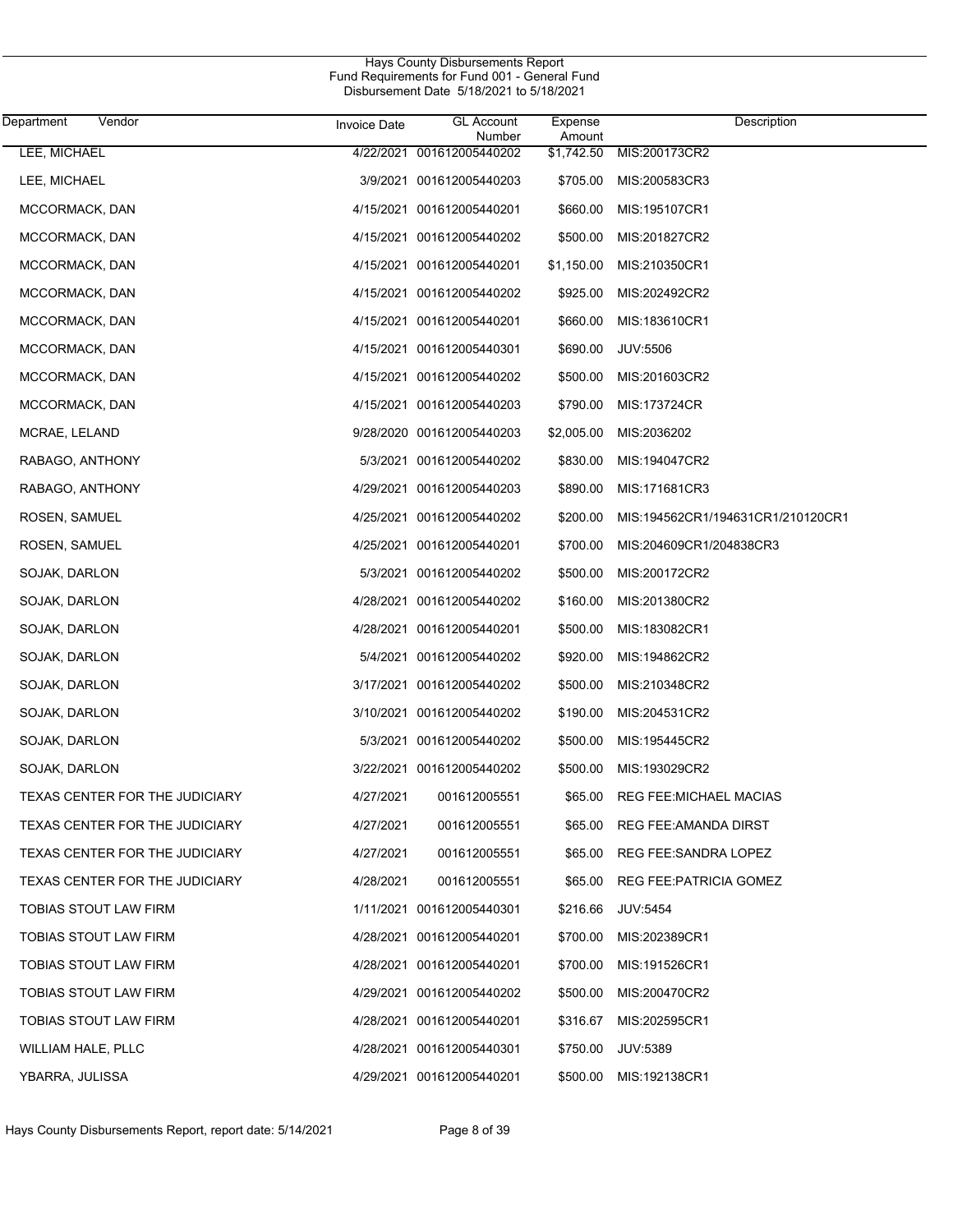Hays County Disbursements Report
Fund Requirements for Fund 001 - General Fund
Disbursement Date 5/18/2021 to 5/18/2021

| Department | Vendor | Invoice Date | GL Account Number | Expense Amount | Description |
|---|---|---|---|---|---|
| LEE, MICHAEL | | 4/22/2021 | 001612005440202 | $1,742.50 | MIS:200173CR2 |
| LEE, MICHAEL | | 3/9/2021 | 001612005440203 | $705.00 | MIS:200583CR3 |
| MCCORMACK, DAN | | 4/15/2021 | 001612005440201 | $660.00 | MIS:195107CR1 |
| MCCORMACK, DAN | | 4/15/2021 | 001612005440202 | $500.00 | MIS:201827CR2 |
| MCCORMACK, DAN | | 4/15/2021 | 001612005440201 | $1,150.00 | MIS:210350CR1 |
| MCCORMACK, DAN | | 4/15/2021 | 001612005440202 | $925.00 | MIS:202492CR2 |
| MCCORMACK, DAN | | 4/15/2021 | 001612005440201 | $660.00 | MIS:183610CR1 |
| MCCORMACK, DAN | | 4/15/2021 | 001612005440301 | $690.00 | JUV:5506 |
| MCCORMACK, DAN | | 4/15/2021 | 001612005440202 | $500.00 | MIS:201603CR2 |
| MCCORMACK, DAN | | 4/15/2021 | 001612005440203 | $790.00 | MIS:173724CR |
| MCRAE, LELAND | | 9/28/2020 | 001612005440203 | $2,005.00 | MIS:2036202 |
| RABAGO, ANTHONY | | 5/3/2021 | 001612005440202 | $830.00 | MIS:194047CR2 |
| RABAGO, ANTHONY | | 4/29/2021 | 001612005440203 | $890.00 | MIS:171681CR3 |
| ROSEN, SAMUEL | | 4/25/2021 | 001612005440202 | $200.00 | MIS:194562CR1/194631CR1/210120CR1 |
| ROSEN, SAMUEL | | 4/25/2021 | 001612005440201 | $700.00 | MIS:204609CR1/204838CR3 |
| SOJAK, DARLON | | 5/3/2021 | 001612005440202 | $500.00 | MIS:200172CR2 |
| SOJAK, DARLON | | 4/28/2021 | 001612005440202 | $160.00 | MIS:201380CR2 |
| SOJAK, DARLON | | 4/28/2021 | 001612005440201 | $500.00 | MIS:183082CR1 |
| SOJAK, DARLON | | 5/4/2021 | 001612005440202 | $920.00 | MIS:194862CR2 |
| SOJAK, DARLON | | 3/17/2021 | 001612005440202 | $500.00 | MIS:210348CR2 |
| SOJAK, DARLON | | 3/10/2021 | 001612005440202 | $190.00 | MIS:204531CR2 |
| SOJAK, DARLON | | 5/3/2021 | 001612005440202 | $500.00 | MIS:195445CR2 |
| SOJAK, DARLON | | 3/22/2021 | 001612005440202 | $500.00 | MIS:193029CR2 |
| TEXAS CENTER FOR THE JUDICIARY | | 4/27/2021 | 001612005551 | $65.00 | REG FEE:MICHAEL MACIAS |
| TEXAS CENTER FOR THE JUDICIARY | | 4/27/2021 | 001612005551 | $65.00 | REG FEE:AMANDA DIRST |
| TEXAS CENTER FOR THE JUDICIARY | | 4/27/2021 | 001612005551 | $65.00 | REG FEE:SANDRA LOPEZ |
| TEXAS CENTER FOR THE JUDICIARY | | 4/28/2021 | 001612005551 | $65.00 | REG FEE:PATRICIA GOMEZ |
| TOBIAS STOUT LAW FIRM | | 1/11/2021 | 001612005440301 | $216.66 | JUV:5454 |
| TOBIAS STOUT LAW FIRM | | 4/28/2021 | 001612005440201 | $700.00 | MIS:202389CR1 |
| TOBIAS STOUT LAW FIRM | | 4/28/2021 | 001612005440201 | $700.00 | MIS:191526CR1 |
| TOBIAS STOUT LAW FIRM | | 4/29/2021 | 001612005440202 | $500.00 | MIS:200470CR2 |
| TOBIAS STOUT LAW FIRM | | 4/28/2021 | 001612005440201 | $316.67 | MIS:202595CR1 |
| WILLIAM HALE, PLLC | | 4/28/2021 | 001612005440301 | $750.00 | JUV:5389 |
| YBARRA, JULISSA | | 4/29/2021 | 001612005440201 | $500.00 | MIS:192138CR1 |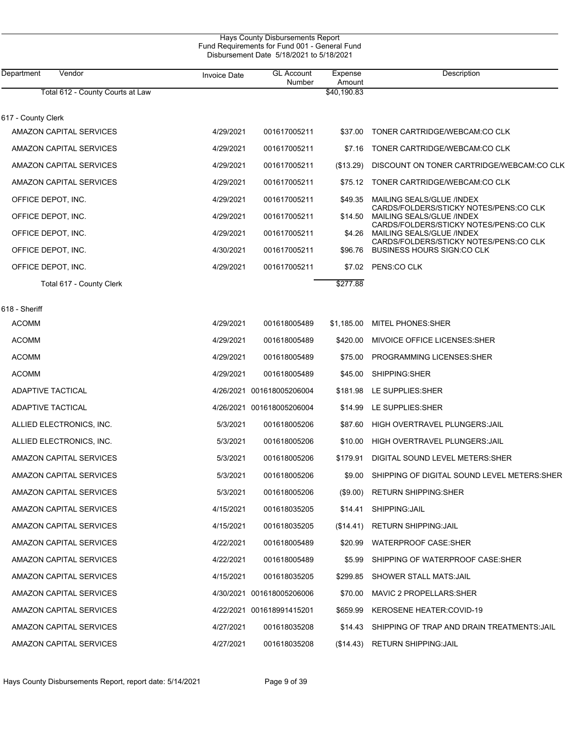Hays County Disbursements Report
Fund Requirements for Fund 001 - General Fund
Disbursement Date 5/18/2021 to 5/18/2021

| Department | Vendor | Invoice Date | GL Account Number | Expense Amount | Description |
|---|---|---|---|---|---|
| | Total 612 - County Courts at Law | | | $40,190.83 | |
| 617 - County Clerk | | | | | |
| | AMAZON CAPITAL SERVICES | 4/29/2021 | 001617005211 | $37.00 | TONER CARTRIDGE/WEBCAM:CO CLK |
| | AMAZON CAPITAL SERVICES | 4/29/2021 | 001617005211 | $7.16 | TONER CARTRIDGE/WEBCAM:CO CLK |
| | AMAZON CAPITAL SERVICES | 4/29/2021 | 001617005211 | ($13.29) | DISCOUNT ON TONER CARTRIDGE/WEBCAM:CO CLK |
| | AMAZON CAPITAL SERVICES | 4/29/2021 | 001617005211 | $75.12 | TONER CARTRIDGE/WEBCAM:CO CLK |
| | OFFICE DEPOT, INC. | 4/29/2021 | 001617005211 | $49.35 | MAILING SEALS/GLUE /INDEX CARDS/FOLDERS/STICKY NOTES/PENS:CO CLK |
| | OFFICE DEPOT, INC. | 4/29/2021 | 001617005211 | $14.50 | MAILING SEALS/GLUE /INDEX CARDS/FOLDERS/STICKY NOTES/PENS:CO CLK |
| | OFFICE DEPOT, INC. | 4/29/2021 | 001617005211 | $4.26 | MAILING SEALS/GLUE /INDEX CARDS/FOLDERS/STICKY NOTES/PENS:CO CLK |
| | OFFICE DEPOT, INC. | 4/30/2021 | 001617005211 | $96.76 | BUSINESS HOURS SIGN:CO CLK |
| | OFFICE DEPOT, INC. | 4/29/2021 | 001617005211 | $7.02 | PENS:CO CLK |
| | Total 617 - County Clerk | | | $277.88 | |
| 618 - Sheriff | | | | | |
| | ACOMM | 4/29/2021 | 001618005489 | $1,185.00 | MITEL PHONES:SHER |
| | ACOMM | 4/29/2021 | 001618005489 | $420.00 | MIVOICE OFFICE LICENSES:SHER |
| | ACOMM | 4/29/2021 | 001618005489 | $75.00 | PROGRAMMING LICENSES:SHER |
| | ACOMM | 4/29/2021 | 001618005489 | $45.00 | SHIPPING:SHER |
| | ADAPTIVE TACTICAL | 4/26/2021 | 001618005206004 | $181.98 | LE SUPPLIES:SHER |
| | ADAPTIVE TACTICAL | 4/26/2021 | 001618005206004 | $14.99 | LE SUPPLIES:SHER |
| | ALLIED ELECTRONICS, INC. | 5/3/2021 | 001618005206 | $87.60 | HIGH OVERTRAVEL PLUNGERS:JAIL |
| | ALLIED ELECTRONICS, INC. | 5/3/2021 | 001618005206 | $10.00 | HIGH OVERTRAVEL PLUNGERS:JAIL |
| | AMAZON CAPITAL SERVICES | 5/3/2021 | 001618005206 | $179.91 | DIGITAL SOUND LEVEL METERS:SHER |
| | AMAZON CAPITAL SERVICES | 5/3/2021 | 001618005206 | $9.00 | SHIPPING OF DIGITAL SOUND LEVEL METERS:SHER |
| | AMAZON CAPITAL SERVICES | 5/3/2021 | 001618005206 | ($9.00) | RETURN SHIPPING:SHER |
| | AMAZON CAPITAL SERVICES | 4/15/2021 | 001618035205 | $14.41 | SHIPPING:JAIL |
| | AMAZON CAPITAL SERVICES | 4/15/2021 | 001618035205 | ($14.41) | RETURN SHIPPING:JAIL |
| | AMAZON CAPITAL SERVICES | 4/22/2021 | 001618005489 | $20.99 | WATERPROOF CASE:SHER |
| | AMAZON CAPITAL SERVICES | 4/22/2021 | 001618005489 | $5.99 | SHIPPING OF WATERPROOF CASE:SHER |
| | AMAZON CAPITAL SERVICES | 4/15/2021 | 001618035205 | $299.85 | SHOWER STALL MATS:JAIL |
| | AMAZON CAPITAL SERVICES | 4/30/2021 | 001618005206006 | $70.00 | MAVIC 2 PROPELLARS:SHER |
| | AMAZON CAPITAL SERVICES | 4/22/2021 | 001618991415201 | $659.99 | KEROSENE HEATER:COVID-19 |
| | AMAZON CAPITAL SERVICES | 4/27/2021 | 001618035208 | $14.43 | SHIPPING OF TRAP AND DRAIN TREATMENTS:JAIL |
| | AMAZON CAPITAL SERVICES | 4/27/2021 | 001618035208 | ($14.43) | RETURN SHIPPING:JAIL |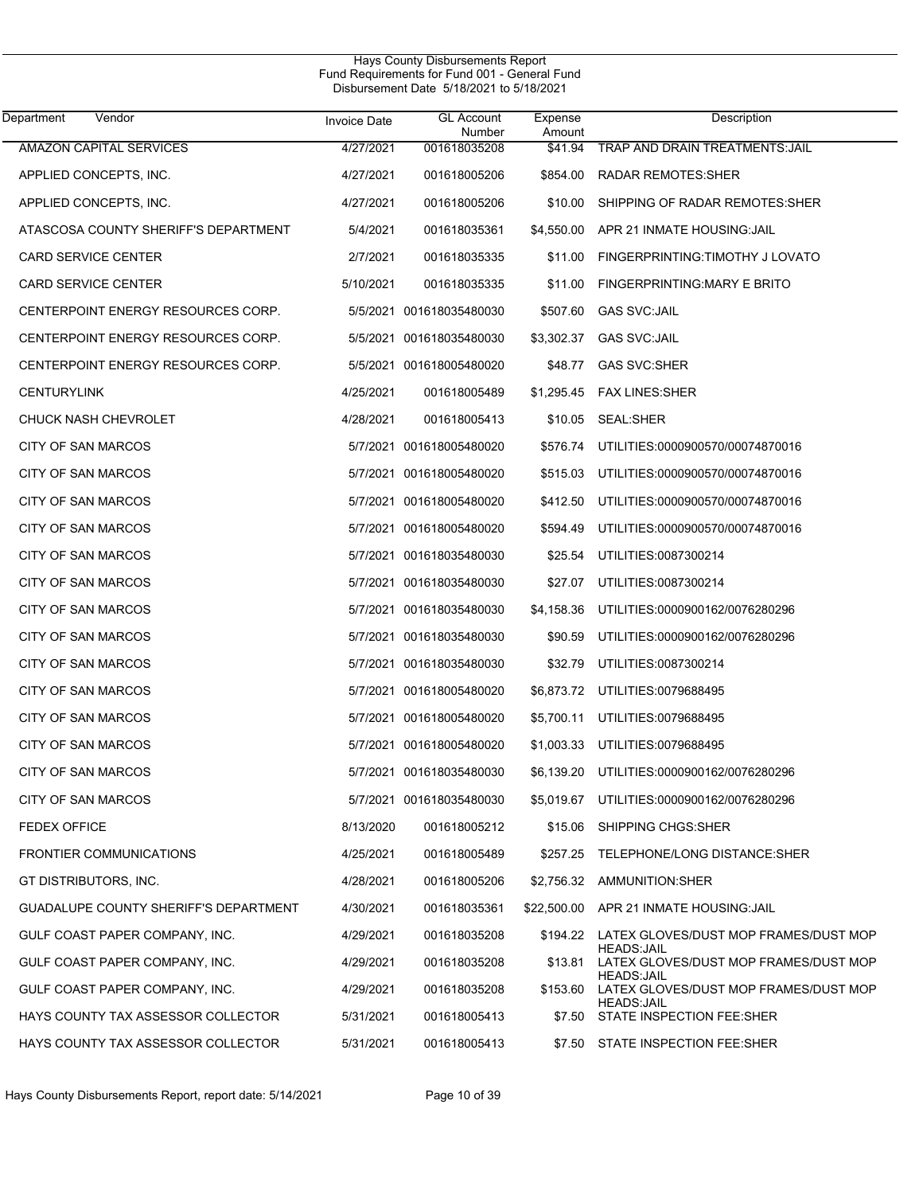# Hays County Disbursements Report
## Fund Requirements for Fund 001 - General Fund
### Disbursement Date 5/18/2021 to 5/18/2021

| Department | Vendor | Invoice Date | GL Account Number | Expense Amount | Description |
|---|---|---|---|---|---|
| | AMAZON CAPITAL SERVICES | 4/27/2021 | 001618035208 | $41.94 | TRAP AND DRAIN TREATMENTS:JAIL |
| | APPLIED CONCEPTS, INC. | 4/27/2021 | 001618005206 | $854.00 | RADAR REMOTES:SHER |
| | APPLIED CONCEPTS, INC. | 4/27/2021 | 001618005206 | $10.00 | SHIPPING OF RADAR REMOTES:SHER |
| | ATASCOSA COUNTY SHERIFF'S DEPARTMENT | 5/4/2021 | 001618035361 | $4,550.00 | APR 21 INMATE HOUSING:JAIL |
| | CARD SERVICE CENTER | 2/7/2021 | 001618035335 | $11.00 | FINGERPRINTING:TIMOTHY J LOVATO |
| | CARD SERVICE CENTER | 5/10/2021 | 001618035335 | $11.00 | FINGERPRINTING:MARY E BRITO |
| | CENTERPOINT ENERGY RESOURCES CORP. | 5/5/2021 | 001618035480030 | $507.60 | GAS SVC:JAIL |
| | CENTERPOINT ENERGY RESOURCES CORP. | 5/5/2021 | 001618035480030 | $3,302.37 | GAS SVC:JAIL |
| | CENTERPOINT ENERGY RESOURCES CORP. | 5/5/2021 | 001618005480020 | $48.77 | GAS SVC:SHER |
| | CENTURYLINK | 4/25/2021 | 001618005489 | $1,295.45 | FAX LINES:SHER |
| | CHUCK NASH CHEVROLET | 4/28/2021 | 001618005413 | $10.05 | SEAL:SHER |
| | CITY OF SAN MARCOS | 5/7/2021 | 001618005480020 | $576.74 | UTILITIES:0000900570/00074870016 |
| | CITY OF SAN MARCOS | 5/7/2021 | 001618005480020 | $515.03 | UTILITIES:0000900570/00074870016 |
| | CITY OF SAN MARCOS | 5/7/2021 | 001618005480020 | $412.50 | UTILITIES:0000900570/00074870016 |
| | CITY OF SAN MARCOS | 5/7/2021 | 001618005480020 | $594.49 | UTILITIES:0000900570/00074870016 |
| | CITY OF SAN MARCOS | 5/7/2021 | 001618035480030 | $25.54 | UTILITIES:0087300214 |
| | CITY OF SAN MARCOS | 5/7/2021 | 001618035480030 | $27.07 | UTILITIES:0087300214 |
| | CITY OF SAN MARCOS | 5/7/2021 | 001618035480030 | $4,158.36 | UTILITIES:0000900162/0076280296 |
| | CITY OF SAN MARCOS | 5/7/2021 | 001618035480030 | $90.59 | UTILITIES:0000900162/0076280296 |
| | CITY OF SAN MARCOS | 5/7/2021 | 001618035480030 | $32.79 | UTILITIES:0087300214 |
| | CITY OF SAN MARCOS | 5/7/2021 | 001618005480020 | $6,873.72 | UTILITIES:0079688495 |
| | CITY OF SAN MARCOS | 5/7/2021 | 001618005480020 | $5,700.11 | UTILITIES:0079688495 |
| | CITY OF SAN MARCOS | 5/7/2021 | 001618005480020 | $1,003.33 | UTILITIES:0079688495 |
| | CITY OF SAN MARCOS | 5/7/2021 | 001618035480030 | $6,139.20 | UTILITIES:0000900162/0076280296 |
| | CITY OF SAN MARCOS | 5/7/2021 | 001618035480030 | $5,019.67 | UTILITIES:0000900162/0076280296 |
| | FEDEX OFFICE | 8/13/2020 | 001618005212 | $15.06 | SHIPPING CHGS:SHER |
| | FRONTIER COMMUNICATIONS | 4/25/2021 | 001618005489 | $257.25 | TELEPHONE/LONG DISTANCE:SHER |
| | GT DISTRIBUTORS, INC. | 4/28/2021 | 001618005206 | $2,756.32 | AMMUNITION:SHER |
| | GUADALUPE COUNTY SHERIFF'S DEPARTMENT | 4/30/2021 | 001618035361 | $22,500.00 | APR 21 INMATE HOUSING:JAIL |
| | GULF COAST PAPER COMPANY, INC. | 4/29/2021 | 001618035208 | $194.22 | LATEX GLOVES/DUST MOP FRAMES/DUST MOP HEADS:JAIL |
| | GULF COAST PAPER COMPANY, INC. | 4/29/2021 | 001618035208 | $13.81 | LATEX GLOVES/DUST MOP FRAMES/DUST MOP HEADS:JAIL |
| | GULF COAST PAPER COMPANY, INC. | 4/29/2021 | 001618035208 | $153.60 | LATEX GLOVES/DUST MOP FRAMES/DUST MOP HEADS:JAIL |
| | HAYS COUNTY TAX ASSESSOR COLLECTOR | 5/31/2021 | 001618005413 | $7.50 | STATE INSPECTION FEE:SHER |
| | HAYS COUNTY TAX ASSESSOR COLLECTOR | 5/31/2021 | 001618005413 | $7.50 | STATE INSPECTION FEE:SHER |

Hays County Disbursements Report, report date: 5/14/2021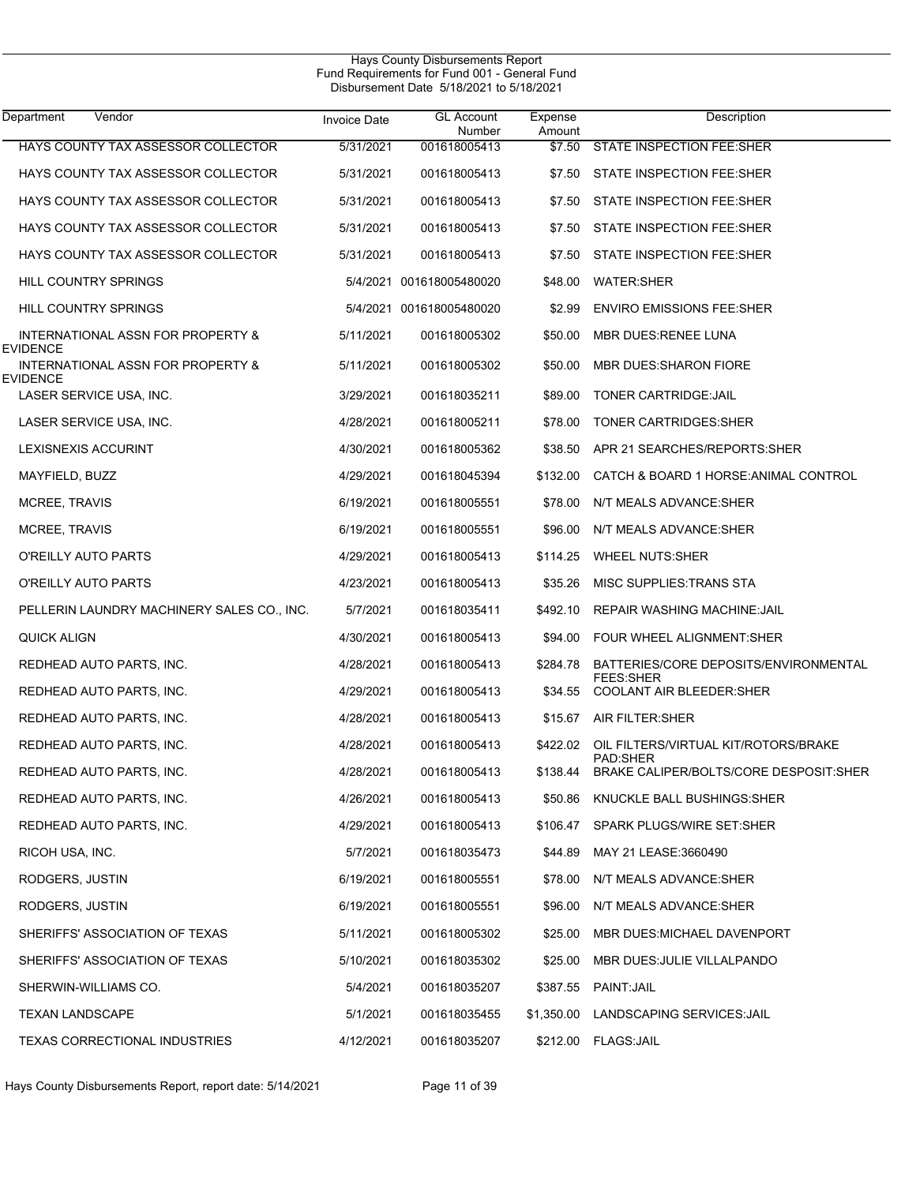Hays County Disbursements Report
Fund Requirements for Fund 001 - General Fund
Disbursement Date 5/18/2021 to 5/18/2021

| Department Vendor | Invoice Date | GL Account Number | Expense Amount | Description |
|---|---|---|---|---|
| HAYS COUNTY TAX ASSESSOR COLLECTOR | 5/31/2021 | 001618005413 | $7.50 | STATE INSPECTION FEE:SHER |
| HAYS COUNTY TAX ASSESSOR COLLECTOR | 5/31/2021 | 001618005413 | $7.50 | STATE INSPECTION FEE:SHER |
| HAYS COUNTY TAX ASSESSOR COLLECTOR | 5/31/2021 | 001618005413 | $7.50 | STATE INSPECTION FEE:SHER |
| HAYS COUNTY TAX ASSESSOR COLLECTOR | 5/31/2021 | 001618005413 | $7.50 | STATE INSPECTION FEE:SHER |
| HAYS COUNTY TAX ASSESSOR COLLECTOR | 5/31/2021 | 001618005413 | $7.50 | STATE INSPECTION FEE:SHER |
| HILL COUNTRY SPRINGS | 5/4/2021 | 001618005480020 | $48.00 | WATER:SHER |
| HILL COUNTRY SPRINGS | 5/4/2021 | 001618005480020 | $2.99 | ENVIRO EMISSIONS FEE:SHER |
| INTERNATIONAL ASSN FOR PROPERTY & EVIDENCE | 5/11/2021 | 001618005302 | $50.00 | MBR DUES:RENEE LUNA |
| INTERNATIONAL ASSN FOR PROPERTY & EVIDENCE | 5/11/2021 | 001618005302 | $50.00 | MBR DUES:SHARON FIORE |
| LASER SERVICE USA, INC. | 3/29/2021 | 001618035211 | $89.00 | TONER CARTRIDGE:JAIL |
| LASER SERVICE USA, INC. | 4/28/2021 | 001618005211 | $78.00 | TONER CARTRIDGES:SHER |
| LEXISNEXIS ACCURINT | 4/30/2021 | 001618005362 | $38.50 | APR 21 SEARCHES/REPORTS:SHER |
| MAYFIELD, BUZZ | 4/29/2021 | 001618045394 | $132.00 | CATCH & BOARD 1 HORSE:ANIMAL CONTROL |
| MCREE, TRAVIS | 6/19/2021 | 001618005551 | $78.00 | N/T MEALS ADVANCE:SHER |
| MCREE, TRAVIS | 6/19/2021 | 001618005551 | $96.00 | N/T MEALS ADVANCE:SHER |
| O'REILLY AUTO PARTS | 4/29/2021 | 001618005413 | $114.25 | WHEEL NUTS:SHER |
| O'REILLY AUTO PARTS | 4/23/2021 | 001618005413 | $35.26 | MISC SUPPLIES:TRANS STA |
| PELLERIN LAUNDRY MACHINERY SALES CO., INC. | 5/7/2021 | 001618035411 | $492.10 | REPAIR WASHING MACHINE:JAIL |
| QUICK ALIGN | 4/30/2021 | 001618005413 | $94.00 | FOUR WHEEL ALIGNMENT:SHER |
| REDHEAD AUTO PARTS, INC. | 4/28/2021 | 001618005413 | $284.78 | BATTERIES/CORE DEPOSITS/ENVIRONMENTAL FEES:SHER |
| REDHEAD AUTO PARTS, INC. | 4/29/2021 | 001618005413 | $34.55 | COOLANT AIR BLEEDER:SHER |
| REDHEAD AUTO PARTS, INC. | 4/28/2021 | 001618005413 | $15.67 | AIR FILTER:SHER |
| REDHEAD AUTO PARTS, INC. | 4/28/2021 | 001618005413 | $422.02 | OIL FILTERS/VIRTUAL KIT/ROTORS/BRAKE PAD:SHER |
| REDHEAD AUTO PARTS, INC. | 4/28/2021 | 001618005413 | $138.44 | BRAKE CALIPER/BOLTS/CORE DESPOSIT:SHER |
| REDHEAD AUTO PARTS, INC. | 4/26/2021 | 001618005413 | $50.86 | KNUCKLE BALL BUSHINGS:SHER |
| REDHEAD AUTO PARTS, INC. | 4/29/2021 | 001618005413 | $106.47 | SPARK PLUGS/WIRE SET:SHER |
| RICOH USA, INC. | 5/7/2021 | 001618035473 | $44.89 | MAY 21 LEASE:3660490 |
| RODGERS, JUSTIN | 6/19/2021 | 001618005551 | $78.00 | N/T MEALS ADVANCE:SHER |
| RODGERS, JUSTIN | 6/19/2021 | 001618005551 | $96.00 | N/T MEALS ADVANCE:SHER |
| SHERIFFS' ASSOCIATION OF TEXAS | 5/11/2021 | 001618005302 | $25.00 | MBR DUES:MICHAEL DAVENPORT |
| SHERIFFS' ASSOCIATION OF TEXAS | 5/10/2021 | 001618035302 | $25.00 | MBR DUES:JULIE VILLALPANDO |
| SHERWIN-WILLIAMS CO. | 5/4/2021 | 001618035207 | $387.55 | PAINT:JAIL |
| TEXAN LANDSCAPE | 5/1/2021 | 001618035455 | $1,350.00 | LANDSCAPING SERVICES:JAIL |
| TEXAS CORRECTIONAL INDUSTRIES | 4/12/2021 | 001618035207 | $212.00 | FLAGS:JAIL |

Hays County Disbursements Report, report date: 5/14/2021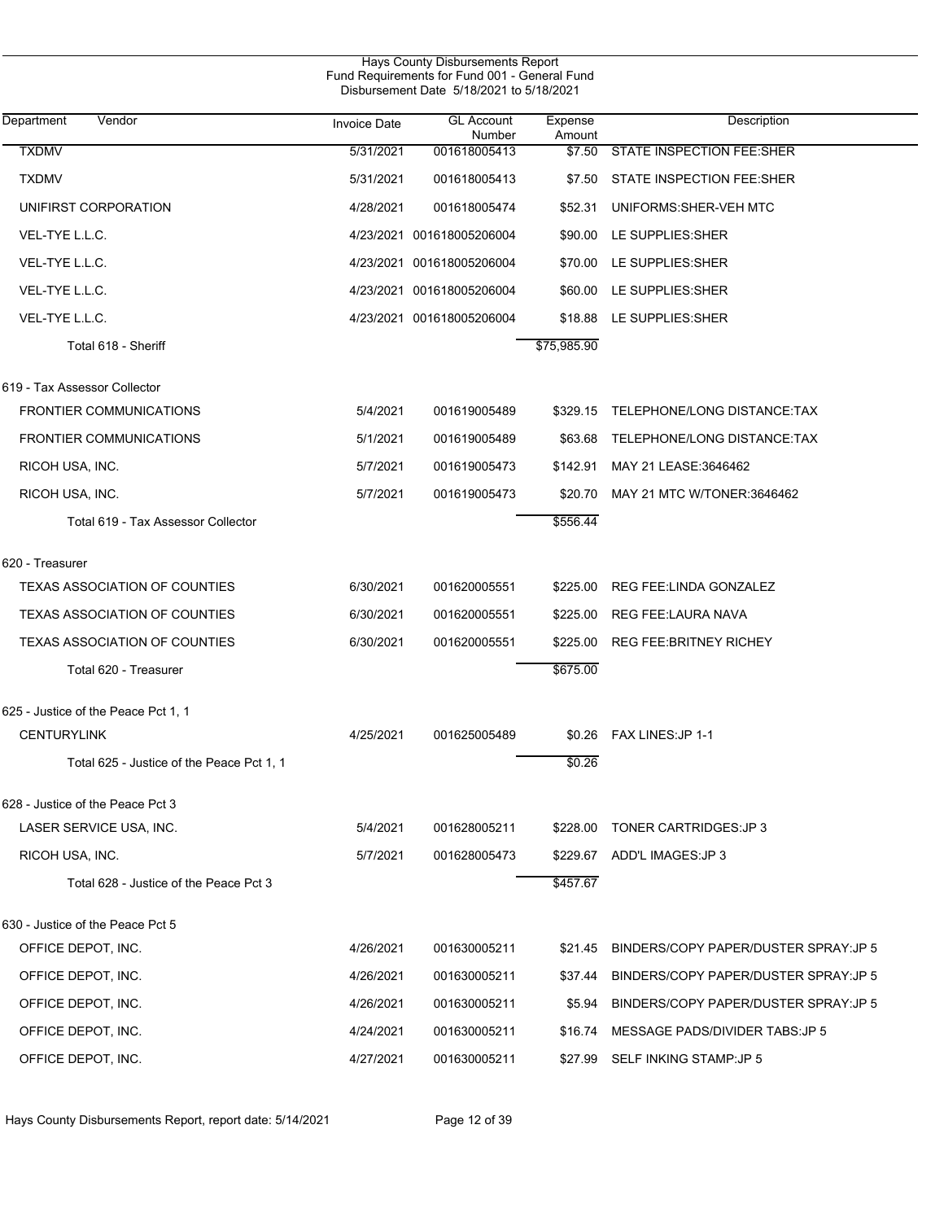Hays County Disbursements Report
Fund Requirements for Fund 001 - General Fund
Disbursement Date 5/18/2021 to 5/18/2021

| Department / Vendor | Invoice Date | GL Account Number | Expense Amount | Description |
|---|---|---|---|---|
| TXDMV | 5/31/2021 | 001618005413 | $7.50 | STATE INSPECTION FEE:SHER |
| TXDMV | 5/31/2021 | 001618005413 | $7.50 | STATE INSPECTION FEE:SHER |
| UNIFIRST CORPORATION | 4/28/2021 | 001618005474 | $52.31 | UNIFORMS:SHER-VEH MTC |
| VEL-TYE L.L.C. | 4/23/2021 | 001618005206004 | $90.00 | LE SUPPLIES:SHER |
| VEL-TYE L.L.C. | 4/23/2021 | 001618005206004 | $70.00 | LE SUPPLIES:SHER |
| VEL-TYE L.L.C. | 4/23/2021 | 001618005206004 | $60.00 | LE SUPPLIES:SHER |
| VEL-TYE L.L.C. | 4/23/2021 | 001618005206004 | $18.88 | LE SUPPLIES:SHER |
| Total 618 - Sheriff | | | $75,985.90 | |
| **619 - Tax Assessor Collector** | | | | |
| FRONTIER COMMUNICATIONS | 5/4/2021 | 001619005489 | $329.15 | TELEPHONE/LONG DISTANCE:TAX |
| FRONTIER COMMUNICATIONS | 5/1/2021 | 001619005489 | $63.68 | TELEPHONE/LONG DISTANCE:TAX |
| RICOH USA, INC. | 5/7/2021 | 001619005473 | $142.91 | MAY 21 LEASE:3646462 |
| RICOH USA, INC. | 5/7/2021 | 001619005473 | $20.70 | MAY 21 MTC W/TONER:3646462 |
| Total 619 - Tax Assessor Collector | | | $556.44 | |
| **620 - Treasurer** | | | | |
| TEXAS ASSOCIATION OF COUNTIES | 6/30/2021 | 001620005551 | $225.00 | REG FEE:LINDA GONZALEZ |
| TEXAS ASSOCIATION OF COUNTIES | 6/30/2021 | 001620005551 | $225.00 | REG FEE:LAURA NAVA |
| TEXAS ASSOCIATION OF COUNTIES | 6/30/2021 | 001620005551 | $225.00 | REG FEE:BRITNEY RICHEY |
| Total 620 - Treasurer | | | $675.00 | |
| **625 - Justice of the Peace Pct 1, 1** | | | | |
| CENTURYLINK | 4/25/2021 | 001625005489 | $0.26 | FAX LINES:JP 1-1 |
| Total 625 - Justice of the Peace Pct 1, 1 | | | $0.26 | |
| **628 - Justice of the Peace Pct 3** | | | | |
| LASER SERVICE USA, INC. | 5/4/2021 | 001628005211 | $228.00 | TONER CARTRIDGES:JP 3 |
| RICOH USA, INC. | 5/7/2021 | 001628005473 | $229.67 | ADD'L IMAGES:JP 3 |
| Total 628 - Justice of the Peace Pct 3 | | | $457.67 | |
| **630 - Justice of the Peace Pct 5** | | | | |
| OFFICE DEPOT, INC. | 4/26/2021 | 001630005211 | $21.45 | BINDERS/COPY PAPER/DUSTER SPRAY:JP 5 |
| OFFICE DEPOT, INC. | 4/26/2021 | 001630005211 | $37.44 | BINDERS/COPY PAPER/DUSTER SPRAY:JP 5 |
| OFFICE DEPOT, INC. | 4/26/2021 | 001630005211 | $5.94 | BINDERS/COPY PAPER/DUSTER SPRAY:JP 5 |
| OFFICE DEPOT, INC. | 4/24/2021 | 001630005211 | $16.74 | MESSAGE PADS/DIVIDER TABS:JP 5 |
| OFFICE DEPOT, INC. | 4/27/2021 | 001630005211 | $27.99 | SELF INKING STAMP:JP 5 |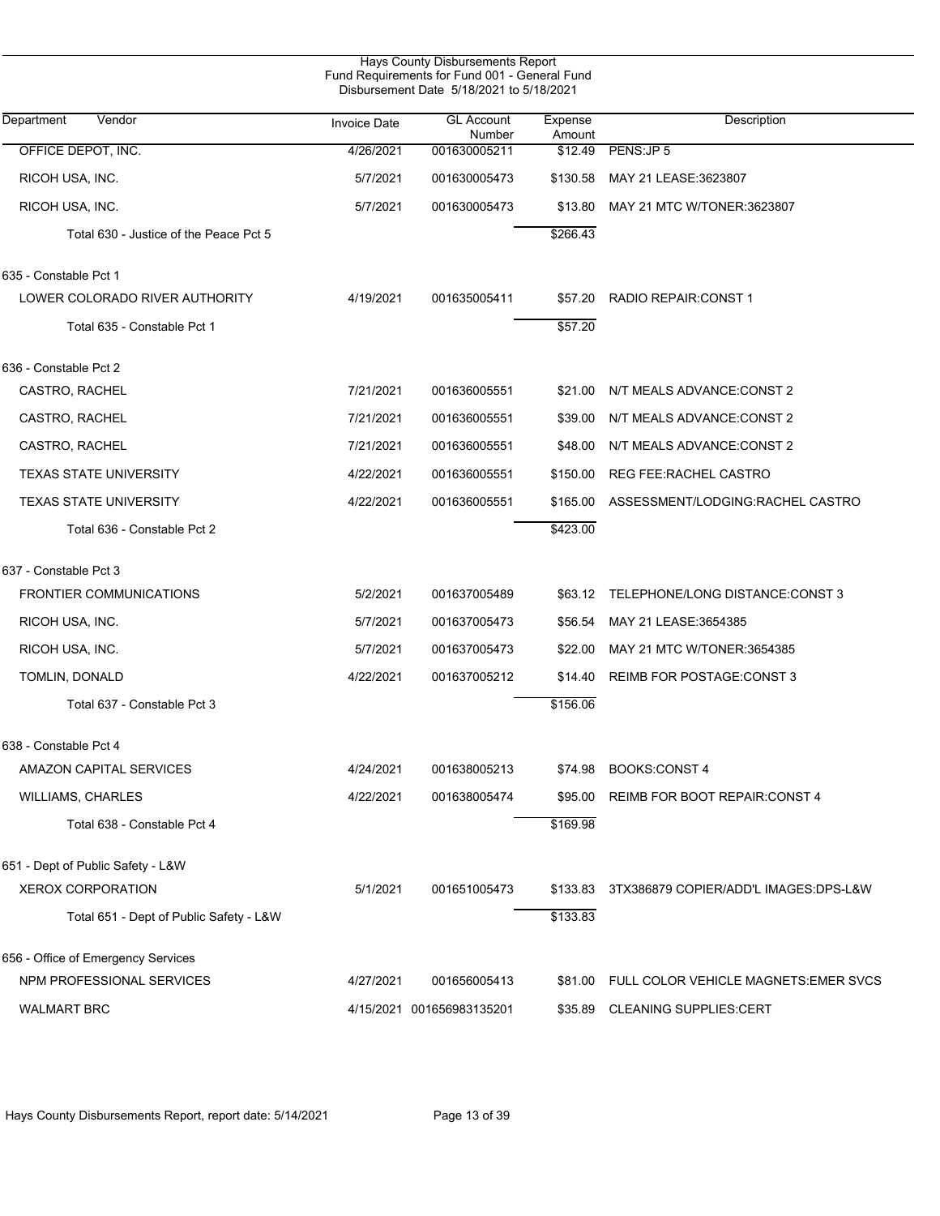Hays County Disbursements Report
Fund Requirements for Fund 001 - General Fund
Disbursement Date 5/18/2021 to 5/18/2021

| Department Vendor | Invoice Date | GL Account Number | Expense Amount | Description |
|---|---|---|---|---|
| OFFICE DEPOT, INC. | 4/26/2021 | 001630005211 | $12.49 | PENS:JP 5 |
| RICOH USA, INC. | 5/7/2021 | 001630005473 | $130.58 | MAY 21 LEASE:3623807 |
| RICOH USA, INC. | 5/7/2021 | 001630005473 | $13.80 | MAY 21 MTC W/TONER:3623807 |
| Total 630 - Justice of the Peace Pct 5 | | | $266.43 | |
| 635 - Constable Pct 1 | | | | |
| LOWER COLORADO RIVER AUTHORITY | 4/19/2021 | 001635005411 | $57.20 | RADIO REPAIR:CONST 1 |
| Total 635 - Constable Pct 1 | | | $57.20 | |
| 636 - Constable Pct 2 | | | | |
| CASTRO, RACHEL | 7/21/2021 | 001636005551 | $21.00 | N/T MEALS ADVANCE:CONST 2 |
| CASTRO, RACHEL | 7/21/2021 | 001636005551 | $39.00 | N/T MEALS ADVANCE:CONST 2 |
| CASTRO, RACHEL | 7/21/2021 | 001636005551 | $48.00 | N/T MEALS ADVANCE:CONST 2 |
| TEXAS STATE UNIVERSITY | 4/22/2021 | 001636005551 | $150.00 | REG FEE:RACHEL CASTRO |
| TEXAS STATE UNIVERSITY | 4/22/2021 | 001636005551 | $165.00 | ASSESSMENT/LODGING:RACHEL CASTRO |
| Total 636 - Constable Pct 2 | | | $423.00 | |
| 637 - Constable Pct 3 | | | | |
| FRONTIER COMMUNICATIONS | 5/2/2021 | 001637005489 | $63.12 | TELEPHONE/LONG DISTANCE:CONST 3 |
| RICOH USA, INC. | 5/7/2021 | 001637005473 | $56.54 | MAY 21 LEASE:3654385 |
| RICOH USA, INC. | 5/7/2021 | 001637005473 | $22.00 | MAY 21 MTC W/TONER:3654385 |
| TOMLIN, DONALD | 4/22/2021 | 001637005212 | $14.40 | REIMB FOR POSTAGE:CONST 3 |
| Total 637 - Constable Pct 3 | | | $156.06 | |
| 638 - Constable Pct 4 | | | | |
| AMAZON CAPITAL SERVICES | 4/24/2021 | 001638005213 | $74.98 | BOOKS:CONST 4 |
| WILLIAMS, CHARLES | 4/22/2021 | 001638005474 | $95.00 | REIMB FOR BOOT REPAIR:CONST 4 |
| Total 638 - Constable Pct 4 | | | $169.98 | |
| 651 - Dept of Public Safety - L&W | | | | |
| XEROX CORPORATION | 5/1/2021 | 001651005473 | $133.83 | 3TX386879 COPIER/ADD'L IMAGES:DPS-L&W |
| Total 651 - Dept of Public Safety - L&W | | | $133.83 | |
| 656 - Office of Emergency Services | | | | |
| NPM PROFESSIONAL SERVICES | 4/27/2021 | 001656005413 | $81.00 | FULL COLOR VEHICLE MAGNETS:EMER SVCS |
| WALMART BRC | 4/15/2021 | 001656983135201 | $35.89 | CLEANING SUPPLIES:CERT |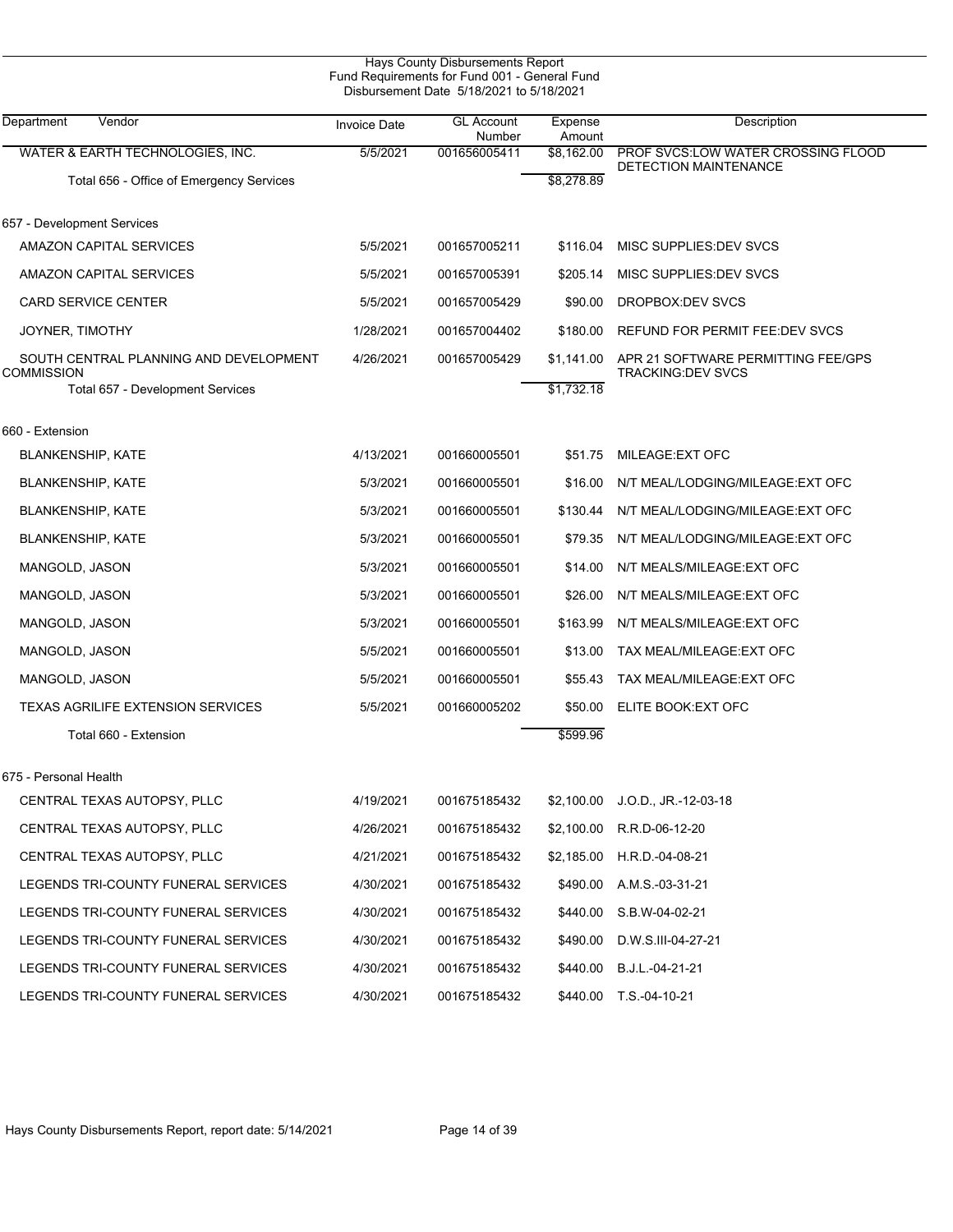Hays County Disbursements Report
Fund Requirements for Fund 001 - General Fund
Disbursement Date 5/18/2021 to 5/18/2021

| Department Vendor | Invoice Date | GL Account Number | Expense Amount | Description |
|---|---|---|---|---|
| WATER & EARTH TECHNOLOGIES, INC. | 5/5/2021 | 001656005411 | $8,162.00 | PROF SVCS:LOW WATER CROSSING FLOOD DETECTION MAINTENANCE |
| Total 656 - Office of Emergency Services | | | $8,278.89 | |
| **657 - Development Services** | | | | |
| AMAZON CAPITAL SERVICES | 5/5/2021 | 001657005211 | $116.04 | MISC SUPPLIES:DEV SVCS |
| AMAZON CAPITAL SERVICES | 5/5/2021 | 001657005391 | $205.14 | MISC SUPPLIES:DEV SVCS |
| CARD SERVICE CENTER | 5/5/2021 | 001657005429 | $90.00 | DROPBOX:DEV SVCS |
| JOYNER, TIMOTHY | 1/28/2021 | 001657004402 | $180.00 | REFUND FOR PERMIT FEE:DEV SVCS |
| SOUTH CENTRAL PLANNING AND DEVELOPMENT COMMISSION | 4/26/2021 | 001657005429 | $1,141.00 | APR 21 SOFTWARE PERMITTING FEE/GPS TRACKING:DEV SVCS |
| Total 657 - Development Services | | | $1,732.18 | |
| **660 - Extension** | | | | |
| BLANKENSHIP, KATE | 4/13/2021 | 001660005501 | $51.75 | MILEAGE:EXT OFC |
| BLANKENSHIP, KATE | 5/3/2021 | 001660005501 | $16.00 | N/T MEAL/LODGING/MILEAGE:EXT OFC |
| BLANKENSHIP, KATE | 5/3/2021 | 001660005501 | $130.44 | N/T MEAL/LODGING/MILEAGE:EXT OFC |
| BLANKENSHIP, KATE | 5/3/2021 | 001660005501 | $79.35 | N/T MEAL/LODGING/MILEAGE:EXT OFC |
| MANGOLD, JASON | 5/3/2021 | 001660005501 | $14.00 | N/T MEALS/MILEAGE:EXT OFC |
| MANGOLD, JASON | 5/3/2021 | 001660005501 | $26.00 | N/T MEALS/MILEAGE:EXT OFC |
| MANGOLD, JASON | 5/3/2021 | 001660005501 | $163.99 | N/T MEALS/MILEAGE:EXT OFC |
| MANGOLD, JASON | 5/5/2021 | 001660005501 | $13.00 | TAX MEAL/MILEAGE:EXT OFC |
| MANGOLD, JASON | 5/5/2021 | 001660005501 | $55.43 | TAX MEAL/MILEAGE:EXT OFC |
| TEXAS AGRILIFE EXTENSION SERVICES | 5/5/2021 | 001660005202 | $50.00 | ELITE BOOK:EXT OFC |
| Total 660 - Extension | | | $599.96 | |
| **675 - Personal Health** | | | | |
| CENTRAL TEXAS AUTOPSY, PLLC | 4/19/2021 | 001675185432 | $2,100.00 | J.O.D., JR.-12-03-18 |
| CENTRAL TEXAS AUTOPSY, PLLC | 4/26/2021 | 001675185432 | $2,100.00 | R.R.D-06-12-20 |
| CENTRAL TEXAS AUTOPSY, PLLC | 4/21/2021 | 001675185432 | $2,185.00 | H.R.D.-04-08-21 |
| LEGENDS TRI-COUNTY FUNERAL SERVICES | 4/30/2021 | 001675185432 | $490.00 | A.M.S.-03-31-21 |
| LEGENDS TRI-COUNTY FUNERAL SERVICES | 4/30/2021 | 001675185432 | $440.00 | S.B.W-04-02-21 |
| LEGENDS TRI-COUNTY FUNERAL SERVICES | 4/30/2021 | 001675185432 | $490.00 | D.W.S.III-04-27-21 |
| LEGENDS TRI-COUNTY FUNERAL SERVICES | 4/30/2021 | 001675185432 | $440.00 | B.J.L.-04-21-21 |
| LEGENDS TRI-COUNTY FUNERAL SERVICES | 4/30/2021 | 001675185432 | $440.00 | T.S.-04-10-21 |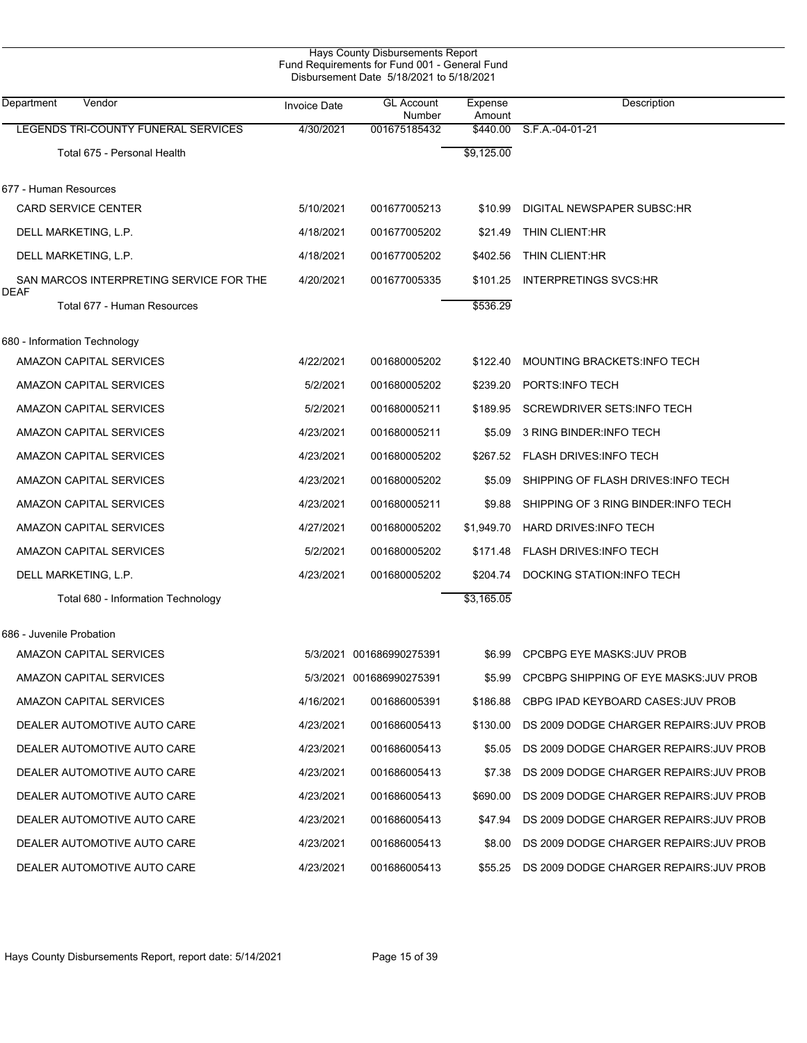Hays County Disbursements Report
Fund Requirements for Fund 001 - General Fund
Disbursement Date 5/18/2021 to 5/18/2021

| Department | Vendor | Invoice Date | GL Account Number | Expense Amount | Description |
|---|---|---|---|---|---|
| | LEGENDS TRI-COUNTY FUNERAL SERVICES | 4/30/2021 | 001675185432 | $440.00 | S.F.A.-04-01-21 |
| | Total 675 - Personal Health | | | $9,125.00 | |
| 677 - Human Resources | | | | | |
| | CARD SERVICE CENTER | 5/10/2021 | 001677005213 | $10.99 | DIGITAL NEWSPAPER SUBSC:HR |
| | DELL MARKETING, L.P. | 4/18/2021 | 001677005202 | $21.49 | THIN CLIENT:HR |
| | DELL MARKETING, L.P. | 4/18/2021 | 001677005202 | $402.56 | THIN CLIENT:HR |
| | SAN MARCOS INTERPRETING SERVICE FOR THE DEAF | 4/20/2021 | 001677005335 | $101.25 | INTERPRETINGS SVCS:HR |
| | Total 677 - Human Resources | | | $536.29 | |
| 680 - Information Technology | | | | | |
| | AMAZON CAPITAL SERVICES | 4/22/2021 | 001680005202 | $122.40 | MOUNTING BRACKETS:INFO TECH |
| | AMAZON CAPITAL SERVICES | 5/2/2021 | 001680005202 | $239.20 | PORTS:INFO TECH |
| | AMAZON CAPITAL SERVICES | 5/2/2021 | 001680005211 | $189.95 | SCREWDRIVER SETS:INFO TECH |
| | AMAZON CAPITAL SERVICES | 4/23/2021 | 001680005211 | $5.09 | 3 RING BINDER:INFO TECH |
| | AMAZON CAPITAL SERVICES | 4/23/2021 | 001680005202 | $267.52 | FLASH DRIVES:INFO TECH |
| | AMAZON CAPITAL SERVICES | 4/23/2021 | 001680005202 | $5.09 | SHIPPING OF FLASH DRIVES:INFO TECH |
| | AMAZON CAPITAL SERVICES | 4/23/2021 | 001680005211 | $9.88 | SHIPPING OF 3 RING BINDER:INFO TECH |
| | AMAZON CAPITAL SERVICES | 4/27/2021 | 001680005202 | $1,949.70 | HARD DRIVES:INFO TECH |
| | AMAZON CAPITAL SERVICES | 5/2/2021 | 001680005202 | $171.48 | FLASH DRIVES:INFO TECH |
| | DELL MARKETING, L.P. | 4/23/2021 | 001680005202 | $204.74 | DOCKING STATION:INFO TECH |
| | Total 680 - Information Technology | | | $3,165.05 | |
| 686 - Juvenile Probation | | | | | |
| | AMAZON CAPITAL SERVICES | 5/3/2021 | 001686990275391 | $6.99 | CPCBPG EYE MASKS:JUV PROB |
| | AMAZON CAPITAL SERVICES | 5/3/2021 | 001686990275391 | $5.99 | CPCBPG SHIPPING OF EYE MASKS:JUV PROB |
| | AMAZON CAPITAL SERVICES | 4/16/2021 | 001686005391 | $186.88 | CBPG IPAD KEYBOARD CASES:JUV PROB |
| | DEALER AUTOMOTIVE AUTO CARE | 4/23/2021 | 001686005413 | $130.00 | DS 2009 DODGE CHARGER REPAIRS:JUV PROB |
| | DEALER AUTOMOTIVE AUTO CARE | 4/23/2021 | 001686005413 | $5.05 | DS 2009 DODGE CHARGER REPAIRS:JUV PROB |
| | DEALER AUTOMOTIVE AUTO CARE | 4/23/2021 | 001686005413 | $7.38 | DS 2009 DODGE CHARGER REPAIRS:JUV PROB |
| | DEALER AUTOMOTIVE AUTO CARE | 4/23/2021 | 001686005413 | $690.00 | DS 2009 DODGE CHARGER REPAIRS:JUV PROB |
| | DEALER AUTOMOTIVE AUTO CARE | 4/23/2021 | 001686005413 | $47.94 | DS 2009 DODGE CHARGER REPAIRS:JUV PROB |
| | DEALER AUTOMOTIVE AUTO CARE | 4/23/2021 | 001686005413 | $8.00 | DS 2009 DODGE CHARGER REPAIRS:JUV PROB |
| | DEALER AUTOMOTIVE AUTO CARE | 4/23/2021 | 001686005413 | $55.25 | DS 2009 DODGE CHARGER REPAIRS:JUV PROB |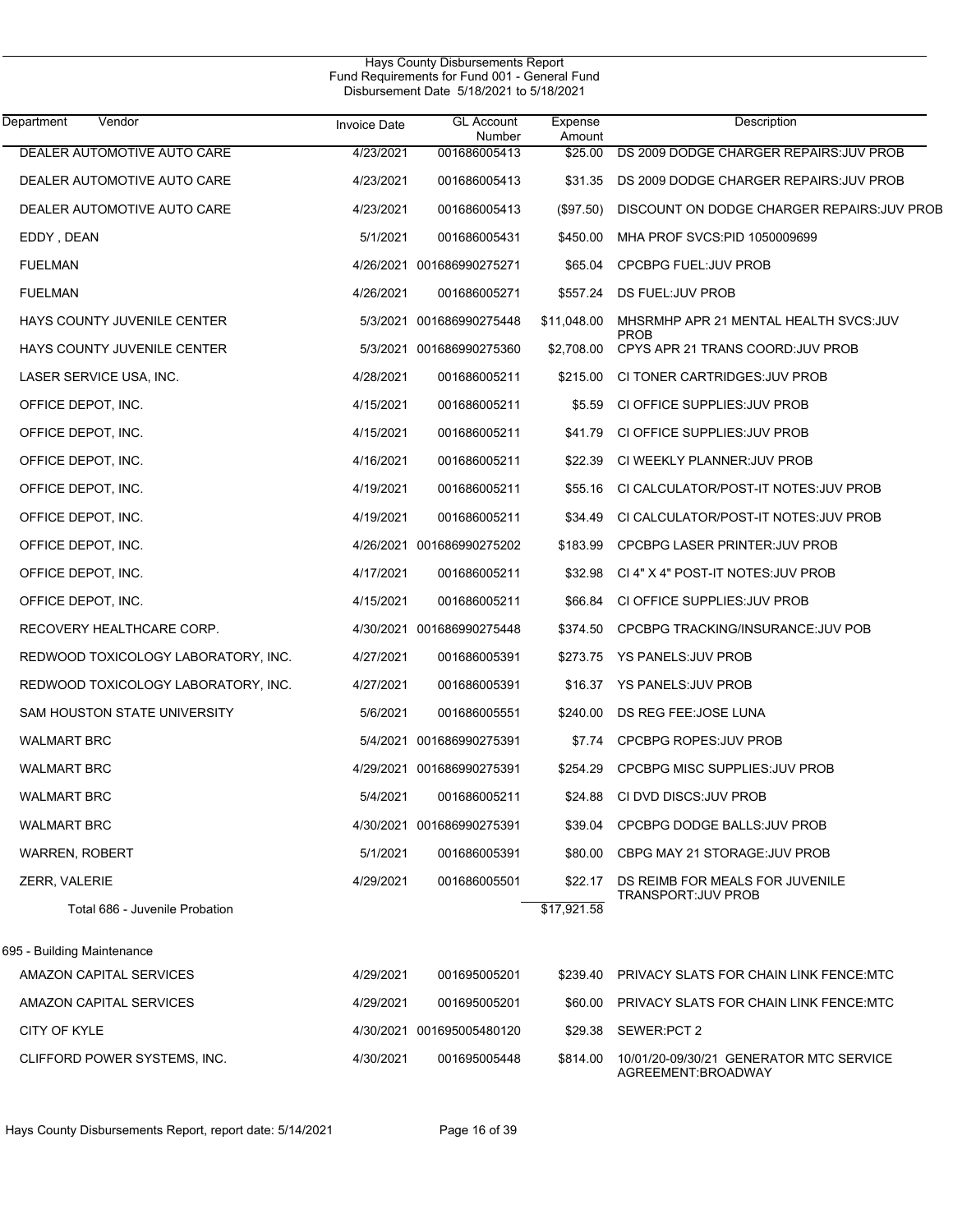Hays County Disbursements Report
Fund Requirements for Fund 001 - General Fund
Disbursement Date 5/18/2021 to 5/18/2021

| Department Vendor | Invoice Date | GL Account Number | Expense Amount | Description |
|---|---|---|---|---|
| DEALER AUTOMOTIVE AUTO CARE | 4/23/2021 | 001686005413 | $25.00 | DS 2009 DODGE CHARGER REPAIRS:JUV PROB |
| DEALER AUTOMOTIVE AUTO CARE | 4/23/2021 | 001686005413 | $31.35 | DS 2009 DODGE CHARGER REPAIRS:JUV PROB |
| DEALER AUTOMOTIVE AUTO CARE | 4/23/2021 | 001686005413 | ($97.50) | DISCOUNT ON DODGE CHARGER REPAIRS:JUV PROB |
| EDDY , DEAN | 5/1/2021 | 001686005431 | $450.00 | MHA PROF SVCS:PID 1050009699 |
| FUELMAN | 4/26/2021 | 001686990275271 | $65.04 | CPCBPG FUEL:JUV PROB |
| FUELMAN | 4/26/2021 | 001686005271 | $557.24 | DS FUEL:JUV PROB |
| HAYS COUNTY JUVENILE CENTER | 5/3/2021 | 001686990275448 | $11,048.00 | MHSRMHP APR 21 MENTAL HEALTH SVCS:JUV PROB |
| HAYS COUNTY JUVENILE CENTER | 5/3/2021 | 001686990275360 | $2,708.00 | CPYS APR 21 TRANS COORD:JUV PROB |
| LASER SERVICE USA, INC. | 4/28/2021 | 001686005211 | $215.00 | CI TONER CARTRIDGES:JUV PROB |
| OFFICE DEPOT, INC. | 4/15/2021 | 001686005211 | $5.59 | CI OFFICE SUPPLIES:JUV PROB |
| OFFICE DEPOT, INC. | 4/15/2021 | 001686005211 | $41.79 | CI OFFICE SUPPLIES:JUV PROB |
| OFFICE DEPOT, INC. | 4/16/2021 | 001686005211 | $22.39 | CI WEEKLY PLANNER:JUV PROB |
| OFFICE DEPOT, INC. | 4/19/2021 | 001686005211 | $55.16 | CI CALCULATOR/POST-IT NOTES:JUV PROB |
| OFFICE DEPOT, INC. | 4/19/2021 | 001686005211 | $34.49 | CI CALCULATOR/POST-IT NOTES:JUV PROB |
| OFFICE DEPOT, INC. | 4/26/2021 | 001686990275202 | $183.99 | CPCBPG LASER PRINTER:JUV PROB |
| OFFICE DEPOT, INC. | 4/17/2021 | 001686005211 | $32.98 | CI 4" X 4" POST-IT NOTES:JUV PROB |
| OFFICE DEPOT, INC. | 4/15/2021 | 001686005211 | $66.84 | CI OFFICE SUPPLIES:JUV PROB |
| RECOVERY HEALTHCARE CORP. | 4/30/2021 | 001686990275448 | $374.50 | CPCBPG TRACKING/INSURANCE:JUV POB |
| REDWOOD TOXICOLOGY LABORATORY, INC. | 4/27/2021 | 001686005391 | $273.75 | YS PANELS:JUV PROB |
| REDWOOD TOXICOLOGY LABORATORY, INC. | 4/27/2021 | 001686005391 | $16.37 | YS PANELS:JUV PROB |
| SAM HOUSTON STATE UNIVERSITY | 5/6/2021 | 001686005551 | $240.00 | DS REG FEE:JOSE LUNA |
| WALMART BRC | 5/4/2021 | 001686990275391 | $7.74 | CPCBPG ROPES:JUV PROB |
| WALMART BRC | 4/29/2021 | 001686990275391 | $254.29 | CPCBPG MISC SUPPLIES:JUV PROB |
| WALMART BRC | 5/4/2021 | 001686005211 | $24.88 | CI DVD DISCS:JUV PROB |
| WALMART BRC | 4/30/2021 | 001686990275391 | $39.04 | CPCBPG DODGE BALLS:JUV PROB |
| WARREN, ROBERT | 5/1/2021 | 001686005391 | $80.00 | CBPG MAY 21 STORAGE:JUV PROB |
| ZERR, VALERIE | 4/29/2021 | 001686005501 | $22.17 | DS REIMB FOR MEALS FOR JUVENILE TRANSPORT:JUV PROB |
| Total 686 - Juvenile Probation | | | $17,921.58 | |
| **695 - Building Maintenance** | | | | |
| AMAZON CAPITAL SERVICES | 4/29/2021 | 001695005201 | $239.40 | PRIVACY SLATS FOR CHAIN LINK FENCE:MTC |
| AMAZON CAPITAL SERVICES | 4/29/2021 | 001695005201 | $60.00 | PRIVACY SLATS FOR CHAIN LINK FENCE:MTC |
| CITY OF KYLE | 4/30/2021 | 001695005480120 | $29.38 | SEWER:PCT 2 |
| CLIFFORD POWER SYSTEMS, INC. | 4/30/2021 | 001695005448 | $814.00 | 10/01/20-09/30/21 GENERATOR MTC SERVICE AGREEMENT:BROADWAY |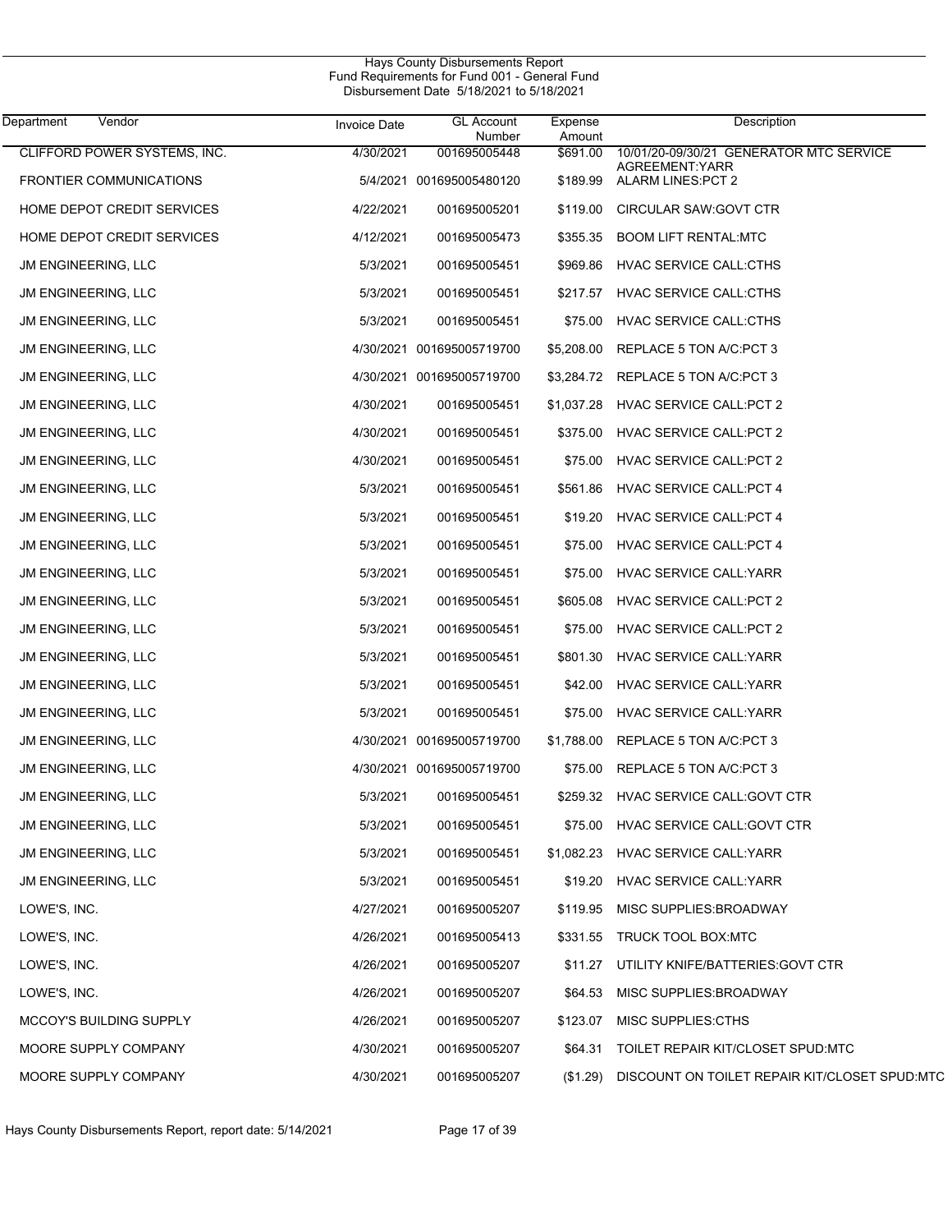Hays County Disbursements Report
Fund Requirements for Fund 001 - General Fund
Disbursement Date 5/18/2021 to 5/18/2021

| Department | Vendor | Invoice Date | GL Account Number | Expense Amount | Description |
|---|---|---|---|---|---|
| | CLIFFORD POWER SYSTEMS, INC. | 4/30/2021 | 001695005448 | $691.00 | 10/01/20-09/30/21 GENERATOR MTC SERVICE AGREEMENT:YARR |
| | FRONTIER COMMUNICATIONS | 5/4/2021 | 001695005480120 | $189.99 | ALARM LINES:PCT 2 |
| | HOME DEPOT CREDIT SERVICES | 4/22/2021 | 001695005201 | $119.00 | CIRCULAR SAW:GOVT CTR |
| | HOME DEPOT CREDIT SERVICES | 4/12/2021 | 001695005473 | $355.35 | BOOM LIFT RENTAL:MTC |
| | JM ENGINEERING, LLC | 5/3/2021 | 001695005451 | $969.86 | HVAC SERVICE CALL:CTHS |
| | JM ENGINEERING, LLC | 5/3/2021 | 001695005451 | $217.57 | HVAC SERVICE CALL:CTHS |
| | JM ENGINEERING, LLC | 5/3/2021 | 001695005451 | $75.00 | HVAC SERVICE CALL:CTHS |
| | JM ENGINEERING, LLC | 4/30/2021 | 001695005719700 | $5,208.00 | REPLACE 5 TON A/C:PCT 3 |
| | JM ENGINEERING, LLC | 4/30/2021 | 001695005719700 | $3,284.72 | REPLACE 5 TON A/C:PCT 3 |
| | JM ENGINEERING, LLC | 4/30/2021 | 001695005451 | $1,037.28 | HVAC SERVICE CALL:PCT 2 |
| | JM ENGINEERING, LLC | 4/30/2021 | 001695005451 | $375.00 | HVAC SERVICE CALL:PCT 2 |
| | JM ENGINEERING, LLC | 4/30/2021 | 001695005451 | $75.00 | HVAC SERVICE CALL:PCT 2 |
| | JM ENGINEERING, LLC | 5/3/2021 | 001695005451 | $561.86 | HVAC SERVICE CALL:PCT 4 |
| | JM ENGINEERING, LLC | 5/3/2021 | 001695005451 | $19.20 | HVAC SERVICE CALL:PCT 4 |
| | JM ENGINEERING, LLC | 5/3/2021 | 001695005451 | $75.00 | HVAC SERVICE CALL:PCT 4 |
| | JM ENGINEERING, LLC | 5/3/2021 | 001695005451 | $75.00 | HVAC SERVICE CALL:YARR |
| | JM ENGINEERING, LLC | 5/3/2021 | 001695005451 | $605.08 | HVAC SERVICE CALL:PCT 2 |
| | JM ENGINEERING, LLC | 5/3/2021 | 001695005451 | $75.00 | HVAC SERVICE CALL:PCT 2 |
| | JM ENGINEERING, LLC | 5/3/2021 | 001695005451 | $801.30 | HVAC SERVICE CALL:YARR |
| | JM ENGINEERING, LLC | 5/3/2021 | 001695005451 | $42.00 | HVAC SERVICE CALL:YARR |
| | JM ENGINEERING, LLC | 5/3/2021 | 001695005451 | $75.00 | HVAC SERVICE CALL:YARR |
| | JM ENGINEERING, LLC | 4/30/2021 | 001695005719700 | $1,788.00 | REPLACE 5 TON A/C:PCT 3 |
| | JM ENGINEERING, LLC | 4/30/2021 | 001695005719700 | $75.00 | REPLACE 5 TON A/C:PCT 3 |
| | JM ENGINEERING, LLC | 5/3/2021 | 001695005451 | $259.32 | HVAC SERVICE CALL:GOVT CTR |
| | JM ENGINEERING, LLC | 5/3/2021 | 001695005451 | $75.00 | HVAC SERVICE CALL:GOVT CTR |
| | JM ENGINEERING, LLC | 5/3/2021 | 001695005451 | $1,082.23 | HVAC SERVICE CALL:YARR |
| | JM ENGINEERING, LLC | 5/3/2021 | 001695005451 | $19.20 | HVAC SERVICE CALL:YARR |
| | LOWE'S, INC. | 4/27/2021 | 001695005207 | $119.95 | MISC SUPPLIES:BROADWAY |
| | LOWE'S, INC. | 4/26/2021 | 001695005413 | $331.55 | TRUCK TOOL BOX:MTC |
| | LOWE'S, INC. | 4/26/2021 | 001695005207 | $11.27 | UTILITY KNIFE/BATTERIES:GOVT CTR |
| | LOWE'S, INC. | 4/26/2021 | 001695005207 | $64.53 | MISC SUPPLIES:BROADWAY |
| | MCCOY'S BUILDING SUPPLY | 4/26/2021 | 001695005207 | $123.07 | MISC SUPPLIES:CTHS |
| | MOORE SUPPLY COMPANY | 4/30/2021 | 001695005207 | $64.31 | TOILET REPAIR KIT/CLOSET SPUD:MTC |
| | MOORE SUPPLY COMPANY | 4/30/2021 | 001695005207 | ($1.29) | DISCOUNT ON TOILET REPAIR KIT/CLOSET SPUD:MTC |

Hays County Disbursements Report, report date: 5/14/2021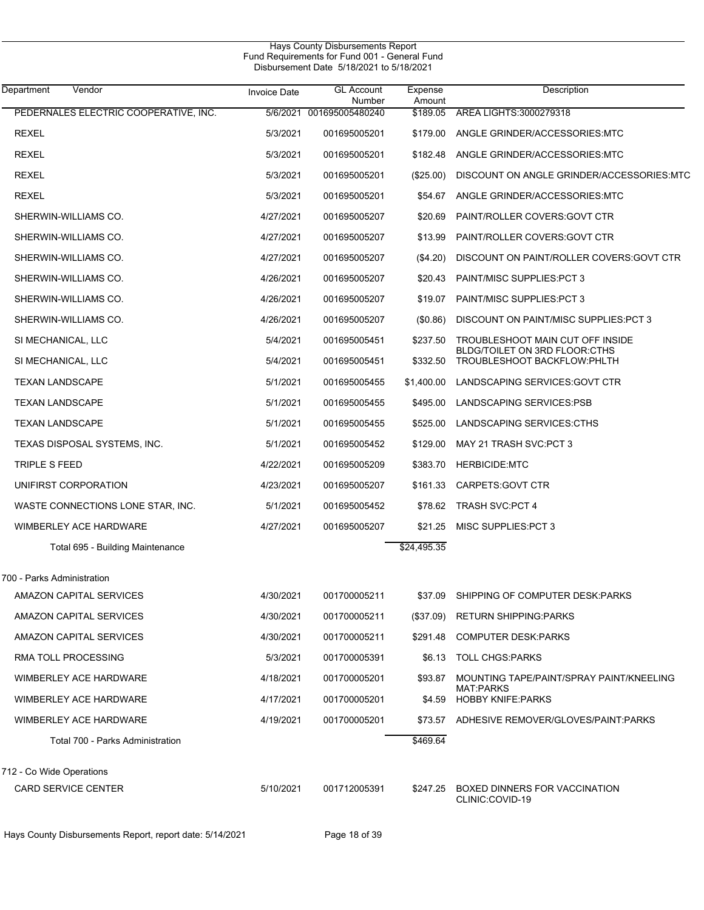Hays County Disbursements Report
Fund Requirements for Fund 001 - General Fund
Disbursement Date 5/18/2021 to 5/18/2021

| Department | Vendor | Invoice Date | GL Account Number | Expense Amount | Description |
|---|---|---|---|---|---|
| | PEDERNALES ELECTRIC COOPERATIVE, INC. | 5/6/2021 | 001695005480240 | $189.05 | AREA LIGHTS:3000279318 |
| | REXEL | 5/3/2021 | 001695005201 | $179.00 | ANGLE GRINDER/ACCESSORIES:MTC |
| | REXEL | 5/3/2021 | 001695005201 | $182.48 | ANGLE GRINDER/ACCESSORIES:MTC |
| | REXEL | 5/3/2021 | 001695005201 | ($25.00) | DISCOUNT ON ANGLE GRINDER/ACCESSORIES:MTC |
| | REXEL | 5/3/2021 | 001695005201 | $54.67 | ANGLE GRINDER/ACCESSORIES:MTC |
| | SHERWIN-WILLIAMS CO. | 4/27/2021 | 001695005207 | $20.69 | PAINT/ROLLER COVERS:GOVT CTR |
| | SHERWIN-WILLIAMS CO. | 4/27/2021 | 001695005207 | $13.99 | PAINT/ROLLER COVERS:GOVT CTR |
| | SHERWIN-WILLIAMS CO. | 4/27/2021 | 001695005207 | ($4.20) | DISCOUNT ON PAINT/ROLLER COVERS:GOVT CTR |
| | SHERWIN-WILLIAMS CO. | 4/26/2021 | 001695005207 | $20.43 | PAINT/MISC SUPPLIES:PCT 3 |
| | SHERWIN-WILLIAMS CO. | 4/26/2021 | 001695005207 | $19.07 | PAINT/MISC SUPPLIES:PCT 3 |
| | SHERWIN-WILLIAMS CO. | 4/26/2021 | 001695005207 | ($0.86) | DISCOUNT ON PAINT/MISC SUPPLIES:PCT 3 |
| | SI MECHANICAL, LLC | 5/4/2021 | 001695005451 | $237.50 | TROUBLESHOOT MAIN CUT OFF INSIDE BLDG/TOILET ON 3RD FLOOR:CTHS |
| | SI MECHANICAL, LLC | 5/4/2021 | 001695005451 | $332.50 | TROUBLESHOOT BACKFLOW:PHLTH |
| | TEXAN LANDSCAPE | 5/1/2021 | 001695005455 | $1,400.00 | LANDSCAPING SERVICES:GOVT CTR |
| | TEXAN LANDSCAPE | 5/1/2021 | 001695005455 | $495.00 | LANDSCAPING SERVICES:PSB |
| | TEXAN LANDSCAPE | 5/1/2021 | 001695005455 | $525.00 | LANDSCAPING SERVICES:CTHS |
| | TEXAS DISPOSAL SYSTEMS, INC. | 5/1/2021 | 001695005452 | $129.00 | MAY 21 TRASH SVC:PCT 3 |
| | TRIPLE S FEED | 4/22/2021 | 001695005209 | $383.70 | HERBICIDE:MTC |
| | UNIFIRST CORPORATION | 4/23/2021 | 001695005207 | $161.33 | CARPETS:GOVT CTR |
| | WASTE CONNECTIONS LONE STAR, INC. | 5/1/2021 | 001695005452 | $78.62 | TRASH SVC:PCT 4 |
| | WIMBERLEY ACE HARDWARE | 4/27/2021 | 001695005207 | $21.25 | MISC SUPPLIES:PCT 3 |
| | Total 695 - Building Maintenance | | | $24,495.35 | |
| 700 - Parks Administration | | | | | |
| | AMAZON CAPITAL SERVICES | 4/30/2021 | 001700005211 | $37.09 | SHIPPING OF COMPUTER DESK:PARKS |
| | AMAZON CAPITAL SERVICES | 4/30/2021 | 001700005211 | ($37.09) | RETURN SHIPPING:PARKS |
| | AMAZON CAPITAL SERVICES | 4/30/2021 | 001700005211 | $291.48 | COMPUTER DESK:PARKS |
| | RMA TOLL PROCESSING | 5/3/2021 | 001700005391 | $6.13 | TOLL CHGS:PARKS |
| | WIMBERLEY ACE HARDWARE | 4/18/2021 | 001700005201 | $93.87 | MOUNTING TAPE/PAINT/SPRAY PAINT/KNEELING MAT:PARKS |
| | WIMBERLEY ACE HARDWARE | 4/17/2021 | 001700005201 | $4.59 | HOBBY KNIFE:PARKS |
| | WIMBERLEY ACE HARDWARE | 4/19/2021 | 001700005201 | $73.57 | ADHESIVE REMOVER/GLOVES/PAINT:PARKS |
| | Total 700 - Parks Administration | | | $469.64 | |
| 712 - Co Wide Operations | | | | | |
| | CARD SERVICE CENTER | 5/10/2021 | 001712005391 | $247.25 | BOXED DINNERS FOR VACCINATION CLINIC:COVID-19 |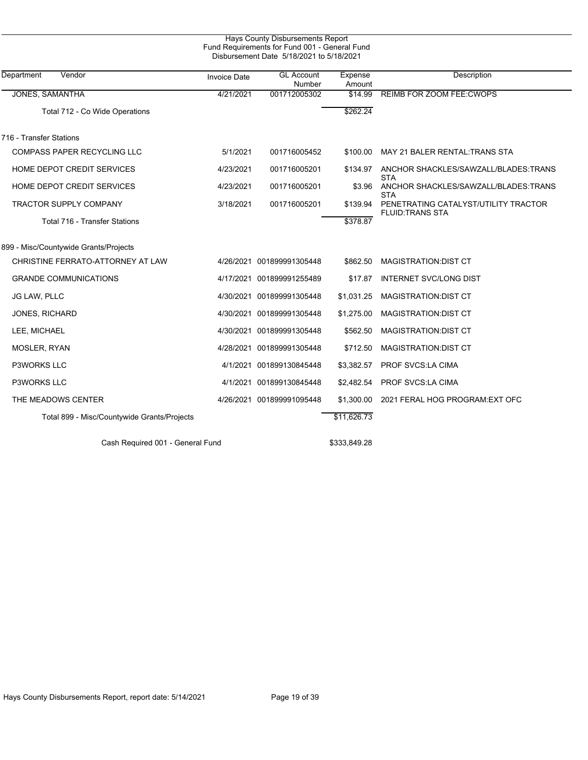Hays County Disbursements Report
Fund Requirements for Fund 001 - General Fund
Disbursement Date 5/18/2021 to 5/18/2021

| Department | Vendor | Invoice Date | GL Account Number | Expense Amount | Description |
|---|---|---|---|---|---|
| | JONES, SAMANTHA | 4/21/2021 | 001712005302 | $14.99 | REIMB FOR ZOOM FEE:CWOPS |
| | Total 712 - Co Wide Operations | | | $262.24 | |
| 716 - Transfer Stations | | | | | |
| | COMPASS PAPER RECYCLING LLC | 5/1/2021 | 001716005452 | $100.00 | MAY 21 BALER RENTAL:TRANS STA |
| | HOME DEPOT CREDIT SERVICES | 4/23/2021 | 001716005201 | $134.97 | ANCHOR SHACKLES/SAWZALL/BLADES:TRANS STA |
| | HOME DEPOT CREDIT SERVICES | 4/23/2021 | 001716005201 | $3.96 | ANCHOR SHACKLES/SAWZALL/BLADES:TRANS STA |
| | TRACTOR SUPPLY COMPANY | 3/18/2021 | 001716005201 | $139.94 | PENETRATING CATALYST/UTILITY TRACTOR FLUID:TRANS STA |
| | Total 716 - Transfer Stations | | | $378.87 | |
| 899 - Misc/Countywide Grants/Projects | | | | | |
| | CHRISTINE FERRATO-ATTORNEY AT LAW | 4/26/2021 | 001899991305448 | $862.50 | MAGISTRATION:DIST CT |
| | GRANDE COMMUNICATIONS | 4/17/2021 | 001899991255489 | $17.87 | INTERNET SVC/LONG DIST |
| | JG LAW, PLLC | 4/30/2021 | 001899991305448 | $1,031.25 | MAGISTRATION:DIST CT |
| | JONES, RICHARD | 4/30/2021 | 001899991305448 | $1,275.00 | MAGISTRATION:DIST CT |
| | LEE, MICHAEL | 4/30/2021 | 001899991305448 | $562.50 | MAGISTRATION:DIST CT |
| | MOSLER, RYAN | 4/28/2021 | 001899991305448 | $712.50 | MAGISTRATION:DIST CT |
| | P3WORKS LLC | 4/1/2021 | 001899130845448 | $3,382.57 | PROF SVCS:LA CIMA |
| | P3WORKS LLC | 4/1/2021 | 001899130845448 | $2,482.54 | PROF SVCS:LA CIMA |
| | THE MEADOWS CENTER | 4/26/2021 | 001899991095448 | $1,300.00 | 2021 FERAL HOG PROGRAM:EXT OFC |
| | Total 899 - Misc/Countywide Grants/Projects | | | $11,626.73 | |
| | Cash Required 001 - General Fund | | | $333,849.28 | |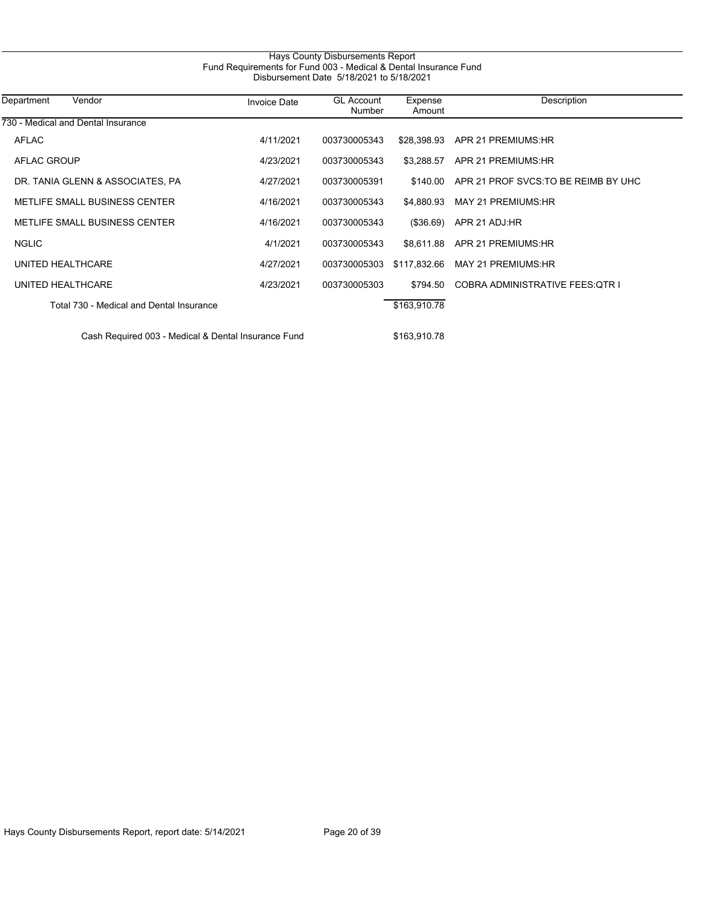# Hays County Disbursements Report

## Fund Requirements for Fund 003 - Medical & Dental Insurance Fund

Disbursement Date 5/18/2021 to 5/18/2021

| Department | Vendor | Invoice Date | GL Account Number | Expense Amount | Description |
|---|---|---|---|---|---|
| 730 - Medical and Dental Insurance | | | | | |
| | AFLAC | 4/11/2021 | 003730005343 | $28,398.93 | APR 21 PREMIUMS:HR |
| | AFLAC GROUP | 4/23/2021 | 003730005343 | $3,288.57 | APR 21 PREMIUMS:HR |
| | DR. TANIA GLENN & ASSOCIATES, PA | 4/27/2021 | 003730005391 | $140.00 | APR 21 PROF SVCS:TO BE REIMB BY UHC |
| | METLIFE SMALL BUSINESS CENTER | 4/16/2021 | 003730005343 | $4,880.93 | MAY 21 PREMIUMS:HR |
| | METLIFE SMALL BUSINESS CENTER | 4/16/2021 | 003730005343 | ($36.69) | APR 21 ADJ:HR |
| | NGLIC | 4/1/2021 | 003730005343 | $8,611.88 | APR 21 PREMIUMS:HR |
| | UNITED HEALTHCARE | 4/27/2021 | 003730005303 | $117,832.66 | MAY 21 PREMIUMS:HR |
| | UNITED HEALTHCARE | 4/23/2021 | 003730005303 | $794.50 | COBRA ADMINISTRATIVE FEES:QTR I |
| | Total 730 - Medical and Dental Insurance | | | $163,910.78 | |
| | Cash Required 003 - Medical & Dental Insurance Fund | | | $163,910.78 | |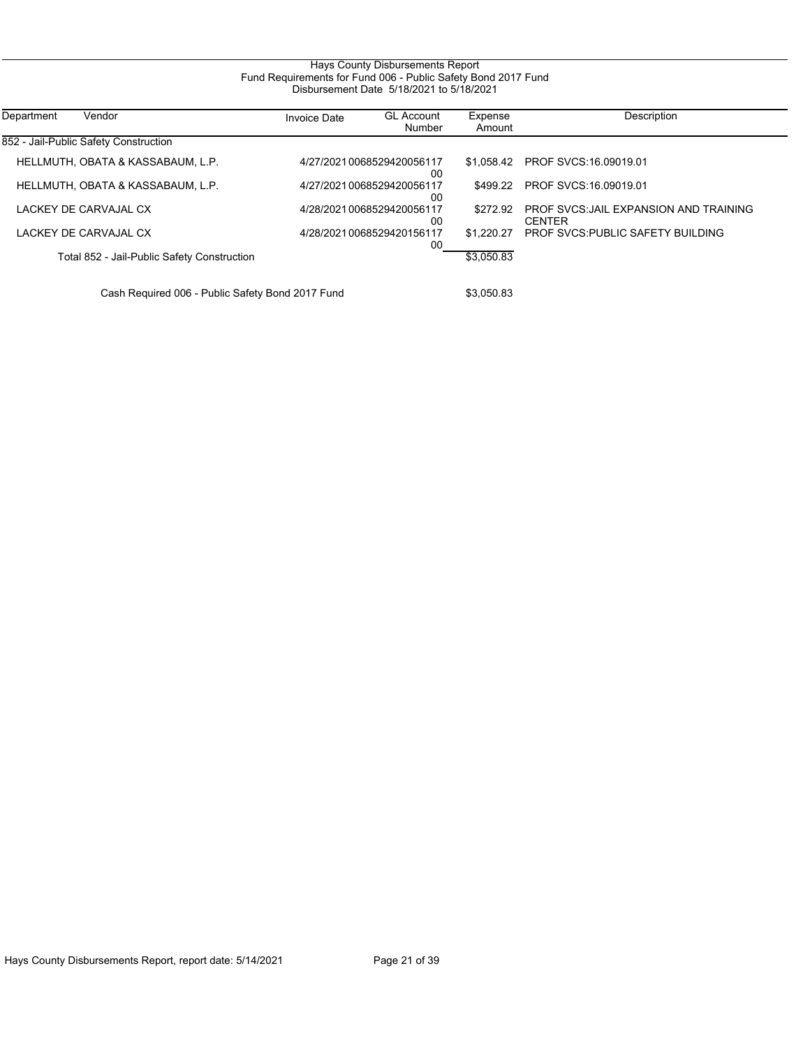# Hays County Disbursements Report

## Fund Requirements for Fund 006 - Public Safety Bond 2017 Fund

Disbursement Date 5/18/2021 to 5/18/2021

| Department | Vendor | Invoice Date | GL Account Number | Expense Amount | Description |
|---|---|---|---|---|---|
| 852 - Jail-Public Safety Construction | | | | | |
| | HELLMUTH, OBATA & KASSABAUM, L.P. | 4/27/2021 | 006852942005611700 | $1,058.42 | PROF SVCS:16.09019.01 |
| | HELLMUTH, OBATA & KASSABAUM, L.P. | 4/27/2021 | 006852942005611700 | $499.22 | PROF SVCS:16.09019.01 |
| | LACKEY DE CARVAJAL CX | 4/28/2021 | 006852942005611700 | $272.92 | PROF SVCS:JAIL EXPANSION AND TRAINING CENTER |
| | LACKEY DE CARVAJAL CX | 4/28/2021 | 006852942015611700 | $1,220.27 | PROF SVCS:PUBLIC SAFETY BUILDING |
| | Total 852 - Jail-Public Safety Construction | | | $3,050.83 | |
| | Cash Required 006 - Public Safety Bond 2017 Fund | | | $3,050.83 | |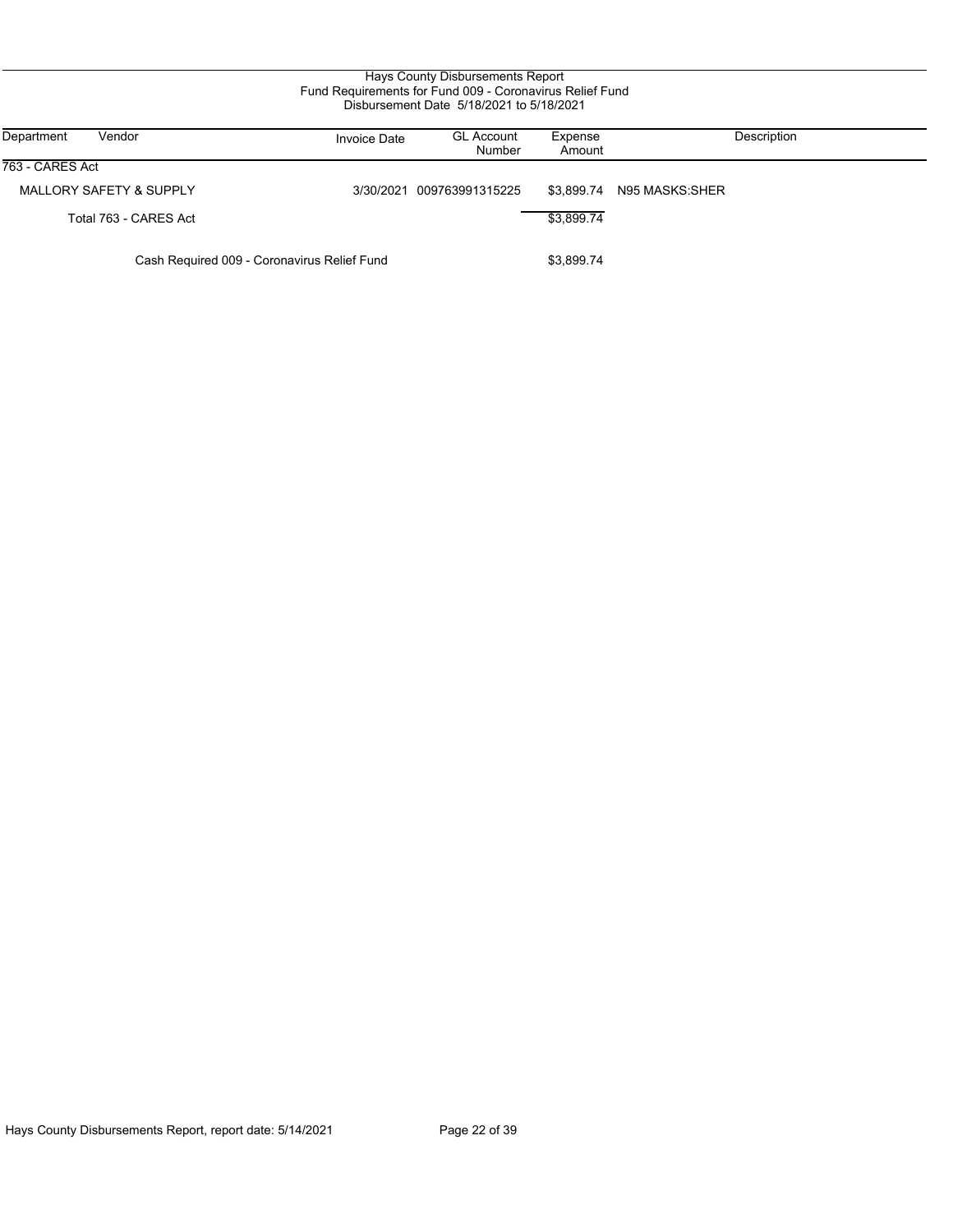# Hays County Disbursements Report

## Fund Requirements for Fund 009 - Coronavirus Relief Fund

### Disbursement Date 5/18/2021 to 5/18/2021

| Department | Vendor | Invoice Date | GL Account Number | Expense Amount | Description |
|---|---|---|---|---|---|
| 763 - CARES Act | | | | | |
| | MALLORY SAFETY & SUPPLY | 3/30/2021 | 009763991315225 | $3,899.74 | N95 MASKS:SHER |
| | Total 763 - CARES Act | | | $3,899.74 | |
| | Cash Required 009 - Coronavirus Relief Fund | | | $3,899.74 | |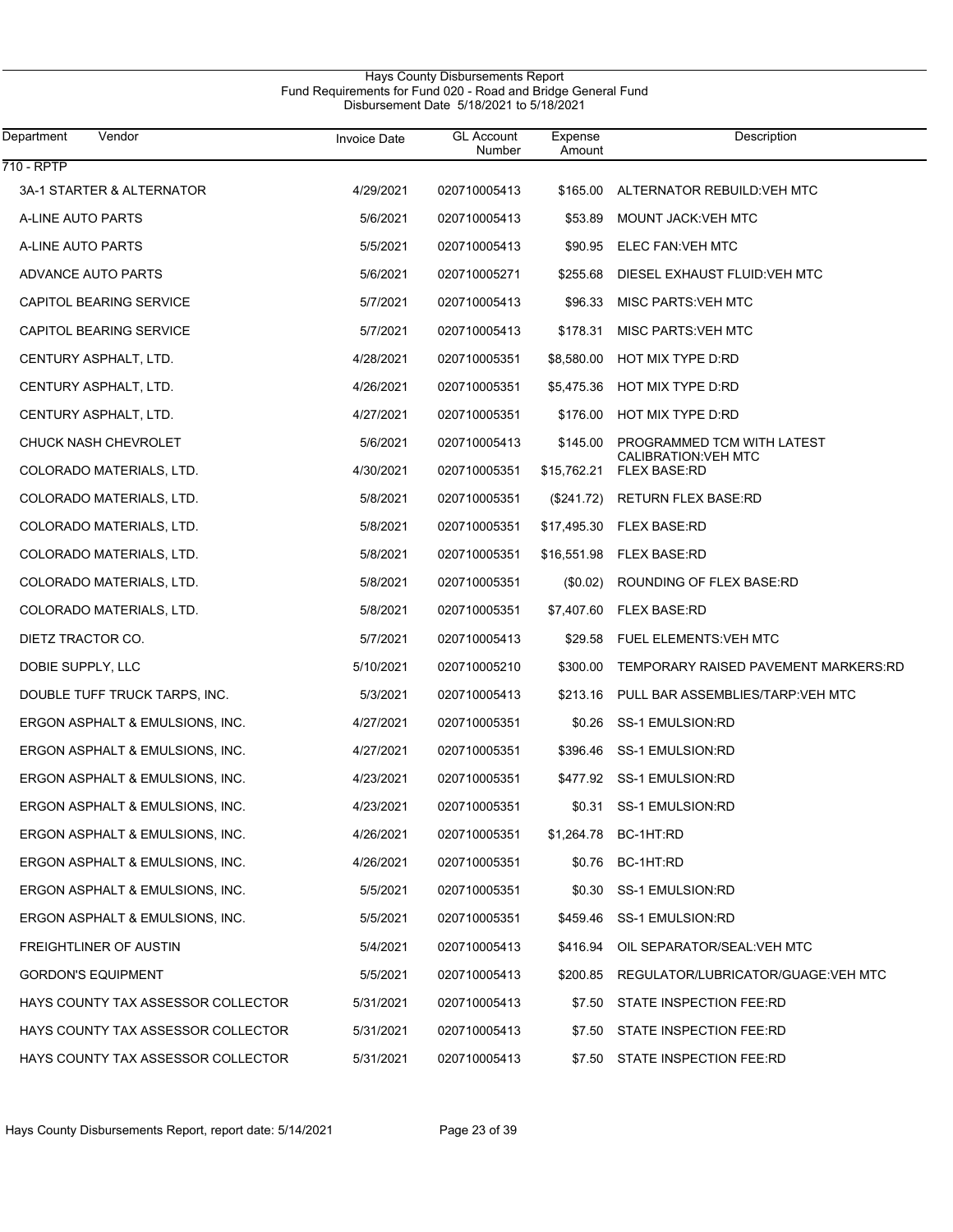Hays County Disbursements Report
Fund Requirements for Fund 020 - Road and Bridge General Fund
Disbursement Date 5/18/2021 to 5/18/2021

| Department Vendor | Invoice Date | GL Account Number | Expense Amount | Description |
|---|---|---|---|---|
| **710 - RPTP** | | | | |
| 3A-1 STARTER & ALTERNATOR | 4/29/2021 | 020710005413 | $165.00 | ALTERNATOR REBUILD:VEH MTC |
| A-LINE AUTO PARTS | 5/6/2021 | 020710005413 | $53.89 | MOUNT JACK:VEH MTC |
| A-LINE AUTO PARTS | 5/5/2021 | 020710005413 | $90.95 | ELEC FAN:VEH MTC |
| ADVANCE AUTO PARTS | 5/6/2021 | 020710005271 | $255.68 | DIESEL EXHAUST FLUID:VEH MTC |
| CAPITOL BEARING SERVICE | 5/7/2021 | 020710005413 | $96.33 | MISC PARTS:VEH MTC |
| CAPITOL BEARING SERVICE | 5/7/2021 | 020710005413 | $178.31 | MISC PARTS:VEH MTC |
| CENTURY ASPHALT, LTD. | 4/28/2021 | 020710005351 | $8,580.00 | HOT MIX TYPE D:RD |
| CENTURY ASPHALT, LTD. | 4/26/2021 | 020710005351 | $5,475.36 | HOT MIX TYPE D:RD |
| CENTURY ASPHALT, LTD. | 4/27/2021 | 020710005351 | $176.00 | HOT MIX TYPE D:RD |
| CHUCK NASH CHEVROLET | 5/6/2021 | 020710005413 | $145.00 | PROGRAMMED TCM WITH LATEST CALIBRATION:VEH MTC |
| COLORADO MATERIALS, LTD. | 4/30/2021 | 020710005351 | $15,762.21 | FLEX BASE:RD |
| COLORADO MATERIALS, LTD. | 5/8/2021 | 020710005351 | ($241.72) | RETURN FLEX BASE:RD |
| COLORADO MATERIALS, LTD. | 5/8/2021 | 020710005351 | $17,495.30 | FLEX BASE:RD |
| COLORADO MATERIALS, LTD. | 5/8/2021 | 020710005351 | $16,551.98 | FLEX BASE:RD |
| COLORADO MATERIALS, LTD. | 5/8/2021 | 020710005351 | ($0.02) | ROUNDING OF FLEX BASE:RD |
| COLORADO MATERIALS, LTD. | 5/8/2021 | 020710005351 | $7,407.60 | FLEX BASE:RD |
| DIETZ TRACTOR CO. | 5/7/2021 | 020710005413 | $29.58 | FUEL ELEMENTS:VEH MTC |
| DOBIE SUPPLY, LLC | 5/10/2021 | 020710005210 | $300.00 | TEMPORARY RAISED PAVEMENT MARKERS:RD |
| DOUBLE TUFF TRUCK TARPS, INC. | 5/3/2021 | 020710005413 | $213.16 | PULL BAR ASSEMBLIES/TARP:VEH MTC |
| ERGON ASPHALT & EMULSIONS, INC. | 4/27/2021 | 020710005351 | $0.26 | SS-1 EMULSION:RD |
| ERGON ASPHALT & EMULSIONS, INC. | 4/27/2021 | 020710005351 | $396.46 | SS-1 EMULSION:RD |
| ERGON ASPHALT & EMULSIONS, INC. | 4/23/2021 | 020710005351 | $477.92 | SS-1 EMULSION:RD |
| ERGON ASPHALT & EMULSIONS, INC. | 4/23/2021 | 020710005351 | $0.31 | SS-1 EMULSION:RD |
| ERGON ASPHALT & EMULSIONS, INC. | 4/26/2021 | 020710005351 | $1,264.78 | BC-1HT:RD |
| ERGON ASPHALT & EMULSIONS, INC. | 4/26/2021 | 020710005351 | $0.76 | BC-1HT:RD |
| ERGON ASPHALT & EMULSIONS, INC. | 5/5/2021 | 020710005351 | $0.30 | SS-1 EMULSION:RD |
| ERGON ASPHALT & EMULSIONS, INC. | 5/5/2021 | 020710005351 | $459.46 | SS-1 EMULSION:RD |
| FREIGHTLINER OF AUSTIN | 5/4/2021 | 020710005413 | $416.94 | OIL SEPARATOR/SEAL:VEH MTC |
| GORDON'S EQUIPMENT | 5/5/2021 | 020710005413 | $200.85 | REGULATOR/LUBRICATOR/GUAGE:VEH MTC |
| HAYS COUNTY TAX ASSESSOR COLLECTOR | 5/31/2021 | 020710005413 | $7.50 | STATE INSPECTION FEE:RD |
| HAYS COUNTY TAX ASSESSOR COLLECTOR | 5/31/2021 | 020710005413 | $7.50 | STATE INSPECTION FEE:RD |
| HAYS COUNTY TAX ASSESSOR COLLECTOR | 5/31/2021 | 020710005413 | $7.50 | STATE INSPECTION FEE:RD |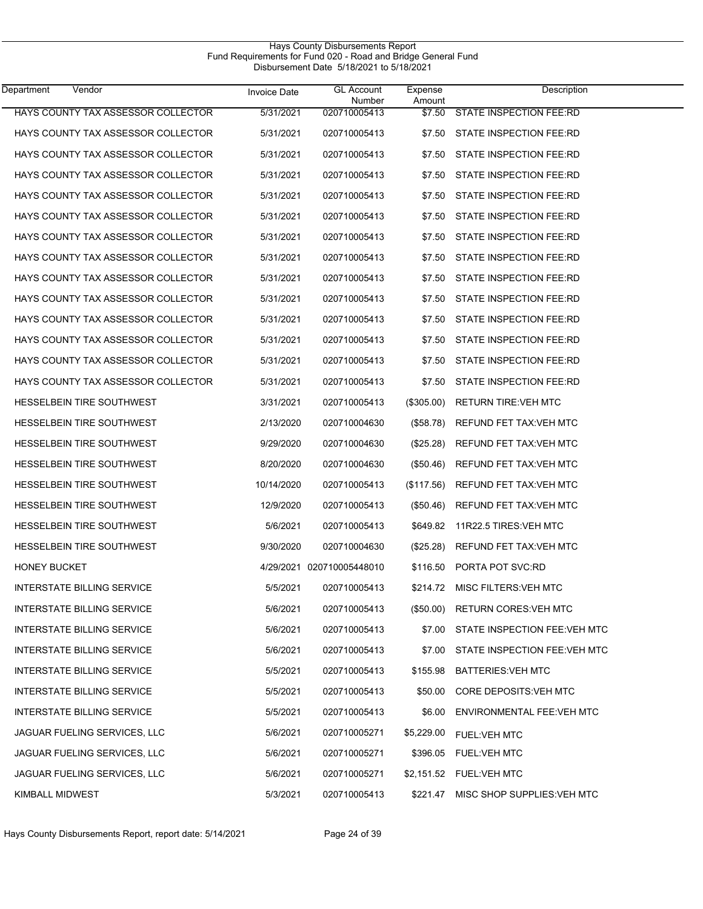Hays County Disbursements Report
Fund Requirements for Fund 020 - Road and Bridge General Fund
Disbursement Date 5/18/2021 to 5/18/2021

| Department | Vendor | Invoice Date | GL Account Number | Expense Amount | Description |
|---|---|---|---|---|---|
| HAYS COUNTY TAX ASSESSOR COLLECTOR | | 5/31/2021 | 020710005413 | $7.50 | STATE INSPECTION FEE:RD |
| HAYS COUNTY TAX ASSESSOR COLLECTOR | | 5/31/2021 | 020710005413 | $7.50 | STATE INSPECTION FEE:RD |
| HAYS COUNTY TAX ASSESSOR COLLECTOR | | 5/31/2021 | 020710005413 | $7.50 | STATE INSPECTION FEE:RD |
| HAYS COUNTY TAX ASSESSOR COLLECTOR | | 5/31/2021 | 020710005413 | $7.50 | STATE INSPECTION FEE:RD |
| HAYS COUNTY TAX ASSESSOR COLLECTOR | | 5/31/2021 | 020710005413 | $7.50 | STATE INSPECTION FEE:RD |
| HAYS COUNTY TAX ASSESSOR COLLECTOR | | 5/31/2021 | 020710005413 | $7.50 | STATE INSPECTION FEE:RD |
| HAYS COUNTY TAX ASSESSOR COLLECTOR | | 5/31/2021 | 020710005413 | $7.50 | STATE INSPECTION FEE:RD |
| HAYS COUNTY TAX ASSESSOR COLLECTOR | | 5/31/2021 | 020710005413 | $7.50 | STATE INSPECTION FEE:RD |
| HAYS COUNTY TAX ASSESSOR COLLECTOR | | 5/31/2021 | 020710005413 | $7.50 | STATE INSPECTION FEE:RD |
| HAYS COUNTY TAX ASSESSOR COLLECTOR | | 5/31/2021 | 020710005413 | $7.50 | STATE INSPECTION FEE:RD |
| HAYS COUNTY TAX ASSESSOR COLLECTOR | | 5/31/2021 | 020710005413 | $7.50 | STATE INSPECTION FEE:RD |
| HAYS COUNTY TAX ASSESSOR COLLECTOR | | 5/31/2021 | 020710005413 | $7.50 | STATE INSPECTION FEE:RD |
| HAYS COUNTY TAX ASSESSOR COLLECTOR | | 5/31/2021 | 020710005413 | $7.50 | STATE INSPECTION FEE:RD |
| HAYS COUNTY TAX ASSESSOR COLLECTOR | | 5/31/2021 | 020710005413 | $7.50 | STATE INSPECTION FEE:RD |
| HESSELBEIN TIRE SOUTHWEST | | 3/31/2021 | 020710005413 | ($305.00) | RETURN TIRE:VEH MTC |
| HESSELBEIN TIRE SOUTHWEST | | 2/13/2020 | 020710004630 | ($58.78) | REFUND FET TAX:VEH MTC |
| HESSELBEIN TIRE SOUTHWEST | | 9/29/2020 | 020710004630 | ($25.28) | REFUND FET TAX:VEH MTC |
| HESSELBEIN TIRE SOUTHWEST | | 8/20/2020 | 020710004630 | ($50.46) | REFUND FET TAX:VEH MTC |
| HESSELBEIN TIRE SOUTHWEST | | 10/14/2020 | 020710005413 | ($117.56) | REFUND FET TAX:VEH MTC |
| HESSELBEIN TIRE SOUTHWEST | | 12/9/2020 | 020710005413 | ($50.46) | REFUND FET TAX:VEH MTC |
| HESSELBEIN TIRE SOUTHWEST | | 5/6/2021 | 020710005413 | $649.82 | 11R22.5 TIRES:VEH MTC |
| HESSELBEIN TIRE SOUTHWEST | | 9/30/2020 | 020710004630 | ($25.28) | REFUND FET TAX:VEH MTC |
| HONEY BUCKET | | 4/29/2021 | 020710005448010 | $116.50 | PORTA POT SVC:RD |
| INTERSTATE BILLING SERVICE | | 5/5/2021 | 020710005413 | $214.72 | MISC FILTERS:VEH MTC |
| INTERSTATE BILLING SERVICE | | 5/6/2021 | 020710005413 | ($50.00) | RETURN CORES:VEH MTC |
| INTERSTATE BILLING SERVICE | | 5/6/2021 | 020710005413 | $7.00 | STATE INSPECTION FEE:VEH MTC |
| INTERSTATE BILLING SERVICE | | 5/6/2021 | 020710005413 | $7.00 | STATE INSPECTION FEE:VEH MTC |
| INTERSTATE BILLING SERVICE | | 5/5/2021 | 020710005413 | $155.98 | BATTERIES:VEH MTC |
| INTERSTATE BILLING SERVICE | | 5/5/2021 | 020710005413 | $50.00 | CORE DEPOSITS:VEH MTC |
| INTERSTATE BILLING SERVICE | | 5/5/2021 | 020710005413 | $6.00 | ENVIRONMENTAL FEE:VEH MTC |
| JAGUAR FUELING SERVICES, LLC | | 5/6/2021 | 020710005271 | $5,229.00 | FUEL:VEH MTC |
| JAGUAR FUELING SERVICES, LLC | | 5/6/2021 | 020710005271 | $396.05 | FUEL:VEH MTC |
| JAGUAR FUELING SERVICES, LLC | | 5/6/2021 | 020710005271 | $2,151.52 | FUEL:VEH MTC |
| KIMBALL MIDWEST | | 5/3/2021 | 020710005413 | $221.47 | MISC SHOP SUPPLIES:VEH MTC |

Hays County Disbursements Report, report date: 5/14/2021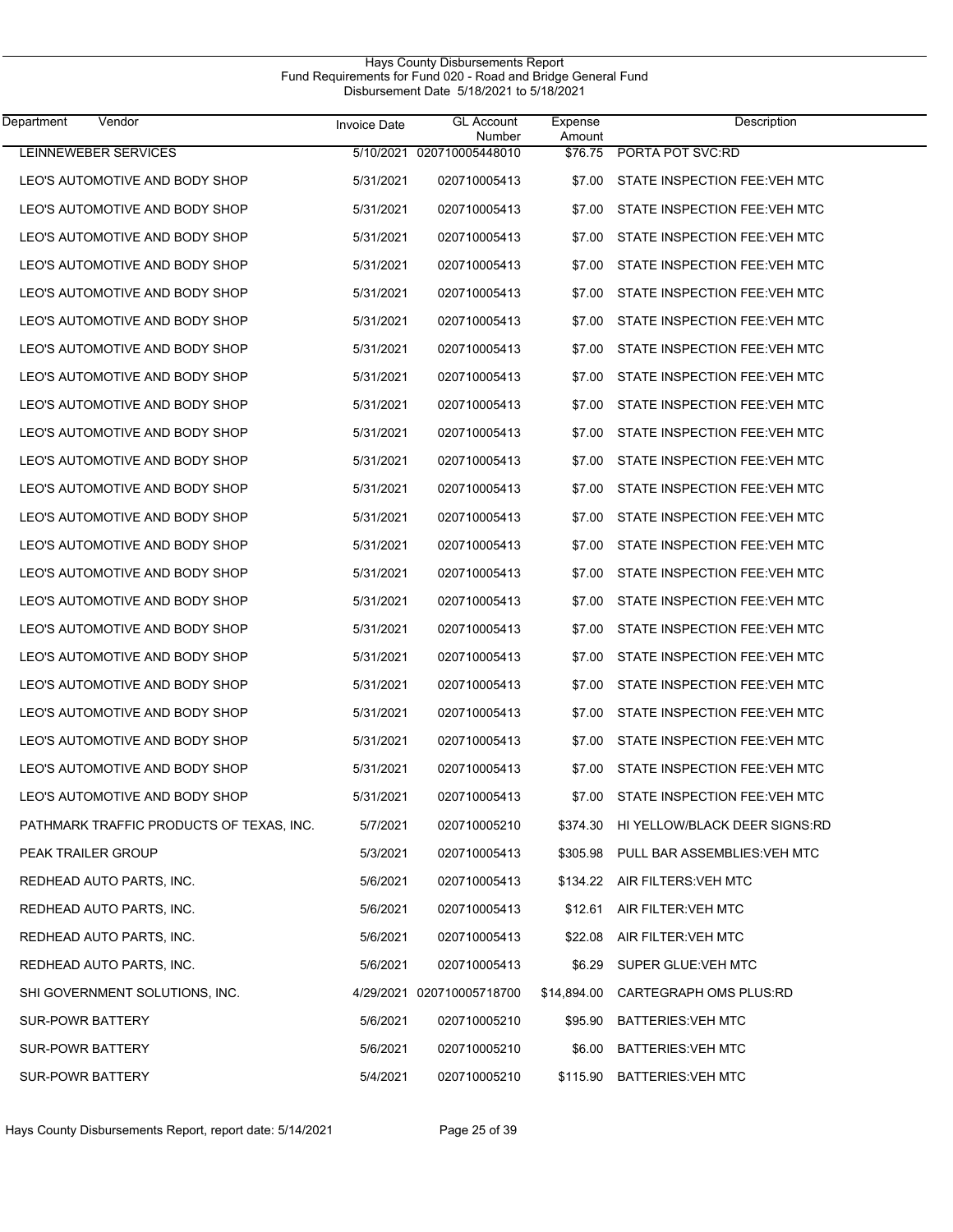Hays County Disbursements Report
Fund Requirements for Fund 020 - Road and Bridge General Fund
Disbursement Date 5/18/2021 to 5/18/2021

| Department Vendor | Invoice Date | GL Account Number | Expense Amount | Description |
|---|---|---|---|---|
| LEINNEWEBER SERVICES | 5/10/2021 | 020710005448010 | $76.75 | PORTA POT SVC:RD |
| LEO'S AUTOMOTIVE AND BODY SHOP | 5/31/2021 | 020710005413 | $7.00 | STATE INSPECTION FEE:VEH MTC |
| LEO'S AUTOMOTIVE AND BODY SHOP | 5/31/2021 | 020710005413 | $7.00 | STATE INSPECTION FEE:VEH MTC |
| LEO'S AUTOMOTIVE AND BODY SHOP | 5/31/2021 | 020710005413 | $7.00 | STATE INSPECTION FEE:VEH MTC |
| LEO'S AUTOMOTIVE AND BODY SHOP | 5/31/2021 | 020710005413 | $7.00 | STATE INSPECTION FEE:VEH MTC |
| LEO'S AUTOMOTIVE AND BODY SHOP | 5/31/2021 | 020710005413 | $7.00 | STATE INSPECTION FEE:VEH MTC |
| LEO'S AUTOMOTIVE AND BODY SHOP | 5/31/2021 | 020710005413 | $7.00 | STATE INSPECTION FEE:VEH MTC |
| LEO'S AUTOMOTIVE AND BODY SHOP | 5/31/2021 | 020710005413 | $7.00 | STATE INSPECTION FEE:VEH MTC |
| LEO'S AUTOMOTIVE AND BODY SHOP | 5/31/2021 | 020710005413 | $7.00 | STATE INSPECTION FEE:VEH MTC |
| LEO'S AUTOMOTIVE AND BODY SHOP | 5/31/2021 | 020710005413 | $7.00 | STATE INSPECTION FEE:VEH MTC |
| LEO'S AUTOMOTIVE AND BODY SHOP | 5/31/2021 | 020710005413 | $7.00 | STATE INSPECTION FEE:VEH MTC |
| LEO'S AUTOMOTIVE AND BODY SHOP | 5/31/2021 | 020710005413 | $7.00 | STATE INSPECTION FEE:VEH MTC |
| LEO'S AUTOMOTIVE AND BODY SHOP | 5/31/2021 | 020710005413 | $7.00 | STATE INSPECTION FEE:VEH MTC |
| LEO'S AUTOMOTIVE AND BODY SHOP | 5/31/2021 | 020710005413 | $7.00 | STATE INSPECTION FEE:VEH MTC |
| LEO'S AUTOMOTIVE AND BODY SHOP | 5/31/2021 | 020710005413 | $7.00 | STATE INSPECTION FEE:VEH MTC |
| LEO'S AUTOMOTIVE AND BODY SHOP | 5/31/2021 | 020710005413 | $7.00 | STATE INSPECTION FEE:VEH MTC |
| LEO'S AUTOMOTIVE AND BODY SHOP | 5/31/2021 | 020710005413 | $7.00 | STATE INSPECTION FEE:VEH MTC |
| LEO'S AUTOMOTIVE AND BODY SHOP | 5/31/2021 | 020710005413 | $7.00 | STATE INSPECTION FEE:VEH MTC |
| LEO'S AUTOMOTIVE AND BODY SHOP | 5/31/2021 | 020710005413 | $7.00 | STATE INSPECTION FEE:VEH MTC |
| LEO'S AUTOMOTIVE AND BODY SHOP | 5/31/2021 | 020710005413 | $7.00 | STATE INSPECTION FEE:VEH MTC |
| LEO'S AUTOMOTIVE AND BODY SHOP | 5/31/2021 | 020710005413 | $7.00 | STATE INSPECTION FEE:VEH MTC |
| LEO'S AUTOMOTIVE AND BODY SHOP | 5/31/2021 | 020710005413 | $7.00 | STATE INSPECTION FEE:VEH MTC |
| LEO'S AUTOMOTIVE AND BODY SHOP | 5/31/2021 | 020710005413 | $7.00 | STATE INSPECTION FEE:VEH MTC |
| PATHMARK TRAFFIC PRODUCTS OF TEXAS, INC. | 5/7/2021 | 020710005210 | $374.30 | HI YELLOW/BLACK DEER SIGNS:RD |
| PEAK TRAILER GROUP | 5/3/2021 | 020710005413 | $305.98 | PULL BAR ASSEMBLIES:VEH MTC |
| REDHEAD AUTO PARTS, INC. | 5/6/2021 | 020710005413 | $134.22 | AIR FILTERS:VEH MTC |
| REDHEAD AUTO PARTS, INC. | 5/6/2021 | 020710005413 | $12.61 | AIR FILTER:VEH MTC |
| REDHEAD AUTO PARTS, INC. | 5/6/2021 | 020710005413 | $22.08 | AIR FILTER:VEH MTC |
| REDHEAD AUTO PARTS, INC. | 5/6/2021 | 020710005413 | $6.29 | SUPER GLUE:VEH MTC |
| SHI GOVERNMENT SOLUTIONS, INC. | 4/29/2021 | 020710005718700 | $14,894.00 | CARTEGRAPH OMS PLUS:RD |
| SUR-POWR BATTERY | 5/6/2021 | 020710005210 | $95.90 | BATTERIES:VEH MTC |
| SUR-POWR BATTERY | 5/6/2021 | 020710005210 | $6.00 | BATTERIES:VEH MTC |
| SUR-POWR BATTERY | 5/4/2021 | 020710005210 | $115.90 | BATTERIES:VEH MTC |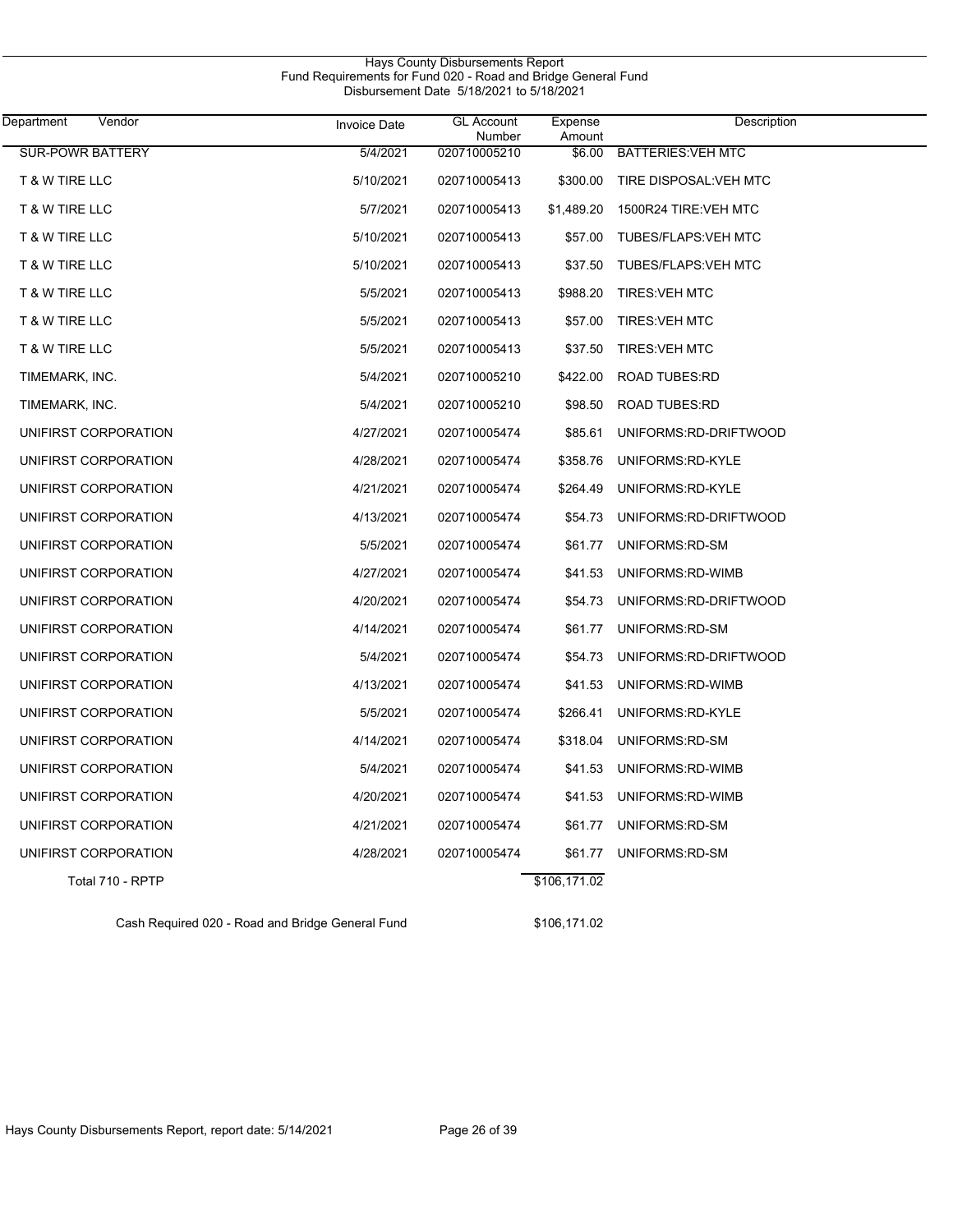Hays County Disbursements Report
Fund Requirements for Fund 020 - Road and Bridge General Fund
Disbursement Date 5/18/2021 to 5/18/2021

| Department Vendor | Invoice Date | GL Account Number | Expense Amount | Description |
|---|---|---|---|---|
| SUR-POWR BATTERY | 5/4/2021 | 020710005210 | $6.00 | BATTERIES:VEH MTC |
| T & W TIRE LLC | 5/10/2021 | 020710005413 | $300.00 | TIRE DISPOSAL:VEH MTC |
| T & W TIRE LLC | 5/7/2021 | 020710005413 | $1,489.20 | 1500R24 TIRE:VEH MTC |
| T & W TIRE LLC | 5/10/2021 | 020710005413 | $57.00 | TUBES/FLAPS:VEH MTC |
| T & W TIRE LLC | 5/10/2021 | 020710005413 | $37.50 | TUBES/FLAPS:VEH MTC |
| T & W TIRE LLC | 5/5/2021 | 020710005413 | $988.20 | TIRES:VEH MTC |
| T & W TIRE LLC | 5/5/2021 | 020710005413 | $57.00 | TIRES:VEH MTC |
| T & W TIRE LLC | 5/5/2021 | 020710005413 | $37.50 | TIRES:VEH MTC |
| TIMEMARK, INC. | 5/4/2021 | 020710005210 | $422.00 | ROAD TUBES:RD |
| TIMEMARK, INC. | 5/4/2021 | 020710005210 | $98.50 | ROAD TUBES:RD |
| UNIFIRST CORPORATION | 4/27/2021 | 020710005474 | $85.61 | UNIFORMS:RD-DRIFTWOOD |
| UNIFIRST CORPORATION | 4/28/2021 | 020710005474 | $358.76 | UNIFORMS:RD-KYLE |
| UNIFIRST CORPORATION | 4/21/2021 | 020710005474 | $264.49 | UNIFORMS:RD-KYLE |
| UNIFIRST CORPORATION | 4/13/2021 | 020710005474 | $54.73 | UNIFORMS:RD-DRIFTWOOD |
| UNIFIRST CORPORATION | 5/5/2021 | 020710005474 | $61.77 | UNIFORMS:RD-SM |
| UNIFIRST CORPORATION | 4/27/2021 | 020710005474 | $41.53 | UNIFORMS:RD-WIMB |
| UNIFIRST CORPORATION | 4/20/2021 | 020710005474 | $54.73 | UNIFORMS:RD-DRIFTWOOD |
| UNIFIRST CORPORATION | 4/14/2021 | 020710005474 | $61.77 | UNIFORMS:RD-SM |
| UNIFIRST CORPORATION | 5/4/2021 | 020710005474 | $54.73 | UNIFORMS:RD-DRIFTWOOD |
| UNIFIRST CORPORATION | 4/13/2021 | 020710005474 | $41.53 | UNIFORMS:RD-WIMB |
| UNIFIRST CORPORATION | 5/5/2021 | 020710005474 | $266.41 | UNIFORMS:RD-KYLE |
| UNIFIRST CORPORATION | 4/14/2021 | 020710005474 | $318.04 | UNIFORMS:RD-SM |
| UNIFIRST CORPORATION | 5/4/2021 | 020710005474 | $41.53 | UNIFORMS:RD-WIMB |
| UNIFIRST CORPORATION | 4/20/2021 | 020710005474 | $41.53 | UNIFORMS:RD-WIMB |
| UNIFIRST CORPORATION | 4/21/2021 | 020710005474 | $61.77 | UNIFORMS:RD-SM |
| UNIFIRST CORPORATION | 4/28/2021 | 020710005474 | $61.77 | UNIFORMS:RD-SM |
| Total 710 - RPTP | | | $106,171.02 | |

Cash Required 020 - Road and Bridge General Fund $106,171.02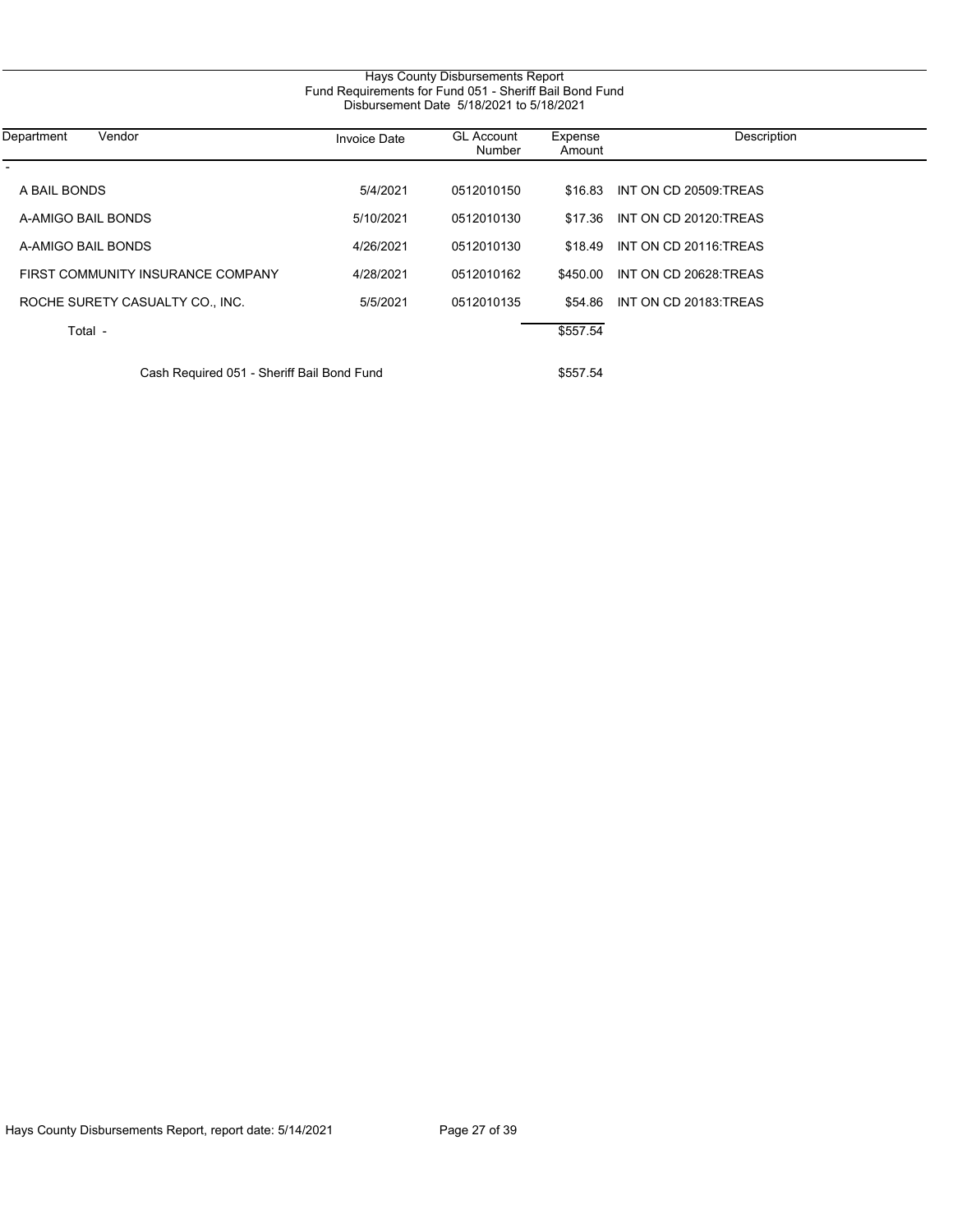# Hays County Disbursements Report

## Fund Requirements for Fund 051 - Sheriff Bail Bond Fund

### Disbursement Date 5/18/2021 to 5/18/2021

| Department | Vendor | Invoice Date | GL Account Number | Expense Amount | Description |
|---|---|---|---|---|---|
| - | | | | | |
| | A BAIL BONDS | 5/4/2021 | 0512010150 | $16.83 | INT ON CD 20509:TREAS |
| | A-AMIGO BAIL BONDS | 5/10/2021 | 0512010130 | $17.36 | INT ON CD 20120:TREAS |
| | A-AMIGO BAIL BONDS | 4/26/2021 | 0512010130 | $18.49 | INT ON CD 20116:TREAS |
| | FIRST COMMUNITY INSURANCE COMPANY | 4/28/2021 | 0512010162 | $450.00 | INT ON CD 20628:TREAS |
| | ROCHE SURETY CASUALTY CO., INC. | 5/5/2021 | 0512010135 | $54.86 | INT ON CD 20183:TREAS |
| | Total - | | | $557.54 | |
| | Cash Required 051 - Sheriff Bail Bond Fund | | | $557.54 | |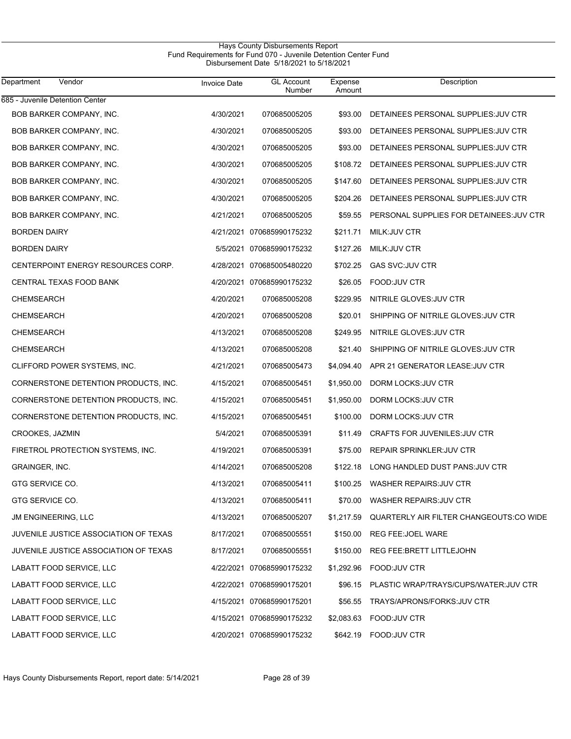# Hays County Disbursements Report

## Fund Requirements for Fund 070 - Juvenile Detention Center Fund

Disbursement Date 5/18/2021 to 5/18/2021

| Department | Vendor | Invoice Date | GL Account Number | Expense Amount | Description |
|---|---|---|---|---|---|
| 685 - Juvenile Detention Center | | | | | |
| | BOB BARKER COMPANY, INC. | 4/30/2021 | 070685005205 | $93.00 | DETAINEES PERSONAL SUPPLIES:JUV CTR |
| | BOB BARKER COMPANY, INC. | 4/30/2021 | 070685005205 | $93.00 | DETAINEES PERSONAL SUPPLIES:JUV CTR |
| | BOB BARKER COMPANY, INC. | 4/30/2021 | 070685005205 | $93.00 | DETAINEES PERSONAL SUPPLIES:JUV CTR |
| | BOB BARKER COMPANY, INC. | 4/30/2021 | 070685005205 | $108.72 | DETAINEES PERSONAL SUPPLIES:JUV CTR |
| | BOB BARKER COMPANY, INC. | 4/30/2021 | 070685005205 | $147.60 | DETAINEES PERSONAL SUPPLIES:JUV CTR |
| | BOB BARKER COMPANY, INC. | 4/30/2021 | 070685005205 | $204.26 | DETAINEES PERSONAL SUPPLIES:JUV CTR |
| | BOB BARKER COMPANY, INC. | 4/21/2021 | 070685005205 | $59.55 | PERSONAL SUPPLIES FOR DETAINEES:JUV CTR |
| | BORDEN DAIRY | 4/21/2021 | 070685990175232 | $211.71 | MILK:JUV CTR |
| | BORDEN DAIRY | 5/5/2021 | 070685990175232 | $127.26 | MILK:JUV CTR |
| | CENTERPOINT ENERGY RESOURCES CORP. | 4/28/2021 | 070685005480220 | $702.25 | GAS SVC:JUV CTR |
| | CENTRAL TEXAS FOOD BANK | 4/20/2021 | 070685990175232 | $26.05 | FOOD:JUV CTR |
| | CHEMSEARCH | 4/20/2021 | 070685005208 | $229.95 | NITRILE GLOVES:JUV CTR |
| | CHEMSEARCH | 4/20/2021 | 070685005208 | $20.01 | SHIPPING OF NITRILE GLOVES:JUV CTR |
| | CHEMSEARCH | 4/13/2021 | 070685005208 | $249.95 | NITRILE GLOVES:JUV CTR |
| | CHEMSEARCH | 4/13/2021 | 070685005208 | $21.40 | SHIPPING OF NITRILE GLOVES:JUV CTR |
| | CLIFFORD POWER SYSTEMS, INC. | 4/21/2021 | 070685005473 | $4,094.40 | APR 21 GENERATOR LEASE:JUV CTR |
| | CORNERSTONE DETENTION PRODUCTS, INC. | 4/15/2021 | 070685005451 | $1,950.00 | DORM LOCKS:JUV CTR |
| | CORNERSTONE DETENTION PRODUCTS, INC. | 4/15/2021 | 070685005451 | $1,950.00 | DORM LOCKS:JUV CTR |
| | CORNERSTONE DETENTION PRODUCTS, INC. | 4/15/2021 | 070685005451 | $100.00 | DORM LOCKS:JUV CTR |
| | CROOKES, JAZMIN | 5/4/2021 | 070685005391 | $11.49 | CRAFTS FOR JUVENILES:JUV CTR |
| | FIRETROL PROTECTION SYSTEMS, INC. | 4/19/2021 | 070685005391 | $75.00 | REPAIR SPRINKLER:JUV CTR |
| | GRAINGER, INC. | 4/14/2021 | 070685005208 | $122.18 | LONG HANDLED DUST PANS:JUV CTR |
| | GTG SERVICE CO. | 4/13/2021 | 070685005411 | $100.25 | WASHER REPAIRS:JUV CTR |
| | GTG SERVICE CO. | 4/13/2021 | 070685005411 | $70.00 | WASHER REPAIRS:JUV CTR |
| | JM ENGINEERING, LLC | 4/13/2021 | 070685005207 | $1,217.59 | QUARTERLY AIR FILTER CHANGEOUTS:CO WIDE |
| | JUVENILE JUSTICE ASSOCIATION OF TEXAS | 8/17/2021 | 070685005551 | $150.00 | REG FEE:JOEL WARE |
| | JUVENILE JUSTICE ASSOCIATION OF TEXAS | 8/17/2021 | 070685005551 | $150.00 | REG FEE:BRETT LITTLEJOHN |
| | LABATT FOOD SERVICE, LLC | 4/22/2021 | 070685990175232 | $1,292.96 | FOOD:JUV CTR |
| | LABATT FOOD SERVICE, LLC | 4/22/2021 | 070685990175201 | $96.15 | PLASTIC WRAP/TRAYS/CUPS/WATER:JUV CTR |
| | LABATT FOOD SERVICE, LLC | 4/15/2021 | 070685990175201 | $56.55 | TRAYS/APRONS/FORKS:JUV CTR |
| | LABATT FOOD SERVICE, LLC | 4/15/2021 | 070685990175232 | $2,083.63 | FOOD:JUV CTR |
| | LABATT FOOD SERVICE, LLC | 4/20/2021 | 070685990175232 | $642.19 | FOOD:JUV CTR |

Hays County Disbursements Report, report date: 5/14/2021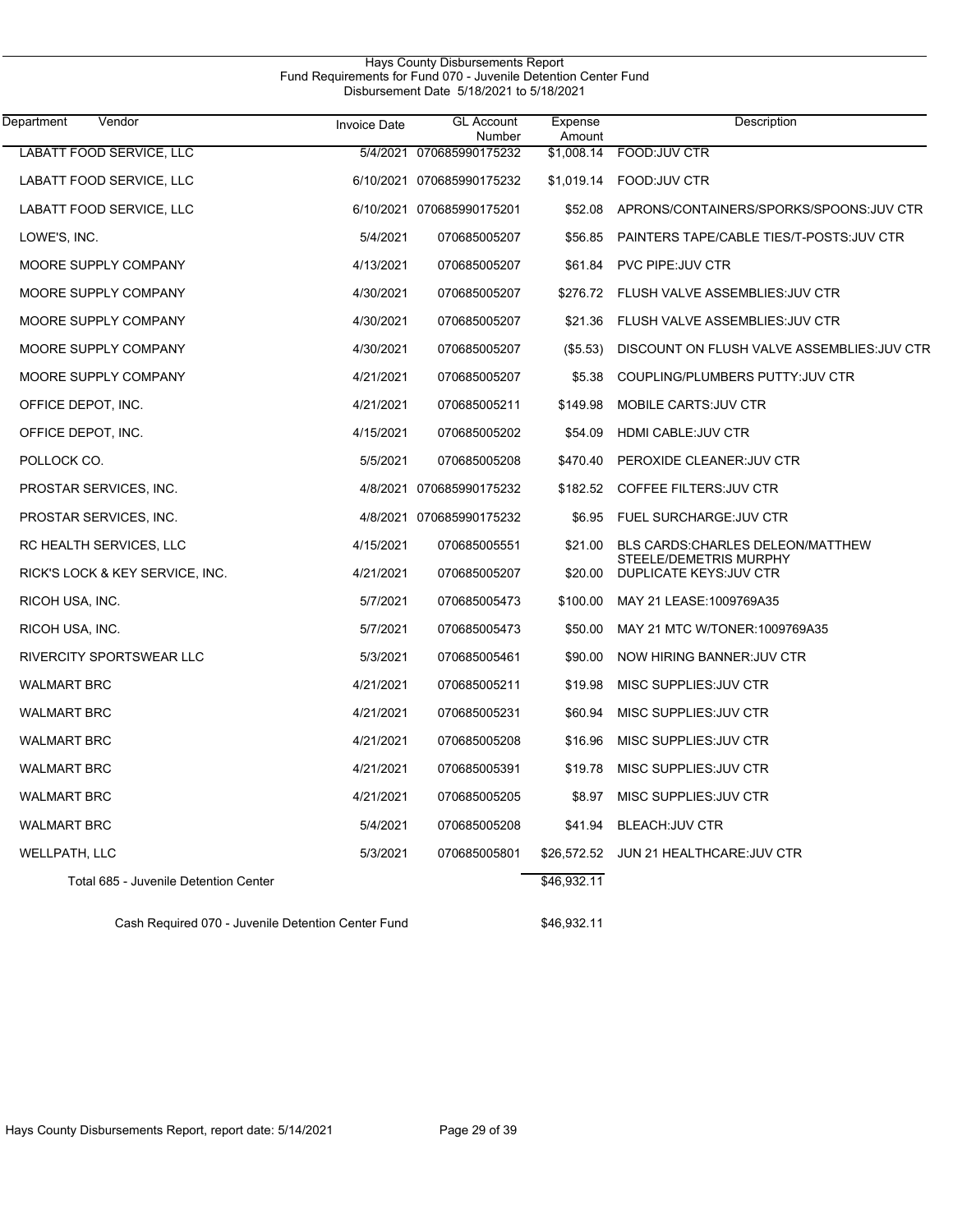# Hays County Disbursements Report

## Fund Requirements for Fund 070 - Juvenile Detention Center Fund

Disbursement Date 5/18/2021 to 5/18/2021

| Department | Vendor | Invoice Date | GL Account Number | Expense Amount | Description |
|---|---|---|---|---|---|
| | LABATT FOOD SERVICE, LLC | 5/4/2021 | 070685990175232 | $1,008.14 | FOOD:JUV CTR |
| | LABATT FOOD SERVICE, LLC | 6/10/2021 | 070685990175232 | $1,019.14 | FOOD:JUV CTR |
| | LABATT FOOD SERVICE, LLC | 6/10/2021 | 070685990175201 | $52.08 | APRONS/CONTAINERS/SPORKS/SPOONS:JUV CTR |
| | LOWE'S, INC. | 5/4/2021 | 070685005207 | $56.85 | PAINTERS TAPE/CABLE TIES/T-POSTS:JUV CTR |
| | MOORE SUPPLY COMPANY | 4/13/2021 | 070685005207 | $61.84 | PVC PIPE:JUV CTR |
| | MOORE SUPPLY COMPANY | 4/30/2021 | 070685005207 | $276.72 | FLUSH VALVE ASSEMBLIES:JUV CTR |
| | MOORE SUPPLY COMPANY | 4/30/2021 | 070685005207 | $21.36 | FLUSH VALVE ASSEMBLIES:JUV CTR |
| | MOORE SUPPLY COMPANY | 4/30/2021 | 070685005207 | ($5.53) | DISCOUNT ON FLUSH VALVE ASSEMBLIES:JUV CTR |
| | MOORE SUPPLY COMPANY | 4/21/2021 | 070685005207 | $5.38 | COUPLING/PLUMBERS PUTTY:JUV CTR |
| | OFFICE DEPOT, INC. | 4/21/2021 | 070685005211 | $149.98 | MOBILE CARTS:JUV CTR |
| | OFFICE DEPOT, INC. | 4/15/2021 | 070685005202 | $54.09 | HDMI CABLE:JUV CTR |
| | POLLOCK CO. | 5/5/2021 | 070685005208 | $470.40 | PEROXIDE CLEANER:JUV CTR |
| | PROSTAR SERVICES, INC. | 4/8/2021 | 070685990175232 | $182.52 | COFFEE FILTERS:JUV CTR |
| | PROSTAR SERVICES, INC. | 4/8/2021 | 070685990175232 | $6.95 | FUEL SURCHARGE:JUV CTR |
| | RC HEALTH SERVICES, LLC | 4/15/2021 | 070685005551 | $21.00 | BLS CARDS:CHARLES DELEON/MATTHEW STEELE/DEMETRIS MURPHY |
| | RICK'S LOCK & KEY SERVICE, INC. | 4/21/2021 | 070685005207 | $20.00 | DUPLICATE KEYS:JUV CTR |
| | RICOH USA, INC. | 5/7/2021 | 070685005473 | $100.00 | MAY 21 LEASE:1009769A35 |
| | RICOH USA, INC. | 5/7/2021 | 070685005473 | $50.00 | MAY 21 MTC W/TONER:1009769A35 |
| | RIVERCITY SPORTSWEAR LLC | 5/3/2021 | 070685005461 | $90.00 | NOW HIRING BANNER:JUV CTR |
| | WALMART BRC | 4/21/2021 | 070685005211 | $19.98 | MISC SUPPLIES:JUV CTR |
| | WALMART BRC | 4/21/2021 | 070685005231 | $60.94 | MISC SUPPLIES:JUV CTR |
| | WALMART BRC | 4/21/2021 | 070685005208 | $16.96 | MISC SUPPLIES:JUV CTR |
| | WALMART BRC | 4/21/2021 | 070685005391 | $19.78 | MISC SUPPLIES:JUV CTR |
| | WALMART BRC | 4/21/2021 | 070685005205 | $8.97 | MISC SUPPLIES:JUV CTR |
| | WALMART BRC | 5/4/2021 | 070685005208 | $41.94 | BLEACH:JUV CTR |
| | WELLPATH, LLC | 5/3/2021 | 070685005801 | $26,572.52 | JUN 21 HEALTHCARE:JUV CTR |
| | Total 685 - Juvenile Detention Center | | | $46,932.11 | |
| | Cash Required 070 - Juvenile Detention Center Fund | | | $46,932.11 | |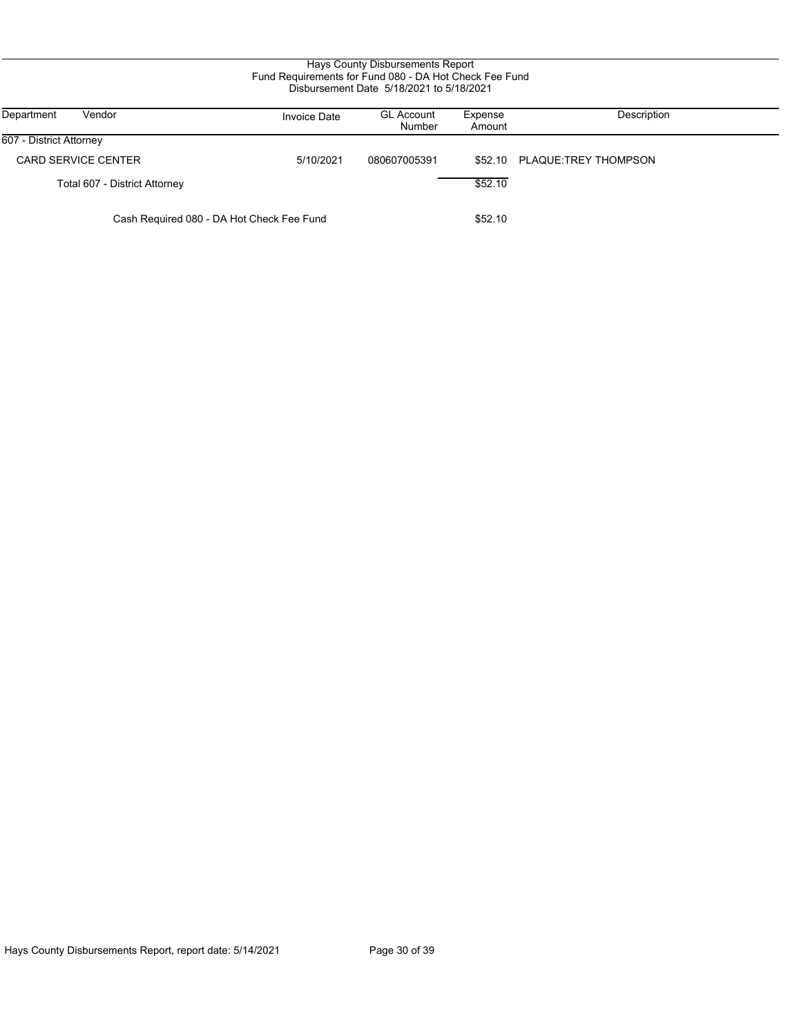Hays County Disbursements Report
Fund Requirements for Fund 080 - DA Hot Check Fee Fund
Disbursement Date 5/18/2021 to 5/18/2021

| Department | Vendor | Invoice Date | GL Account Number | Expense Amount | Description |
|---|---|---|---|---|---|
| 607 - District Attorney | | | | | |
| | CARD SERVICE CENTER | 5/10/2021 | 080607005391 | $52.10 | PLAQUE:TREY THOMPSON |
| | Total 607 - District Attorney | | | $52.10 | |
| | Cash Required 080 - DA Hot Check Fee Fund | | | $52.10 | |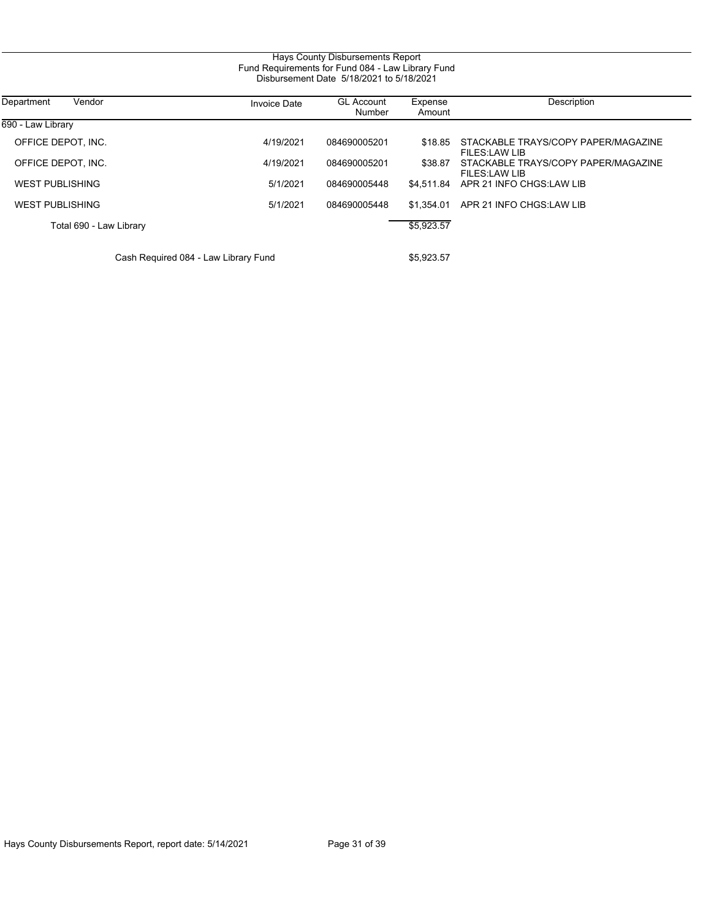Hays County Disbursements Report
Fund Requirements for Fund 084 - Law Library Fund
Disbursement Date 5/18/2021 to 5/18/2021

| Department | Vendor | Invoice Date | GL Account Number | Expense Amount | Description |
|---|---|---|---|---|---|
| 690 - Law Library | | | | | |
| | OFFICE DEPOT, INC. | 4/19/2021 | 084690005201 | $18.85 | STACKABLE TRAYS/COPY PAPER/MAGAZINE FILES:LAW LIB |
| | OFFICE DEPOT, INC. | 4/19/2021 | 084690005201 | $38.87 | STACKABLE TRAYS/COPY PAPER/MAGAZINE FILES:LAW LIB |
| | WEST PUBLISHING | 5/1/2021 | 084690005448 | $4,511.84 | APR 21 INFO CHGS:LAW LIB |
| | WEST PUBLISHING | 5/1/2021 | 084690005448 | $1,354.01 | APR 21 INFO CHGS:LAW LIB |
| | Total 690 - Law Library | | | $5,923.57 | |
| | Cash Required 084 - Law Library Fund | | | $5,923.57 | |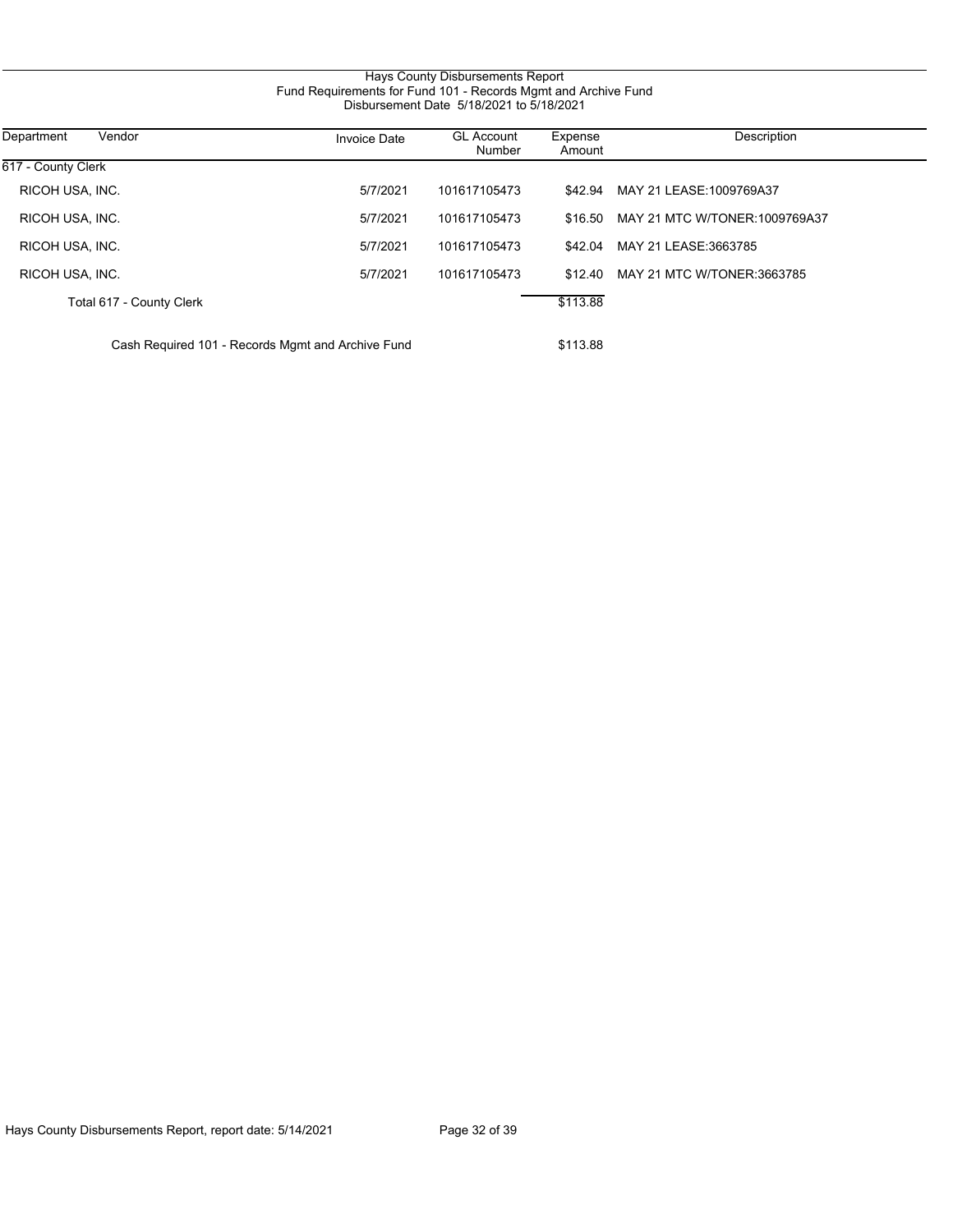# Hays County Disbursements Report
## Fund Requirements for Fund 101 - Records Mgmt and Archive Fund
### Disbursement Date 5/18/2021 to 5/18/2021

| Department | Vendor | Invoice Date | GL Account Number | Expense Amount | Description |
|---|---|---|---|---|---|
| 617 - County Clerk | | | | | |
| | RICOH USA, INC. | 5/7/2021 | 101617105473 | $42.94 | MAY 21 LEASE:1009769A37 |
| | RICOH USA, INC. | 5/7/2021 | 101617105473 | $16.50 | MAY 21 MTC W/TONER:1009769A37 |
| | RICOH USA, INC. | 5/7/2021 | 101617105473 | $42.04 | MAY 21 LEASE:3663785 |
| | RICOH USA, INC. | 5/7/2021 | 101617105473 | $12.40 | MAY 21 MTC W/TONER:3663785 |
| | Total 617 - County Clerk | | | $113.88 | |
| | Cash Required 101 - Records Mgmt and Archive Fund | | | $113.88 | |

Hays County Disbursements Report, report date: 5/14/2021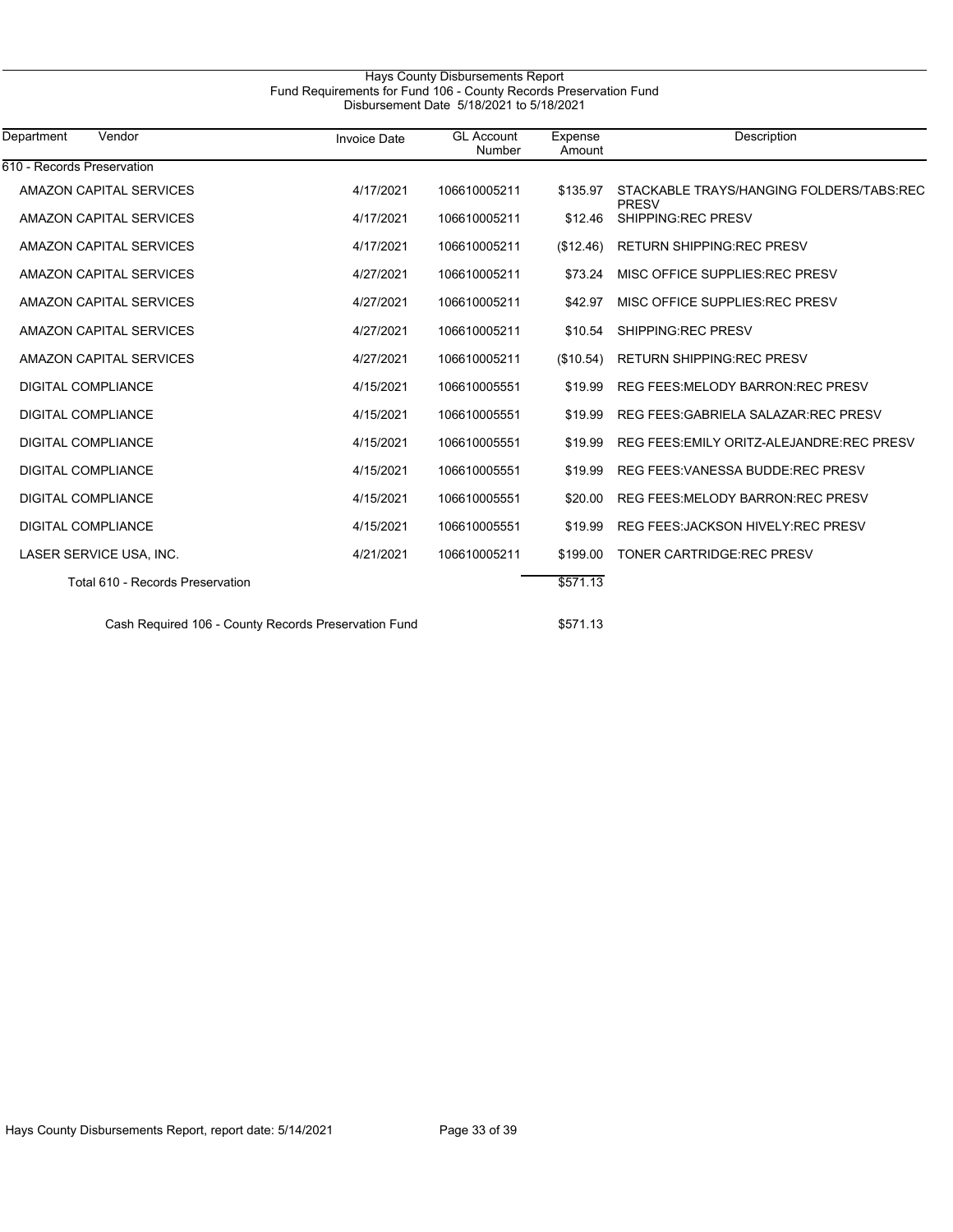# Hays County Disbursements Report

## Fund Requirements for Fund 106 - County Records Preservation Fund

Disbursement Date 5/18/2021 to 5/18/2021

| Department | Vendor | Invoice Date | GL Account Number | Expense Amount | Description |
|---|---|---|---|---|---|
| 610 - Records Preservation | | | | | |
| | AMAZON CAPITAL SERVICES | 4/17/2021 | 106610005211 | $135.97 | STACKABLE TRAYS/HANGING FOLDERS/TABS:REC PRESV |
| | AMAZON CAPITAL SERVICES | 4/17/2021 | 106610005211 | $12.46 | SHIPPING:REC PRESV |
| | AMAZON CAPITAL SERVICES | 4/17/2021 | 106610005211 | ($12.46) | RETURN SHIPPING:REC PRESV |
| | AMAZON CAPITAL SERVICES | 4/27/2021 | 106610005211 | $73.24 | MISC OFFICE SUPPLIES:REC PRESV |
| | AMAZON CAPITAL SERVICES | 4/27/2021 | 106610005211 | $42.97 | MISC OFFICE SUPPLIES:REC PRESV |
| | AMAZON CAPITAL SERVICES | 4/27/2021 | 106610005211 | $10.54 | SHIPPING:REC PRESV |
| | AMAZON CAPITAL SERVICES | 4/27/2021 | 106610005211 | ($10.54) | RETURN SHIPPING:REC PRESV |
| | DIGITAL COMPLIANCE | 4/15/2021 | 106610005551 | $19.99 | REG FEES:MELODY BARRON:REC PRESV |
| | DIGITAL COMPLIANCE | 4/15/2021 | 106610005551 | $19.99 | REG FEES:GABRIELA SALAZAR:REC PRESV |
| | DIGITAL COMPLIANCE | 4/15/2021 | 106610005551 | $19.99 | REG FEES:EMILY ORITZ-ALEJANDRE:REC PRESV |
| | DIGITAL COMPLIANCE | 4/15/2021 | 106610005551 | $19.99 | REG FEES:VANESSA BUDDE:REC PRESV |
| | DIGITAL COMPLIANCE | 4/15/2021 | 106610005551 | $20.00 | REG FEES:MELODY BARRON:REC PRESV |
| | DIGITAL COMPLIANCE | 4/15/2021 | 106610005551 | $19.99 | REG FEES:JACKSON HIVELY:REC PRESV |
| | LASER SERVICE USA, INC. | 4/21/2021 | 106610005211 | $199.00 | TONER CARTRIDGE:REC PRESV |
| | Total 610 - Records Preservation | | | $571.13 | |
| | Cash Required 106 - County Records Preservation Fund | | | $571.13 | |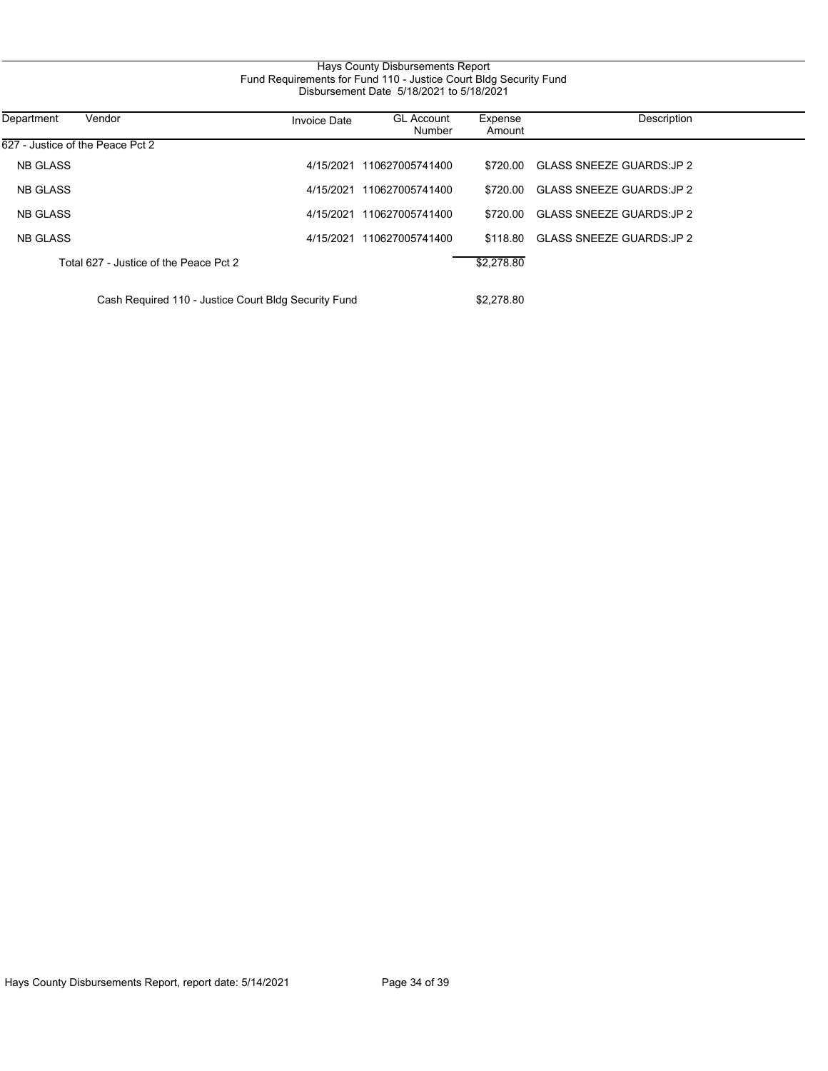# Hays County Disbursements Report
## Fund Requirements for Fund 110 - Justice Court Bldg Security Fund
### Disbursement Date 5/18/2021 to 5/18/2021

| Department | Vendor | Invoice Date | GL Account Number | Expense Amount | Description |
|---|---|---|---|---|---|
| 627 - Justice of the Peace Pct 2 | | | | | |
| NB GLASS | | 4/15/2021 | 110627005741400 | $720.00 | GLASS SNEEZE GUARDS:JP 2 |
| NB GLASS | | 4/15/2021 | 110627005741400 | $720.00 | GLASS SNEEZE GUARDS:JP 2 |
| NB GLASS | | 4/15/2021 | 110627005741400 | $720.00 | GLASS SNEEZE GUARDS:JP 2 |
| NB GLASS | | 4/15/2021 | 110627005741400 | $118.80 | GLASS SNEEZE GUARDS:JP 2 |
| | Total 627 - Justice of the Peace Pct 2 | | | $2,278.80 | |
| | Cash Required 110 - Justice Court Bldg Security Fund | | | $2,278.80 | |

Hays County Disbursements Report, report date: 5/14/2021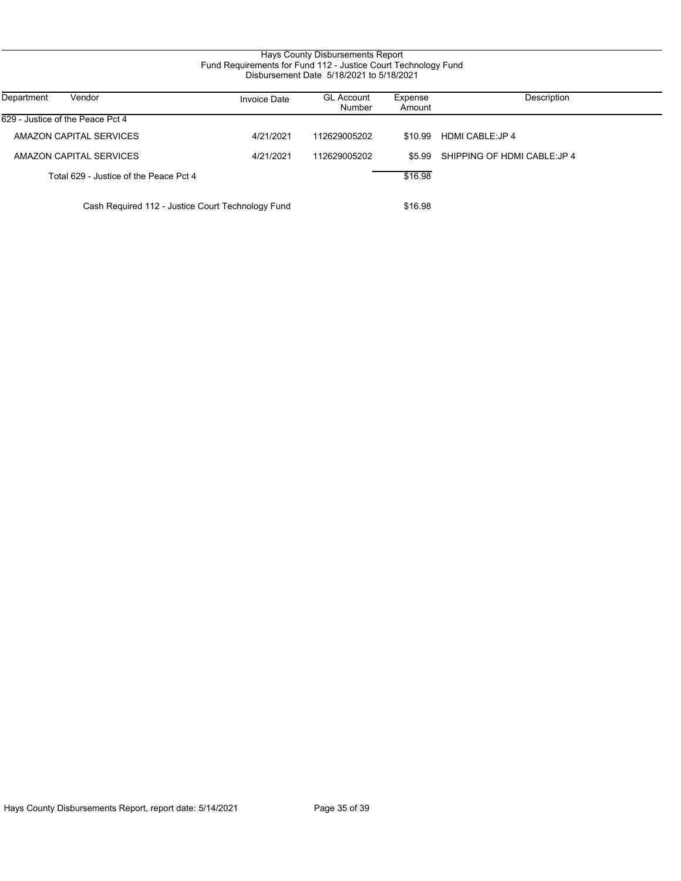Hays County Disbursements Report
Fund Requirements for Fund 112 - Justice Court Technology Fund
Disbursement Date 5/18/2021 to 5/18/2021

| Department | Vendor | Invoice Date | GL Account Number | Expense Amount | Description |
|---|---|---|---|---|---|
| 629 - Justice of the Peace Pct 4 | | | | | |
| | AMAZON CAPITAL SERVICES | 4/21/2021 | 112629005202 | $10.99 | HDMI CABLE:JP 4 |
| | AMAZON CAPITAL SERVICES | 4/21/2021 | 112629005202 | $5.99 | SHIPPING OF HDMI CABLE:JP 4 |
| | Total 629 - Justice of the Peace Pct 4 | | | $16.98 | |
| | Cash Required 112 - Justice Court Technology Fund | | | $16.98 | |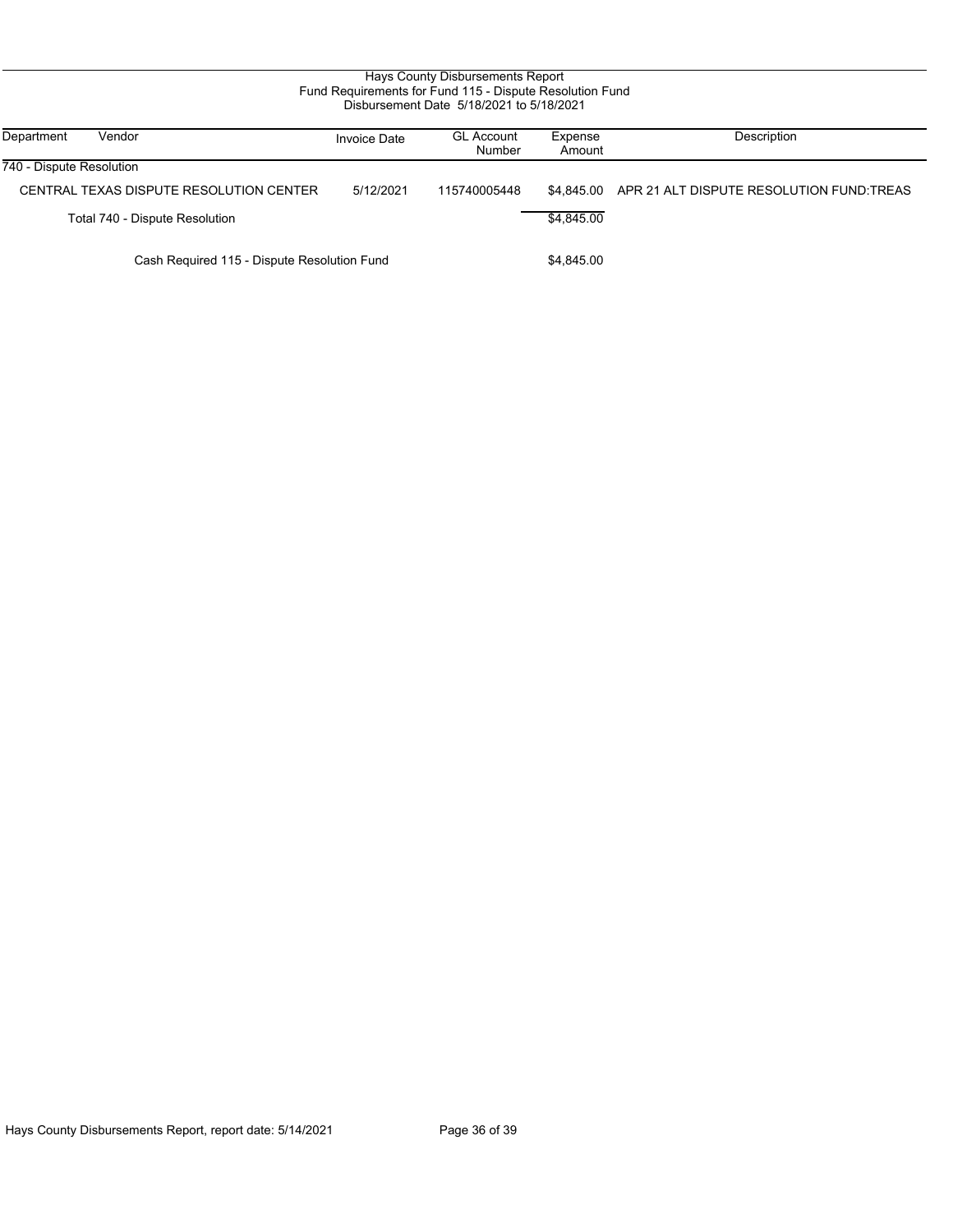Hays County Disbursements Report
Fund Requirements for Fund 115 - Dispute Resolution Fund
Disbursement Date 5/18/2021 to 5/18/2021

| Department | Vendor | Invoice Date | GL Account Number | Expense Amount | Description |
|---|---|---|---|---|---|
| 740 - Dispute Resolution | | | | | |
| | CENTRAL TEXAS DISPUTE RESOLUTION CENTER | 5/12/2021 | 115740005448 | $4,845.00 | APR 21 ALT DISPUTE RESOLUTION FUND:TREAS |
| | Total 740 - Dispute Resolution | | | $4,845.00 | |
| | Cash Required 115 - Dispute Resolution Fund | | | $4,845.00 | |

Hays County Disbursements Report, report date: 5/14/2021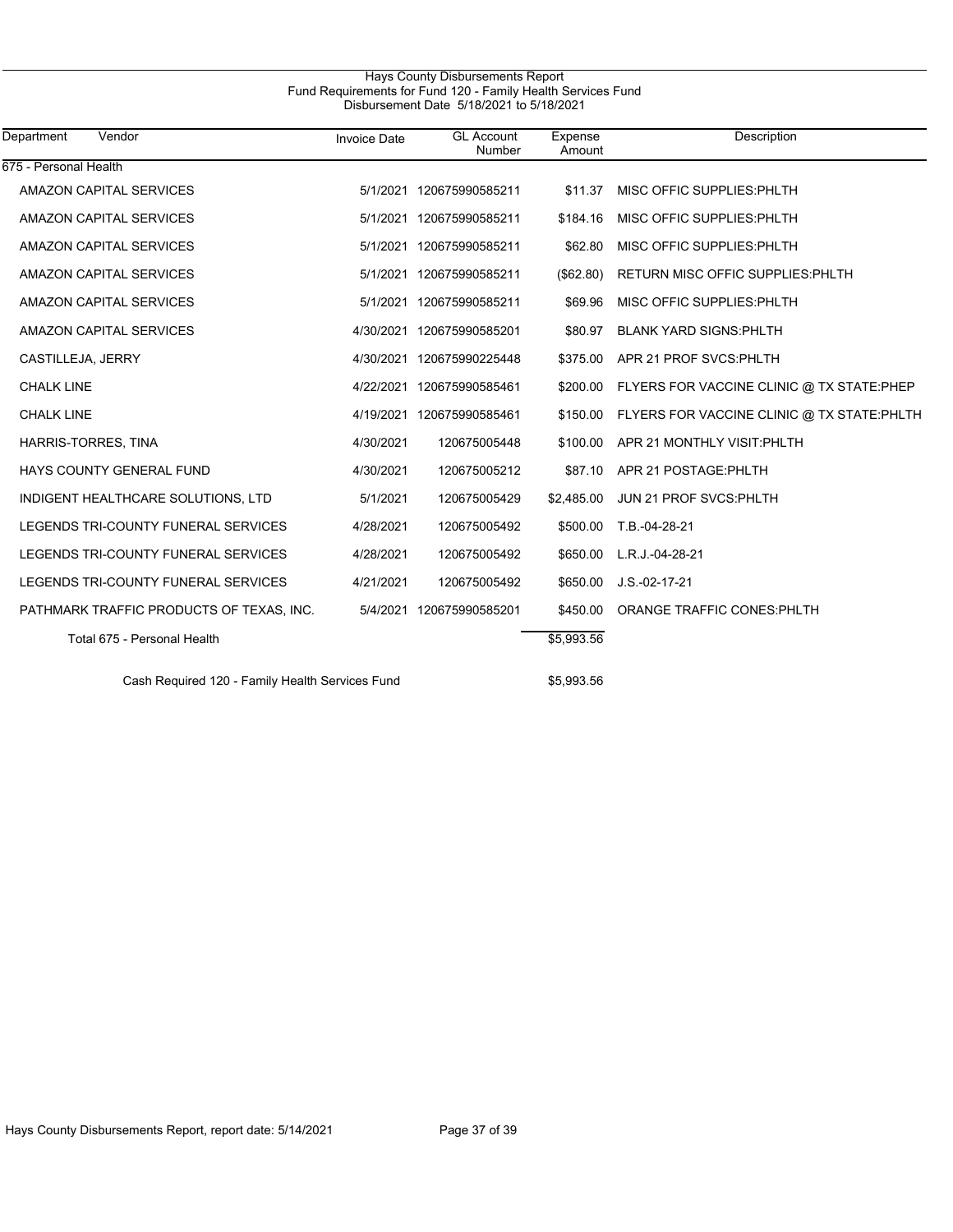# Hays County Disbursements Report

## Fund Requirements for Fund 120 - Family Health Services Fund

### Disbursement Date 5/18/2021 to 5/18/2021

| Department | Vendor | Invoice Date | GL Account Number | Expense Amount | Description |
|---|---|---|---|---|---|
| 675 - Personal Health | | | | | |
| | AMAZON CAPITAL SERVICES | 5/1/2021 | 120675990585211 | $11.37 | MISC OFFIC SUPPLIES:PHLTH |
| | AMAZON CAPITAL SERVICES | 5/1/2021 | 120675990585211 | $184.16 | MISC OFFIC SUPPLIES:PHLTH |
| | AMAZON CAPITAL SERVICES | 5/1/2021 | 120675990585211 | $62.80 | MISC OFFIC SUPPLIES:PHLTH |
| | AMAZON CAPITAL SERVICES | 5/1/2021 | 120675990585211 | ($62.80) | RETURN MISC OFFIC SUPPLIES:PHLTH |
| | AMAZON CAPITAL SERVICES | 5/1/2021 | 120675990585211 | $69.96 | MISC OFFIC SUPPLIES:PHLTH |
| | AMAZON CAPITAL SERVICES | 4/30/2021 | 120675990585201 | $80.97 | BLANK YARD SIGNS:PHLTH |
| | CASTILLEJA, JERRY | 4/30/2021 | 120675990225448 | $375.00 | APR 21 PROF SVCS:PHLTH |
| | CHALK LINE | 4/22/2021 | 120675990585461 | $200.00 | FLYERS FOR VACCINE CLINIC @ TX STATE:PHEP |
| | CHALK LINE | 4/19/2021 | 120675990585461 | $150.00 | FLYERS FOR VACCINE CLINIC @ TX STATE:PHLTH |
| | HARRIS-TORRES, TINA | 4/30/2021 | 120675005448 | $100.00 | APR 21 MONTHLY VISIT:PHLTH |
| | HAYS COUNTY GENERAL FUND | 4/30/2021 | 120675005212 | $87.10 | APR 21 POSTAGE:PHLTH |
| | INDIGENT HEALTHCARE SOLUTIONS, LTD | 5/1/2021 | 120675005429 | $2,485.00 | JUN 21 PROF SVCS:PHLTH |
| | LEGENDS TRI-COUNTY FUNERAL SERVICES | 4/28/2021 | 120675005492 | $500.00 | T.B.-04-28-21 |
| | LEGENDS TRI-COUNTY FUNERAL SERVICES | 4/28/2021 | 120675005492 | $650.00 | L.R.J.-04-28-21 |
| | LEGENDS TRI-COUNTY FUNERAL SERVICES | 4/21/2021 | 120675005492 | $650.00 | J.S.-02-17-21 |
| | PATHMARK TRAFFIC PRODUCTS OF TEXAS, INC. | 5/4/2021 | 120675990585201 | $450.00 | ORANGE TRAFFIC CONES:PHLTH |
| | Total 675 - Personal Health | | | $5,993.56 | |
| | Cash Required 120 - Family Health Services Fund | | | $5,993.56 | |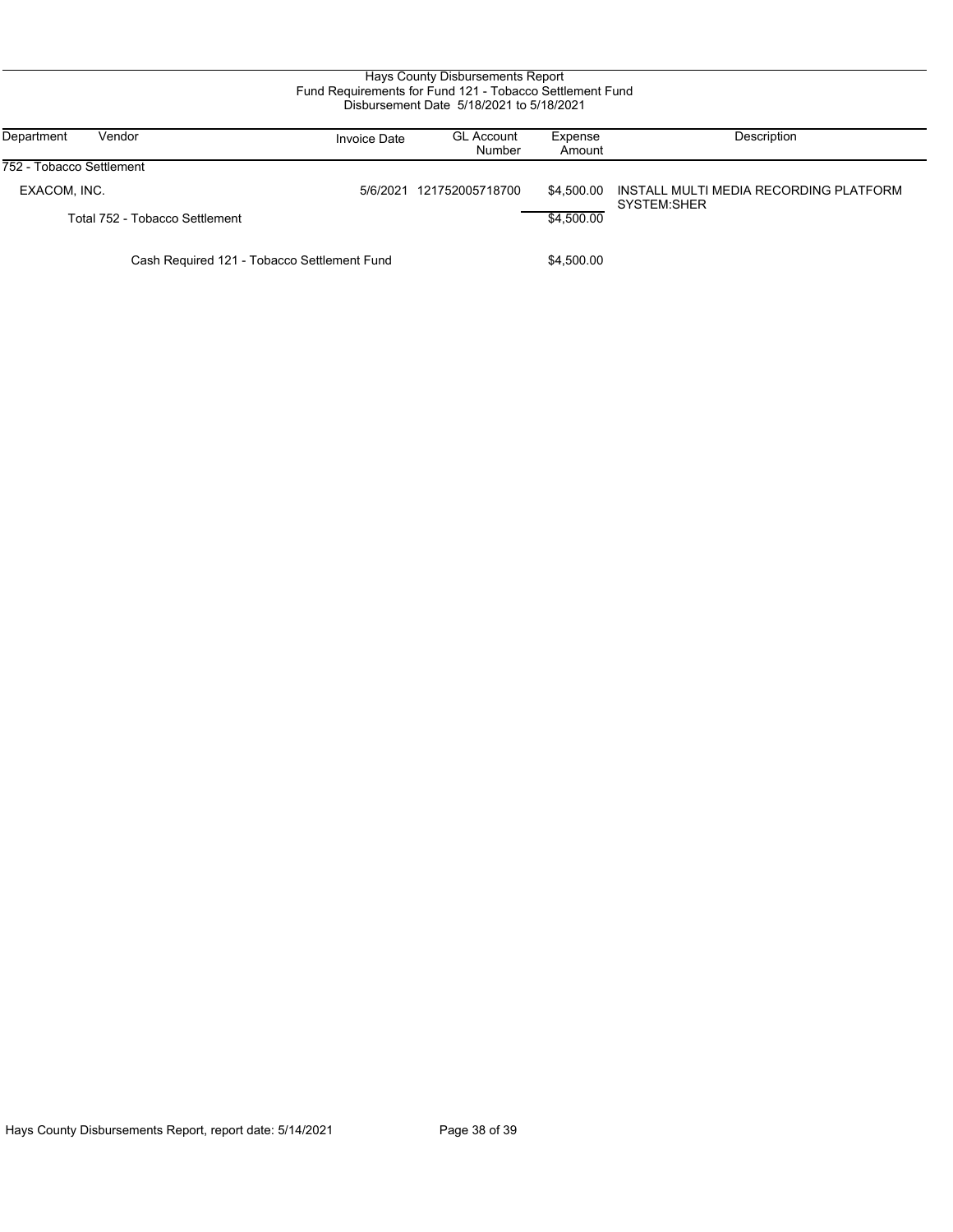# Hays County Disbursements Report
## Fund Requirements for Fund 121 - Tobacco Settlement Fund
### Disbursement Date 5/18/2021 to 5/18/2021

| Department | Vendor | Invoice Date | GL Account Number | Expense Amount | Description |
|---|---|---|---|---|---|
| 752 - Tobacco Settlement | | | | | |
| | EXACOM, INC. | 5/6/2021 | 121752005718700 | $4,500.00 | INSTALL MULTI MEDIA RECORDING PLATFORM SYSTEM:SHER |
| | Total 752 - Tobacco Settlement | | | $4,500.00 | |
| | Cash Required 121 - Tobacco Settlement Fund | | | $4,500.00 | |

Hays County Disbursements Report, report date: 5/14/2021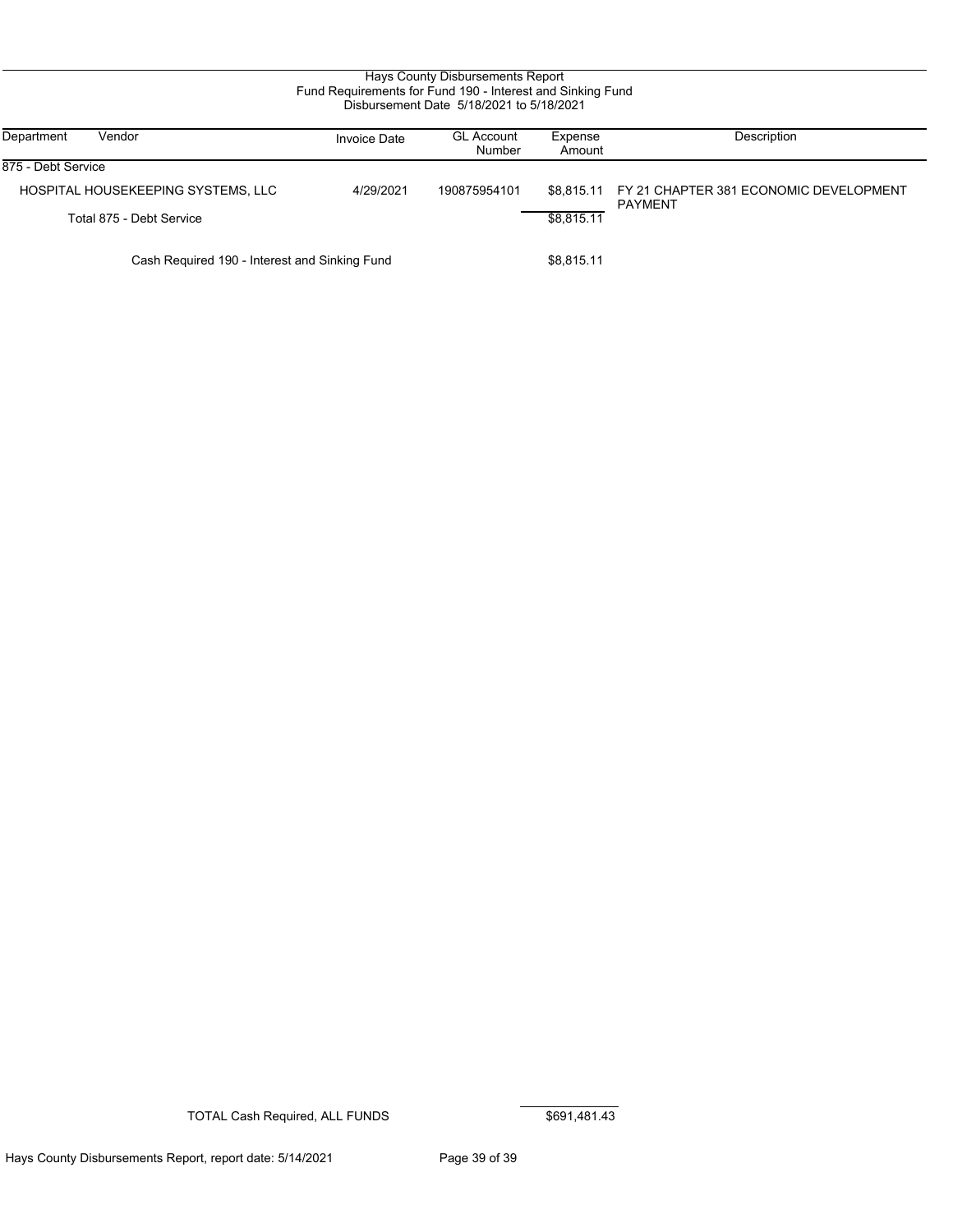Hays County Disbursements Report
Fund Requirements for Fund 190 - Interest and Sinking Fund
Disbursement Date 5/18/2021 to 5/18/2021

| Department | Vendor | Invoice Date | GL Account Number | Expense Amount | Description |
|---|---|---|---|---|---|
| 875 - Debt Service | | | | | |
| | HOSPITAL HOUSEKEEPING SYSTEMS, LLC | 4/29/2021 | 190875954101 | $8,815.11 | FY 21 CHAPTER 381 ECONOMIC DEVELOPMENT PAYMENT |
| | Total 875 - Debt Service | | | $8,815.11 | |
| | Cash Required 190 - Interest and Sinking Fund | | | $8,815.11 | |

TOTAL Cash Required, ALL FUNDS $691,481.43

Hays County Disbursements Report, report date: 5/14/2021